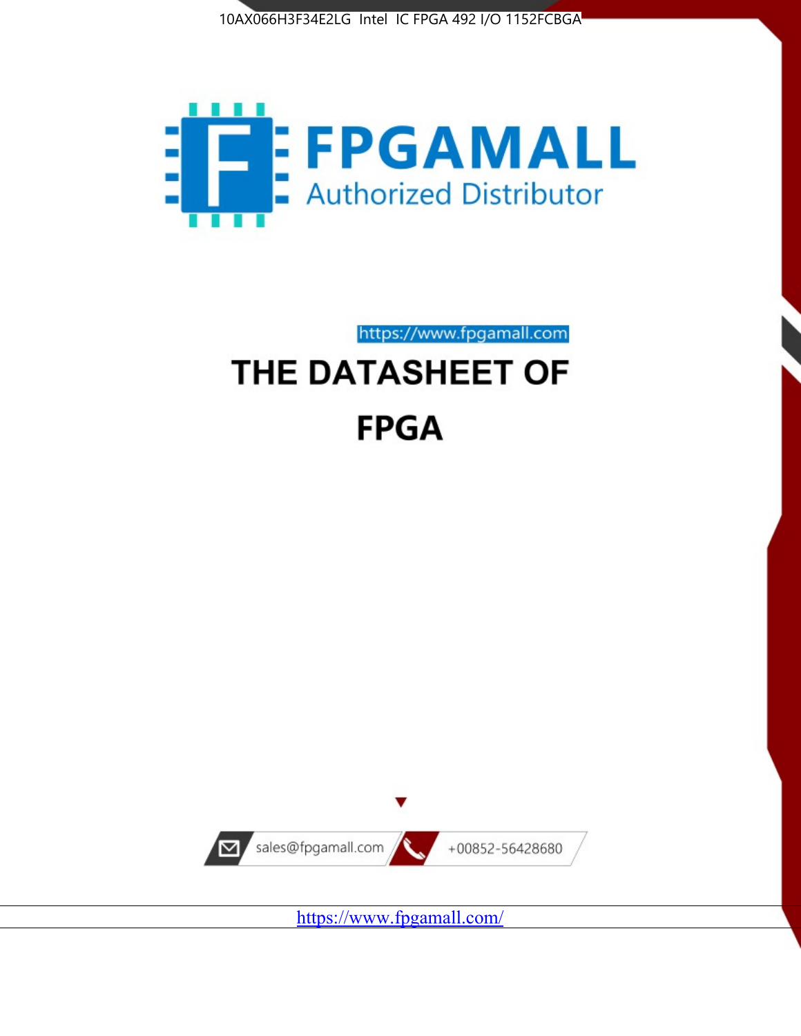10AX066H3F34E2LG Intel IC FPGA 492 I/O 1152FCBGA

FPGAMALL

Authorized Distributor

https://www.fpgamall.com

# THE DATASHEET OF

# FPGA

sales@fpgamall.com

+00852-56428680

https://www.fpgamall.com/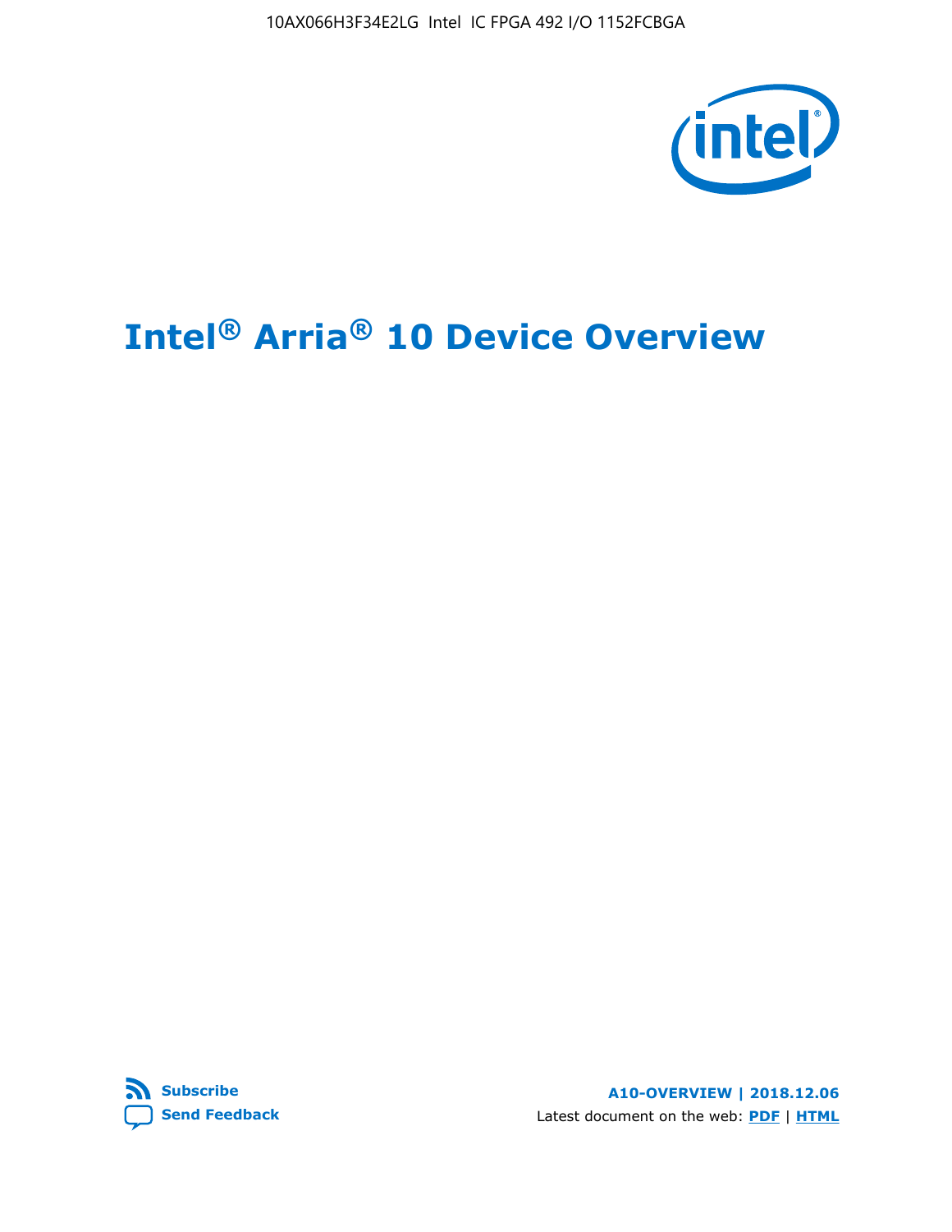# Intel® Arria® 10 Device Overview

Subscribe

Send Feedback

A10-OVERVIEW | 2018.12.06

Latest document on the web: PDF | HTML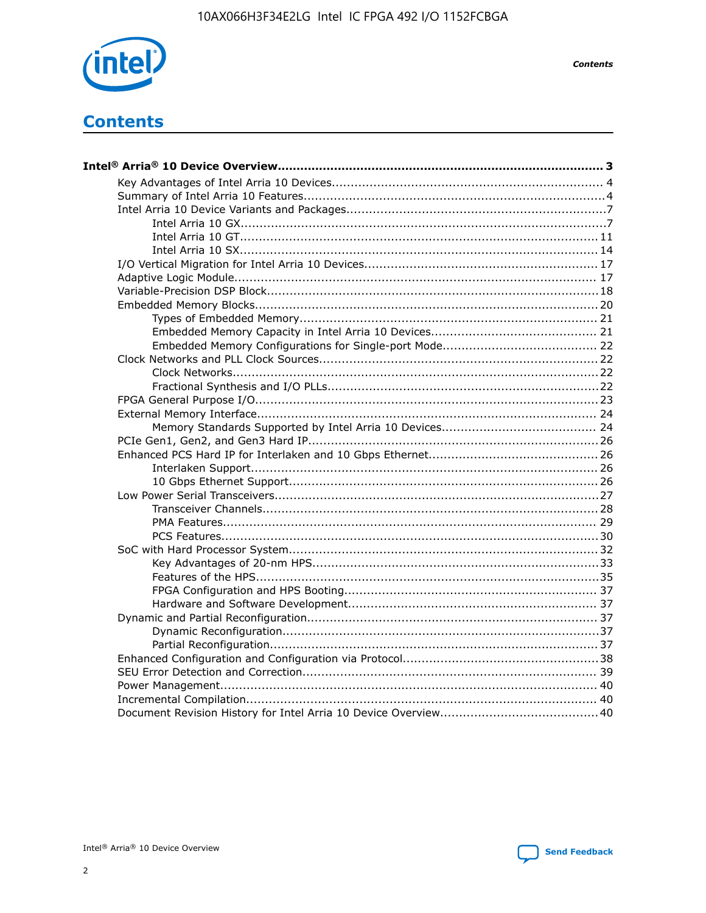# Contents

**Intel® Arria® 10 Device Overview....................................................................................... 3**

- Key Advantages of Intel Arria 10 Devices....................................................................... 4
- Summary of Intel Arria 10 Features................................................................................4
- Intel Arria 10 Device Variants and Packages....................................................................7
    - Intel Arria 10 GX.................................................................................................7
    - Intel Arria 10 GT............................................................................................... 11
    - Intel Arria 10 SX............................................................................................... 14
- I/O Vertical Migration for Intel Arria 10 Devices............................................................. 17
- Adaptive Logic Module................................................................................................ 17
- Variable-Precision DSP Block.......................................................................................18
- Embedded Memory Blocks...........................................................................................20
    - Types of Embedded Memory............................................................................... 21
    - Embedded Memory Capacity in Intel Arria 10 Devices............................................ 21
    - Embedded Memory Configurations for Single-port Mode......................................... 22
- Clock Networks and PLL Clock Sources.........................................................................22
    - Clock Networks.................................................................................................22
    - Fractional Synthesis and I/O PLLs........................................................................22
- FPGA General Purpose I/O..........................................................................................23
- External Memory Interface.......................................................................................... 24
    - Memory Standards Supported by Intel Arria 10 Devices......................................... 24
- PCIe Gen1, Gen2, and Gen3 Hard IP.............................................................................26
- Enhanced PCS Hard IP for Interlaken and 10 Gbps Ethernet.............................................26
    - Interlaken Support............................................................................................ 26
    - 10 Gbps Ethernet Support.................................................................................. 26
- Low Power Serial Transceivers.....................................................................................27
    - Transceiver Channels.........................................................................................28
    - PMA Features................................................................................................... 29
    - PCS Features....................................................................................................30
- SoC with Hard Processor System.................................................................................32
    - Key Advantages of 20-nm HPS............................................................................33
    - Features of the HPS...........................................................................................35
    - FPGA Configuration and HPS Booting................................................................... 37
    - Hardware and Software Development.................................................................. 37
- Dynamic and Partial Reconfiguration.............................................................................37
    - Dynamic Reconfiguration....................................................................................37
    - Partial Reconfiguration.......................................................................................37
- Enhanced Configuration and Configuration via Protocol....................................................38
- SEU Error Detection and Correction.............................................................................. 39
- Power Management.................................................................................................... 40
- Incremental Compilation............................................................................................. 40
- Document Revision History for Intel Arria 10 Device Overview..........................................40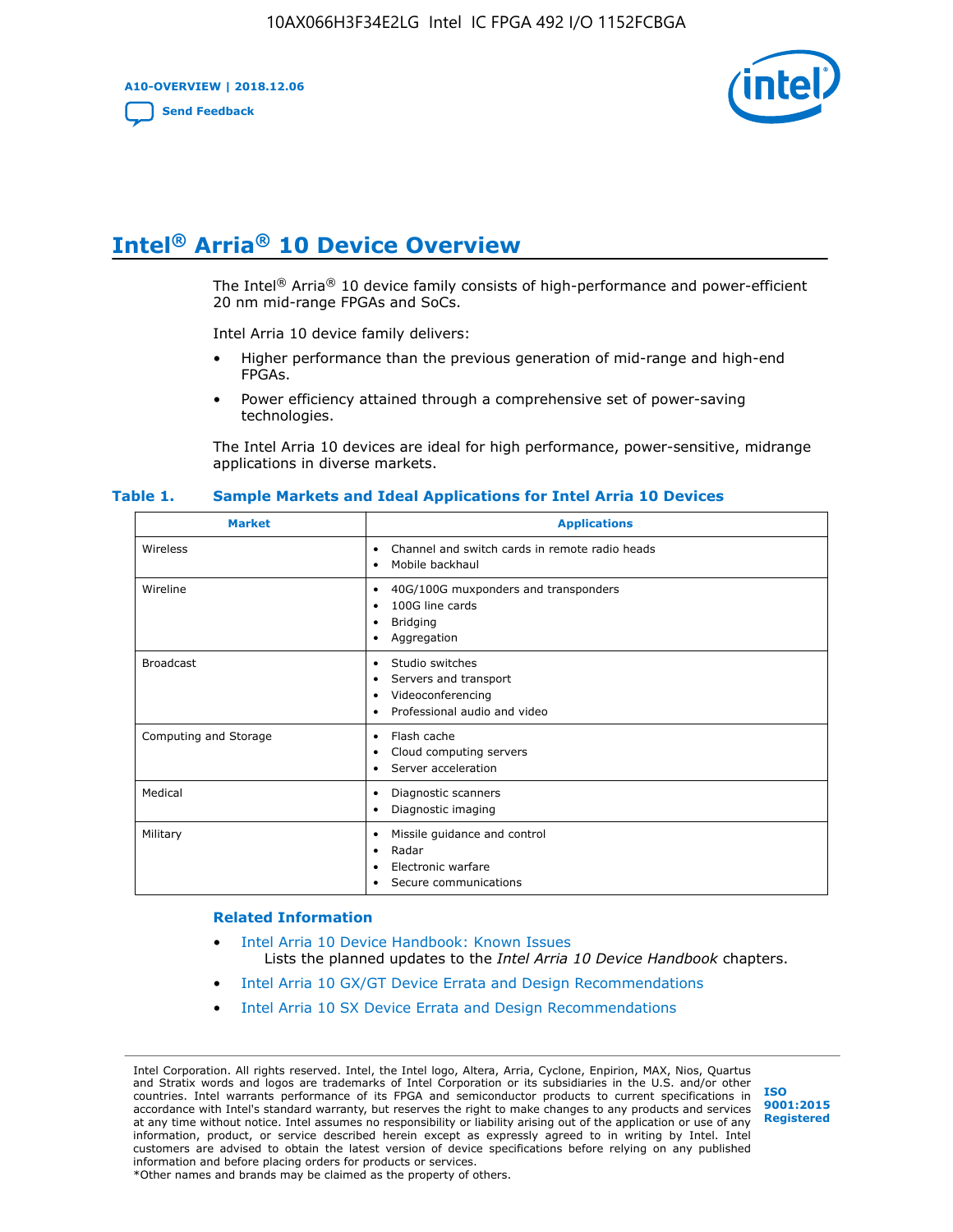# Intel® Arria® 10 Device Overview

The Intel® Arria® 10 device family consists of high-performance and power-efficient 20 nm mid-range FPGAs and SoCs.

Intel Arria 10 device family delivers:

- Higher performance than the previous generation of mid-range and high-end FPGAs.
- Power efficiency attained through a comprehensive set of power-saving technologies.

The Intel Arria 10 devices are ideal for high performance, power-sensitive, midrange applications in diverse markets.

**Table 1. Sample Markets and Ideal Applications for Intel Arria 10 Devices**

| Market | Applications |
|---|---|
| Wireless | • Channel and switch cards in remote radio heads<br>• Mobile backhaul |
| Wireline | • 40G/100G muxponders and transponders<br>• 100G line cards<br>• Bridging<br>• Aggregation |
| Broadcast | • Studio switches<br>• Servers and transport<br>• Videoconferencing<br>• Professional audio and video |
| Computing and Storage | • Flash cache<br>• Cloud computing servers<br>• Server acceleration |
| Medical | • Diagnostic scanners<br>• Diagnostic imaging |
| Military | • Missile guidance and control<br>• Radar<br>• Electronic warfare<br>• Secure communications |

### Related Information

- Intel Arria 10 Device Handbook: Known Issues
  Lists the planned updates to the *Intel Arria 10 Device Handbook* chapters.
- Intel Arria 10 GX/GT Device Errata and Design Recommendations
- Intel Arria 10 SX Device Errata and Design Recommendations

Intel Corporation. All rights reserved. Intel, the Intel logo, Altera, Arria, Cyclone, Enpirion, MAX, Nios, Quartus and Stratix words and logos are trademarks of Intel Corporation or its subsidiaries in the U.S. and/or other countries. Intel warrants performance of its FPGA and semiconductor products to current specifications in accordance with Intel's standard warranty, but reserves the right to make changes to any products and services at any time without notice. Intel assumes no responsibility or liability arising out of the application or use of any information, product, or service described herein except as expressly agreed to in writing by Intel. Intel customers are advised to obtain the latest version of device specifications before relying on any published information and before placing orders for products or services.
*Other names and brands may be claimed as the property of others.

ISO 9001:2015 Registered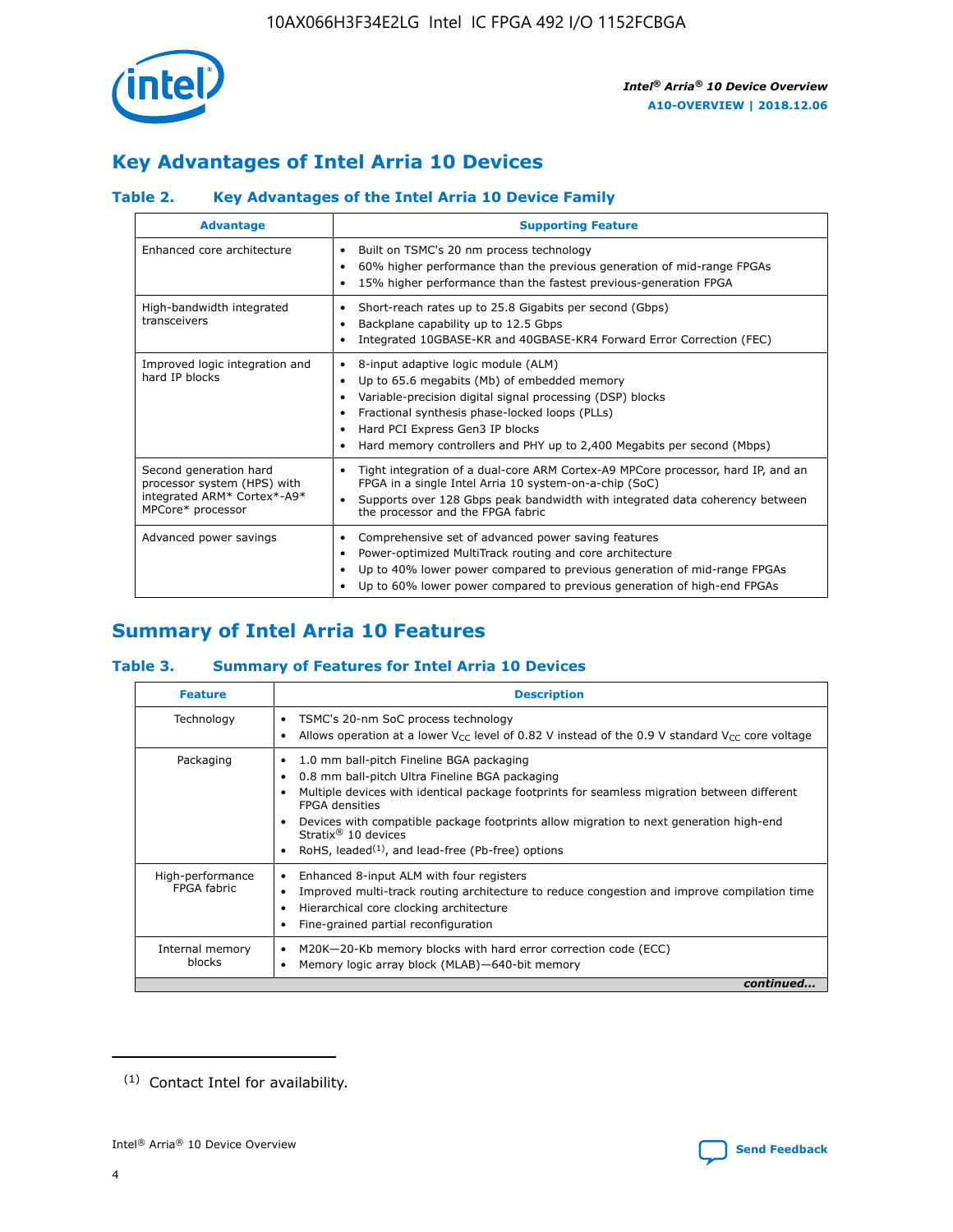## Key Advantages of Intel Arria 10 Devices

### Table 2. Key Advantages of the Intel Arria 10 Device Family

| Advantage | Supporting Feature |
|---|---|
| Enhanced core architecture | • Built on TSMC's 20 nm process technology<br>• 60% higher performance than the previous generation of mid-range FPGAs<br>• 15% higher performance than the fastest previous-generation FPGA |
| High-bandwidth integrated transceivers | • Short-reach rates up to 25.8 Gigabits per second (Gbps)<br>• Backplane capability up to 12.5 Gbps<br>• Integrated 10GBASE-KR and 40GBASE-KR4 Forward Error Correction (FEC) |
| Improved logic integration and hard IP blocks | • 8-input adaptive logic module (ALM)<br>• Up to 65.6 megabits (Mb) of embedded memory<br>• Variable-precision digital signal processing (DSP) blocks<br>• Fractional synthesis phase-locked loops (PLLs)<br>• Hard PCI Express Gen3 IP blocks<br>• Hard memory controllers and PHY up to 2,400 Megabits per second (Mbps) |
| Second generation hard processor system (HPS) with integrated ARM* Cortex*-A9* MPCore* processor | • Tight integration of a dual-core ARM Cortex-A9 MPCore processor, hard IP, and an FPGA in a single Intel Arria 10 system-on-a-chip (SoC)<br>• Supports over 128 Gbps peak bandwidth with integrated data coherency between the processor and the FPGA fabric |
| Advanced power savings | • Comprehensive set of advanced power saving features<br>• Power-optimized MultiTrack routing and core architecture<br>• Up to 40% lower power compared to previous generation of mid-range FPGAs<br>• Up to 60% lower power compared to previous generation of high-end FPGAs |

## Summary of Intel Arria 10 Features

### Table 3. Summary of Features for Intel Arria 10 Devices

| Feature | Description |
|---|---|
| Technology | • TSMC's 20-nm SoC process technology<br>• Allows operation at a lower $V_{CC}$ level of 0.82 V instead of the 0.9 V standard $V_{CC}$ core voltage |
| Packaging | • 1.0 mm ball-pitch Fineline BGA packaging<br>• 0.8 mm ball-pitch Ultra Fineline BGA packaging<br>• Multiple devices with identical package footprints for seamless migration between different FPGA densities<br>• Devices with compatible package footprints allow migration to next generation high-end Stratix® 10 devices<br>• RoHS, leaded[1], and lead-free (Pb-free) options |
| High-performance FPGA fabric | • Enhanced 8-input ALM with four registers<br>• Improved multi-track routing architecture to reduce congestion and improve compilation time<br>• Hierarchical core clocking architecture<br>• Fine-grained partial reconfiguration |
| Internal memory blocks | • M20K—20-Kb memory blocks with hard error correction code (ECC)<br>• Memory logic array block (MLAB)—640-bit memory |

*continued...*

(1) Contact Intel for availability.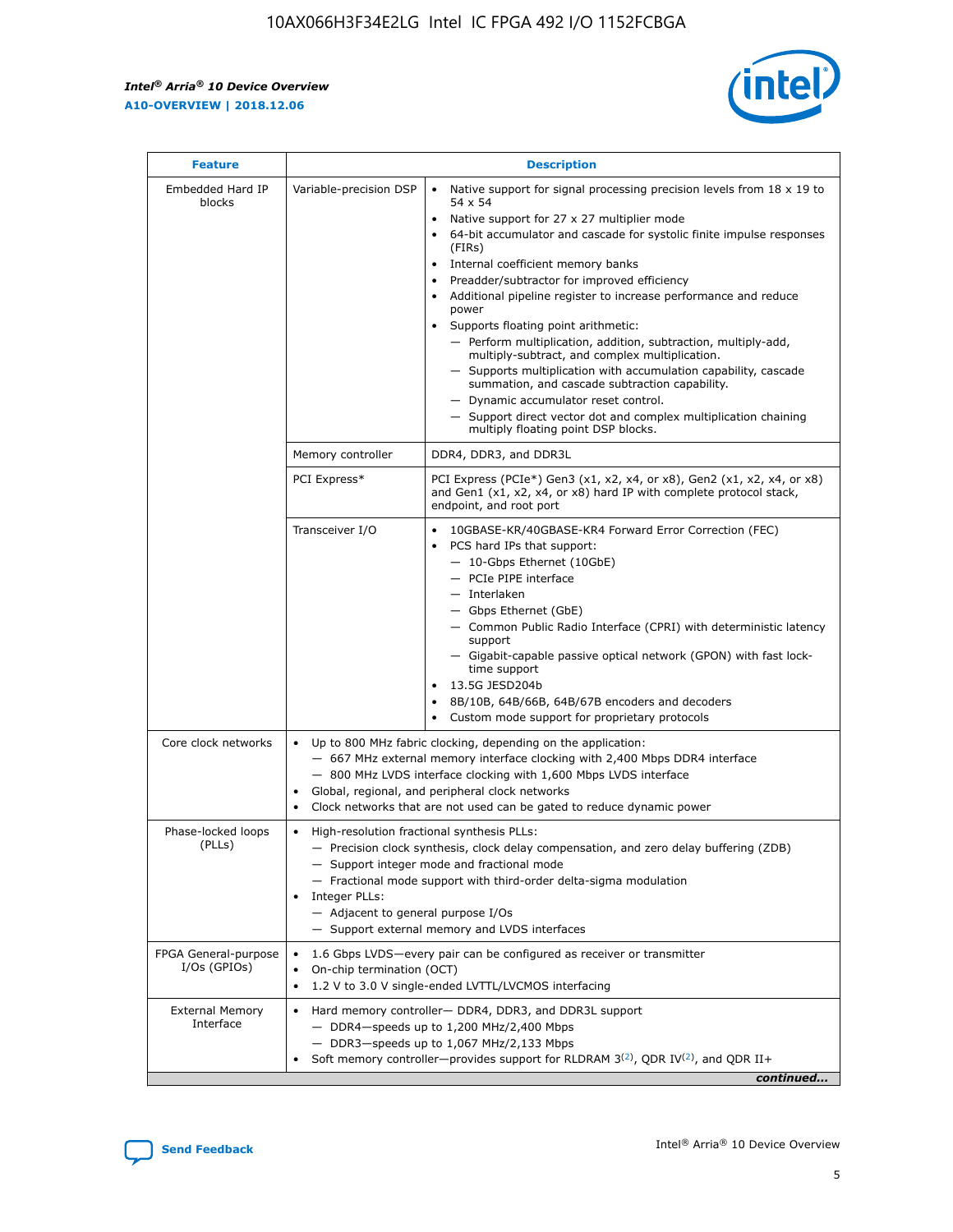| Feature | Description | |
|---|---|---|
| Embedded Hard IP blocks | Variable-precision DSP | • Native support for signal processing precision levels from 18 x 19 to 54 x 54<br>• Native support for 27 x 27 multiplier mode<br>• 64-bit accumulator and cascade for systolic finite impulse responses (FIRs)<br>• Internal coefficient memory banks<br>• Preadder/subtractor for improved efficiency<br>• Additional pipeline register to increase performance and reduce power<br>• Supports floating point arithmetic:<br>— Perform multiplication, addition, subtraction, multiply-add, multiply-subtract, and complex multiplication.<br>— Supports multiplication with accumulation capability, cascade summation, and cascade subtraction capability.<br>— Dynamic accumulator reset control.<br>— Support direct vector dot and complex multiplication chaining multiply floating point DSP blocks. |
| | Memory controller | DDR4, DDR3, and DDR3L |
| | PCI Express* | PCI Express (PCIe*) Gen3 (x1, x2, x4, or x8), Gen2 (x1, x2, x4, or x8) and Gen1 (x1, x2, x4, or x8) hard IP with complete protocol stack, endpoint, and root port |
| | Transceiver I/O | • 10GBASE-KR/40GBASE-KR4 Forward Error Correction (FEC)<br>• PCS hard IPs that support:<br>— 10-Gbps Ethernet (10GbE)<br>— PCIe PIPE interface<br>— Interlaken<br>— Gbps Ethernet (GbE)<br>— Common Public Radio Interface (CPRI) with deterministic latency support<br>— Gigabit-capable passive optical network (GPON) with fast lock-time support<br>• 13.5G JESD204b<br>• 8B/10B, 64B/66B, 64B/67B encoders and decoders<br>• Custom mode support for proprietary protocols |
| Core clock networks | • Up to 800 MHz fabric clocking, depending on the application:<br>— 667 MHz external memory interface clocking with 2,400 Mbps DDR4 interface<br>— 800 MHz LVDS interface clocking with 1,600 Mbps LVDS interface<br>• Global, regional, and peripheral clock networks<br>• Clock networks that are not used can be gated to reduce dynamic power | |
| Phase-locked loops (PLLs) | • High-resolution fractional synthesis PLLs:<br>— Precision clock synthesis, clock delay compensation, and zero delay buffering (ZDB)<br>— Support integer mode and fractional mode<br>— Fractional mode support with third-order delta-sigma modulation<br>• Integer PLLs:<br>— Adjacent to general purpose I/Os<br>— Support external memory and LVDS interfaces | |
| FPGA General-purpose I/Os (GPIOs) | • 1.6 Gbps LVDS—every pair can be configured as receiver or transmitter<br>• On-chip termination (OCT)<br>• 1.2 V to 3.0 V single-ended LVTTL/LVCMOS interfacing | |
| External Memory Interface | • Hard memory controller— DDR4, DDR3, and DDR3L support<br>— DDR4—speeds up to 1,200 MHz/2,400 Mbps<br>— DDR3—speeds up to 1,067 MHz/2,133 Mbps<br>• Soft memory controller—provides support for RLDRAM 3[(2)], QDR IV[(2)], and QDR II+ | |

*continued...*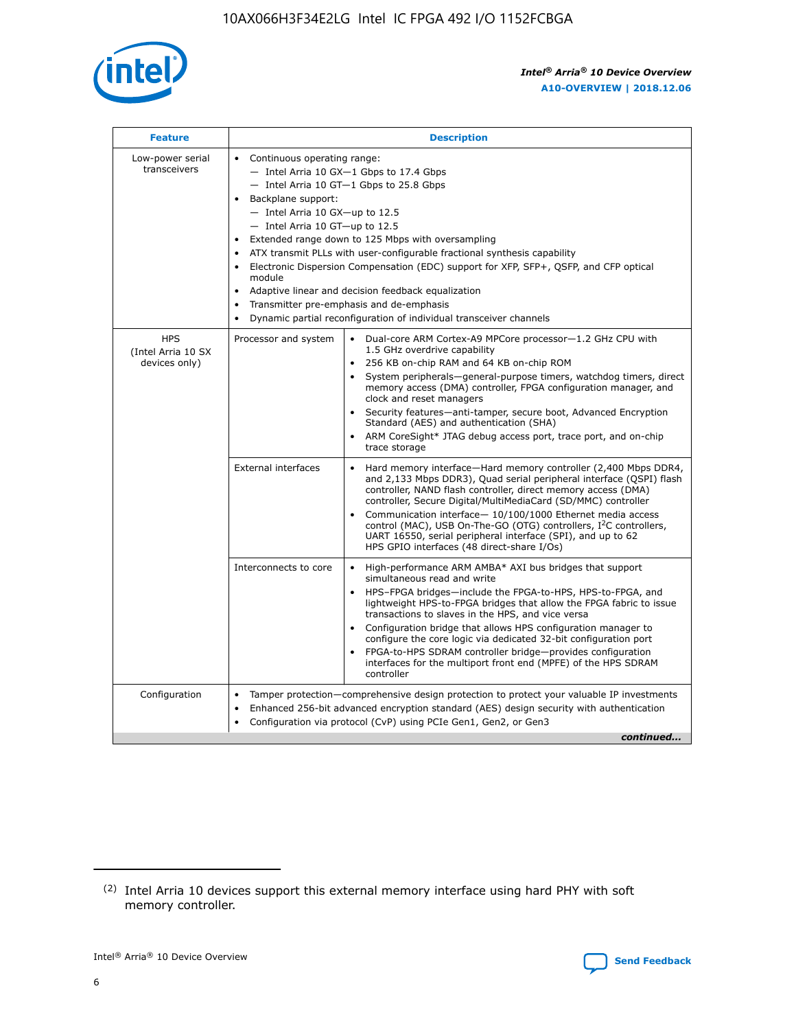| Feature | Description | |
|---|---|---|
| Low-power serial transceivers | • Continuous operating range:<br>— Intel Arria 10 GX—1 Gbps to 17.4 Gbps<br>— Intel Arria 10 GT—1 Gbps to 25.8 Gbps<br>• Backplane support:<br>— Intel Arria 10 GX—up to 12.5<br>— Intel Arria 10 GT—up to 12.5<br>• Extended range down to 125 Mbps with oversampling<br>• ATX transmit PLLs with user-configurable fractional synthesis capability<br>• Electronic Dispersion Compensation (EDC) support for XFP, SFP+, QSFP, and CFP optical module<br>• Adaptive linear and decision feedback equalization<br>• Transmitter pre-emphasis and de-emphasis<br>• Dynamic partial reconfiguration of individual transceiver channels | |
| HPS (Intel Arria 10 SX devices only) | Processor and system | • Dual-core ARM Cortex-A9 MPCore processor—1.2 GHz CPU with 1.5 GHz overdrive capability<br>• 256 KB on-chip RAM and 64 KB on-chip ROM<br>• System peripherals—general-purpose timers, watchdog timers, direct memory access (DMA) controller, FPGA configuration manager, and clock and reset managers<br>• Security features—anti-tamper, secure boot, Advanced Encryption Standard (AES) and authentication (SHA)<br>• ARM CoreSight* JTAG debug access port, trace port, and on-chip trace storage |
| | External interfaces | • Hard memory interface—Hard memory controller (2,400 Mbps DDR4, and 2,133 Mbps DDR3), Quad serial peripheral interface (QSPI) flash controller, NAND flash controller, direct memory access (DMA) controller, Secure Digital/MultiMediaCard (SD/MMC) controller<br>• Communication interface— 10/100/1000 Ethernet media access control (MAC), USB On-The-GO (OTG) controllers, I²C controllers, UART 16550, serial peripheral interface (SPI), and up to 62 HPS GPIO interfaces (48 direct-share I/Os) |
| | Interconnects to core | • High-performance ARM AMBA* AXI bus bridges that support simultaneous read and write<br>• HPS–FPGA bridges—include the FPGA-to-HPS, HPS-to-FPGA, and lightweight HPS-to-FPGA bridges that allow the FPGA fabric to issue transactions to slaves in the HPS, and vice versa<br>• Configuration bridge that allows HPS configuration manager to configure the core logic via dedicated 32-bit configuration port<br>• FPGA-to-HPS SDRAM controller bridge—provides configuration interfaces for the multiport front end (MPFE) of the HPS SDRAM controller |
| Configuration | • Tamper protection—comprehensive design protection to protect your valuable IP investments<br>• Enhanced 256-bit advanced encryption standard (AES) design security with authentication<br>• Configuration via protocol (CvP) using PCIe Gen1, Gen2, or Gen3 | |

*continued...*

(2) Intel Arria 10 devices support this external memory interface using hard PHY with soft memory controller.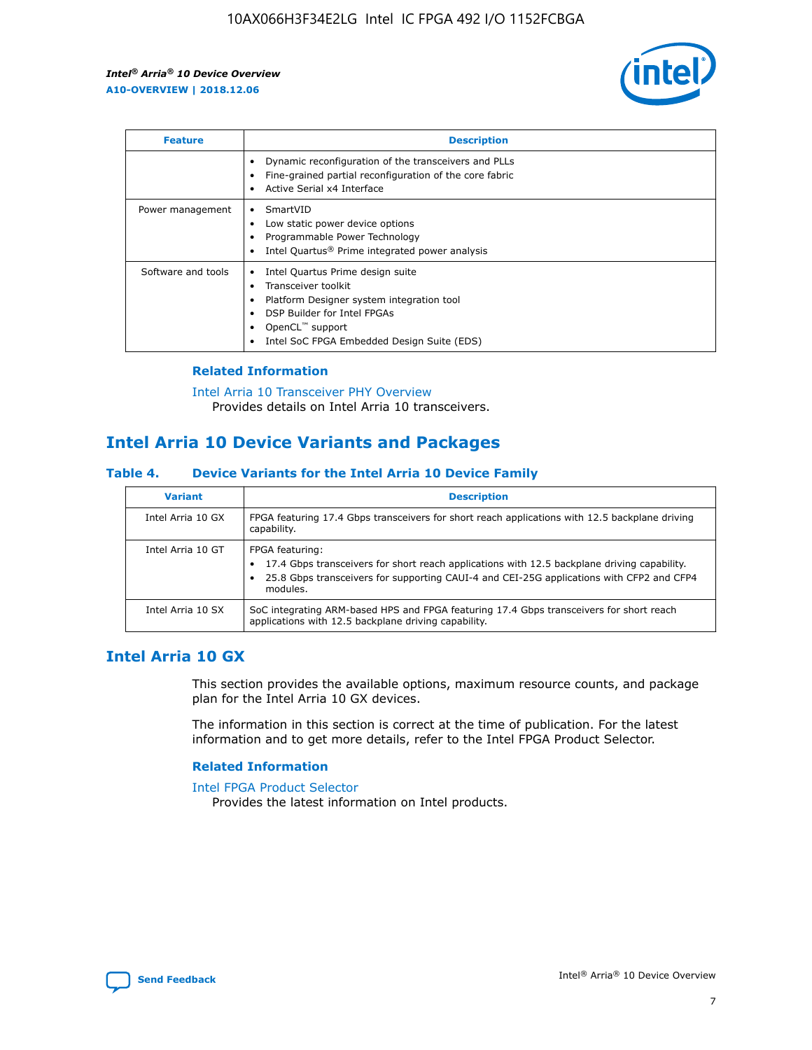| Feature | Description |
| --- | --- |
| | • Dynamic reconfiguration of the transceivers and PLLs<br>• Fine-grained partial reconfiguration of the core fabric<br>• Active Serial x4 Interface |
| Power management | • SmartVID<br>• Low static power device options<br>• Programmable Power Technology<br>• Intel Quartus® Prime integrated power analysis |
| Software and tools | • Intel Quartus Prime design suite<br>• Transceiver toolkit<br>• Platform Designer system integration tool<br>• DSP Builder for Intel FPGAs<br>• OpenCL™ support<br>• Intel SoC FPGA Embedded Design Suite (EDS) |

### Related Information

Intel Arria 10 Transceiver PHY Overview
Provides details on Intel Arria 10 transceivers.

## Intel Arria 10 Device Variants and Packages

### Table 4. Device Variants for the Intel Arria 10 Device Family

| Variant | Description |
| --- | --- |
| Intel Arria 10 GX | FPGA featuring 17.4 Gbps transceivers for short reach applications with 12.5 backplane driving capability. |
| Intel Arria 10 GT | FPGA featuring:<br>• 17.4 Gbps transceivers for short reach applications with 12.5 backplane driving capability.<br>• 25.8 Gbps transceivers for supporting CAUI-4 and CEI-25G applications with CFP2 and CFP4 modules. |
| Intel Arria 10 SX | SoC integrating ARM-based HPS and FPGA featuring 17.4 Gbps transceivers for short reach applications with 12.5 backplane driving capability. |

## Intel Arria 10 GX

This section provides the available options, maximum resource counts, and package plan for the Intel Arria 10 GX devices.

The information in this section is correct at the time of publication. For the latest information and to get more details, refer to the Intel FPGA Product Selector.

### Related Information

Intel FPGA Product Selector
Provides the latest information on Intel products.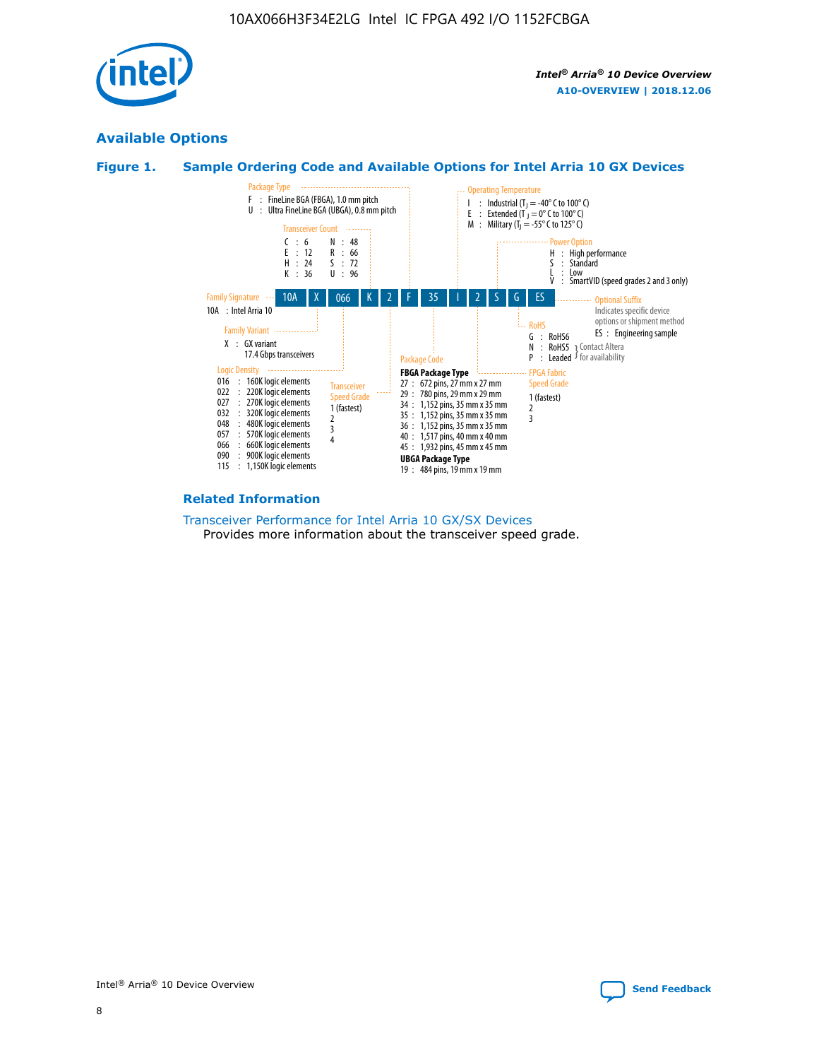## Available Options

### Figure 1. Sample Ordering Code and Available Options for Intel Arria 10 GX Devices

**Sample ordering code:** 10A X 066 K 2 F 35 I 2 S G ES

**Family Signature**
- 10A : Intel Arria 10

**Family Variant**
- X : GX variant, 17.4 Gbps transceivers

**Logic Density**
- 016 : 160K logic elements
- 022 : 220K logic elements
- 027 : 270K logic elements
- 032 : 320K logic elements
- 048 : 480K logic elements
- 057 : 570K logic elements
- 066 : 660K logic elements
- 090 : 900K logic elements
- 115 : 1,150K logic elements

**Transceiver Count**
- C : 6
- E : 12
- H : 24
- K : 36
- N : 48
- R : 66
- S : 72
- U : 96

**Transceiver Speed Grade**
- 1 (fastest)
- 2
- 3
- 4

**Package Type**
- F : FineLine BGA (FBGA), 1.0 mm pitch
- U : Ultra FineLine BGA (UBGA), 0.8 mm pitch

**Package Code**

FBGA Package Type
- 27 : 672 pins, 27 mm x 27 mm
- 29 : 780 pins, 29 mm x 29 mm
- 34 : 1,152 pins, 35 mm x 35 mm
- 35 : 1,152 pins, 35 mm x 35 mm
- 36 : 1,152 pins, 35 mm x 35 mm
- 40 : 1,517 pins, 40 mm x 40 mm
- 45 : 1,932 pins, 45 mm x 45 mm

UBGA Package Type
- 19 : 484 pins, 19 mm x 19 mm

**Operating Temperature**
- I : Industrial ($T_J$ = -40° C to 100° C)
- E : Extended ($T_J$ = 0° C to 100° C)
- M : Military ($T_J$ = -55° C to 125° C)

**FPGA Fabric Speed Grade**
- 1 (fastest)
- 2
- 3

**Power Option**
- H : High performance
- S : Standard
- L : Low
- V : SmartVID (speed grades 2 and 3 only)

**RoHS**
- G : RoHS6
- N : RoHS5 (Contact Altera for availability)
- P : Leaded (Contact Altera for availability)

**Optional Suffix**

Indicates specific device options or shipment method
- ES : Engineering sample

#### Related Information

Transceiver Performance for Intel Arria 10 GX/SX Devices

Provides more information about the transceiver speed grade.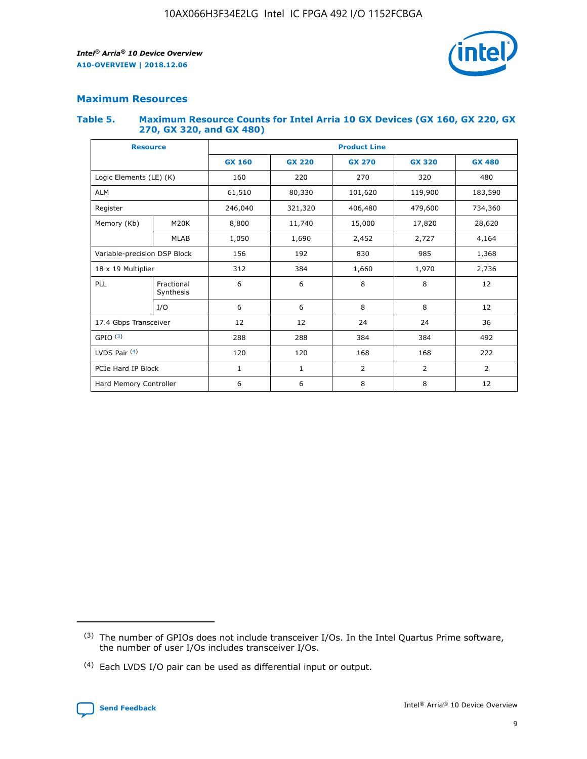## Maximum Resources

### Table 5. Maximum Resource Counts for Intel Arria 10 GX Devices (GX 160, GX 220, GX 270, GX 320, and GX 480)

| Resource | | Product Line | | | | |
|---|---|---|---|---|---|---|
| | | GX 160 | GX 220 | GX 270 | GX 320 | GX 480 |
| Logic Elements (LE) (K) | | 160 | 220 | 270 | 320 | 480 |
| ALM | | 61,510 | 80,330 | 101,620 | 119,900 | 183,590 |
| Register | | 246,040 | 321,320 | 406,480 | 479,600 | 734,360 |
| Memory (Kb) | M20K | 8,800 | 11,740 | 15,000 | 17,820 | 28,620 |
| | MLAB | 1,050 | 1,690 | 2,452 | 2,727 | 4,164 |
| Variable-precision DSP Block | | 156 | 192 | 830 | 985 | 1,368 |
| 18 x 19 Multiplier | | 312 | 384 | 1,660 | 1,970 | 2,736 |
| PLL | Fractional Synthesis | 6 | 6 | 8 | 8 | 12 |
| | I/O | 6 | 6 | 8 | 8 | 12 |
| 17.4 Gbps Transceiver | | 12 | 12 | 24 | 24 | 36 |
| GPIO [(3)] | | 288 | 288 | 384 | 384 | 492 |
| LVDS Pair [(4)] | | 120 | 120 | 168 | 168 | 222 |
| PCIe Hard IP Block | | 1 | 1 | 2 | 2 | 2 |
| Hard Memory Controller | | 6 | 6 | 8 | 8 | 12 |

(3) The number of GPIOs does not include transceiver I/Os. In the Intel Quartus Prime software, the number of user I/Os includes transceiver I/Os.

(4) Each LVDS I/O pair can be used as differential input or output.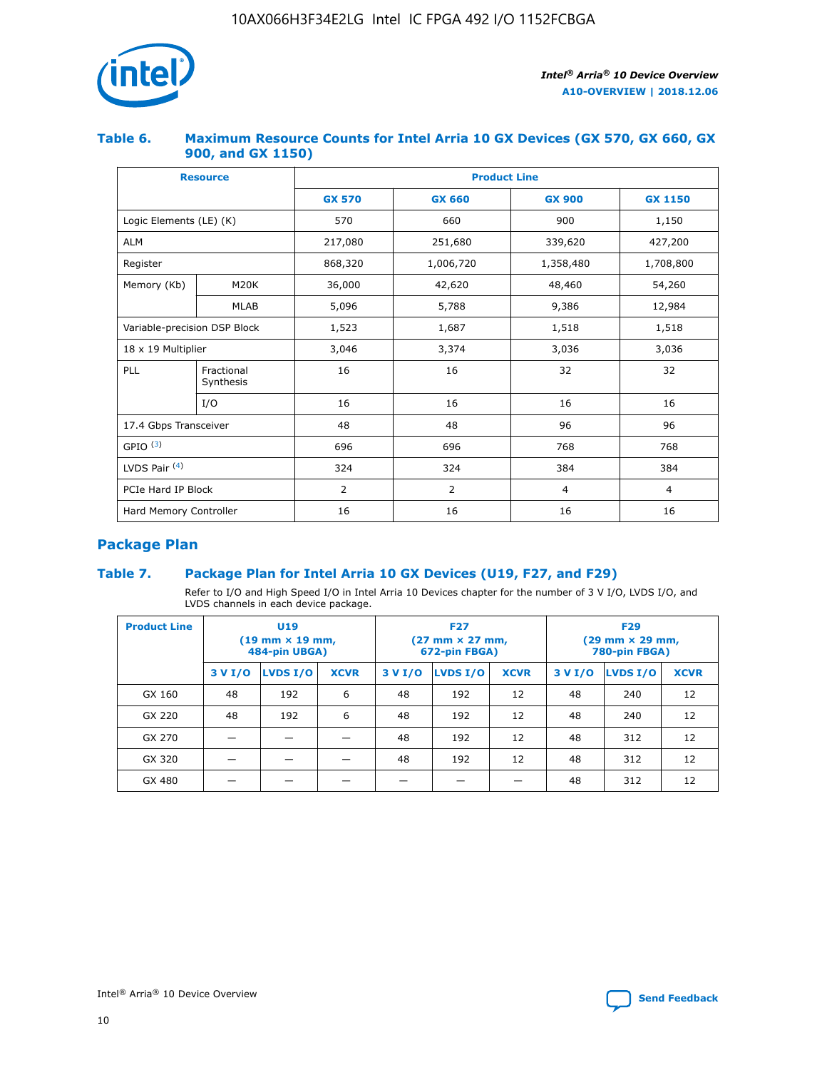### Table 6. Maximum Resource Counts for Intel Arria 10 GX Devices (GX 570, GX 660, GX 900, and GX 1150)

| Resource | | Product Line | | | |
|---|---|---|---|---|---|
| | | GX 570 | GX 660 | GX 900 | GX 1150 |
| Logic Elements (LE) (K) | | 570 | 660 | 900 | 1,150 |
| ALM | | 217,080 | 251,680 | 339,620 | 427,200 |
| Register | | 868,320 | 1,006,720 | 1,358,480 | 1,708,800 |
| Memory (Kb) | M20K | 36,000 | 42,620 | 48,460 | 54,260 |
| | MLAB | 5,096 | 5,788 | 9,386 | 12,984 |
| Variable-precision DSP Block | | 1,523 | 1,687 | 1,518 | 1,518 |
| 18 x 19 Multiplier | | 3,046 | 3,374 | 3,036 | 3,036 |
| PLL | Fractional Synthesis | 16 | 16 | 32 | 32 |
| | I/O | 16 | 16 | 16 | 16 |
| 17.4 Gbps Transceiver | | 48 | 48 | 96 | 96 |
| GPIO [(3)] | | 696 | 696 | 768 | 768 |
| LVDS Pair [(4)] | | 324 | 324 | 384 | 384 |
| PCIe Hard IP Block | | 2 | 2 | 4 | 4 |
| Hard Memory Controller | | 16 | 16 | 16 | 16 |

## Package Plan

### Table 7. Package Plan for Intel Arria 10 GX Devices (U19, F27, and F29)

Refer to I/O and High Speed I/O in Intel Arria 10 Devices chapter for the number of 3 V I/O, LVDS I/O, and LVDS channels in each device package.

| Product Line | U19 (19 mm × 19 mm, 484-pin UBGA) | | | F27 (27 mm × 27 mm, 672-pin FBGA) | | | F29 (29 mm × 29 mm, 780-pin FBGA) | | |
|---|---|---|---|---|---|---|---|---|---|
| | 3 V I/O | LVDS I/O | XCVR | 3 V I/O | LVDS I/O | XCVR | 3 V I/O | LVDS I/O | XCVR |
| GX 160 | 48 | 192 | 6 | 48 | 192 | 12 | 48 | 240 | 12 |
| GX 220 | 48 | 192 | 6 | 48 | 192 | 12 | 48 | 240 | 12 |
| GX 270 | — | — | — | 48 | 192 | 12 | 48 | 312 | 12 |
| GX 320 | — | — | — | 48 | 192 | 12 | 48 | 312 | 12 |
| GX 480 | — | — | — | — | — | — | 48 | 312 | 12 |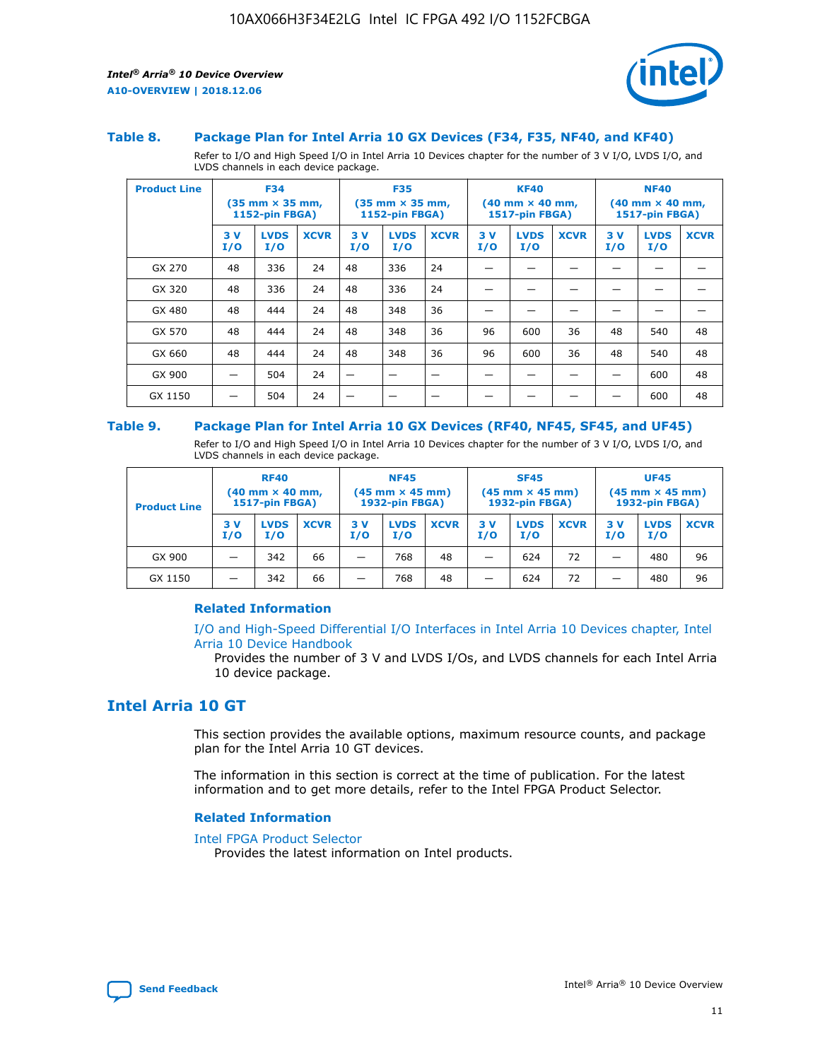### Table 8. Package Plan for Intel Arria 10 GX Devices (F34, F35, NF40, and KF40)

Refer to I/O and High Speed I/O in Intel Arria 10 Devices chapter for the number of 3 V I/O, LVDS I/O, and LVDS channels in each device package.

| Product Line | F34 (35 mm × 35 mm, 1152-pin FBGA) | | | F35 (35 mm × 35 mm, 1152-pin FBGA) | | | KF40 (40 mm × 40 mm, 1517-pin FBGA) | | | NF40 (40 mm × 40 mm, 1517-pin FBGA) | | |
|---|---|---|---|---|---|---|---|---|---|---|---|---|
| | 3 V I/O | LVDS I/O | XCVR | 3 V I/O | LVDS I/O | XCVR | 3 V I/O | LVDS I/O | XCVR | 3 V I/O | LVDS I/O | XCVR |
| GX 270 | 48 | 336 | 24 | 48 | 336 | 24 | — | — | — | — | — | — |
| GX 320 | 48 | 336 | 24 | 48 | 336 | 24 | — | — | — | — | — | — |
| GX 480 | 48 | 444 | 24 | 48 | 348 | 36 | — | — | — | — | — | — |
| GX 570 | 48 | 444 | 24 | 48 | 348 | 36 | 96 | 600 | 36 | 48 | 540 | 48 |
| GX 660 | 48 | 444 | 24 | 48 | 348 | 36 | 96 | 600 | 36 | 48 | 540 | 48 |
| GX 900 | — | 504 | 24 | — | — | — | — | — | — | — | 600 | 48 |
| GX 1150 | — | 504 | 24 | — | — | — | — | — | — | — | 600 | 48 |

### Table 9. Package Plan for Intel Arria 10 GX Devices (RF40, NF45, SF45, and UF45)

Refer to I/O and High Speed I/O in Intel Arria 10 Devices chapter for the number of 3 V I/O, LVDS I/O, and LVDS channels in each device package.

| Product Line | RF40 (40 mm × 40 mm, 1517-pin FBGA) | | | NF45 (45 mm × 45 mm) 1932-pin FBGA) | | | SF45 (45 mm × 45 mm) 1932-pin FBGA) | | | UF45 (45 mm × 45 mm) 1932-pin FBGA) | | |
|---|---|---|---|---|---|---|---|---|---|---|---|---|
| | 3 V I/O | LVDS I/O | XCVR | 3 V I/O | LVDS I/O | XCVR | 3 V I/O | LVDS I/O | XCVR | 3 V I/O | LVDS I/O | XCVR |
| GX 900 | — | 342 | 66 | — | 768 | 48 | — | 624 | 72 | — | 480 | 96 |
| GX 1150 | — | 342 | 66 | — | 768 | 48 | — | 624 | 72 | — | 480 | 96 |

#### Related Information

I/O and High-Speed Differential I/O Interfaces in Intel Arria 10 Devices chapter, Intel Arria 10 Device Handbook

Provides the number of 3 V and LVDS I/Os, and LVDS channels for each Intel Arria 10 device package.

## Intel Arria 10 GT

This section provides the available options, maximum resource counts, and package plan for the Intel Arria 10 GT devices.

The information in this section is correct at the time of publication. For the latest information and to get more details, refer to the Intel FPGA Product Selector.

#### Related Information

Intel FPGA Product Selector

Provides the latest information on Intel products.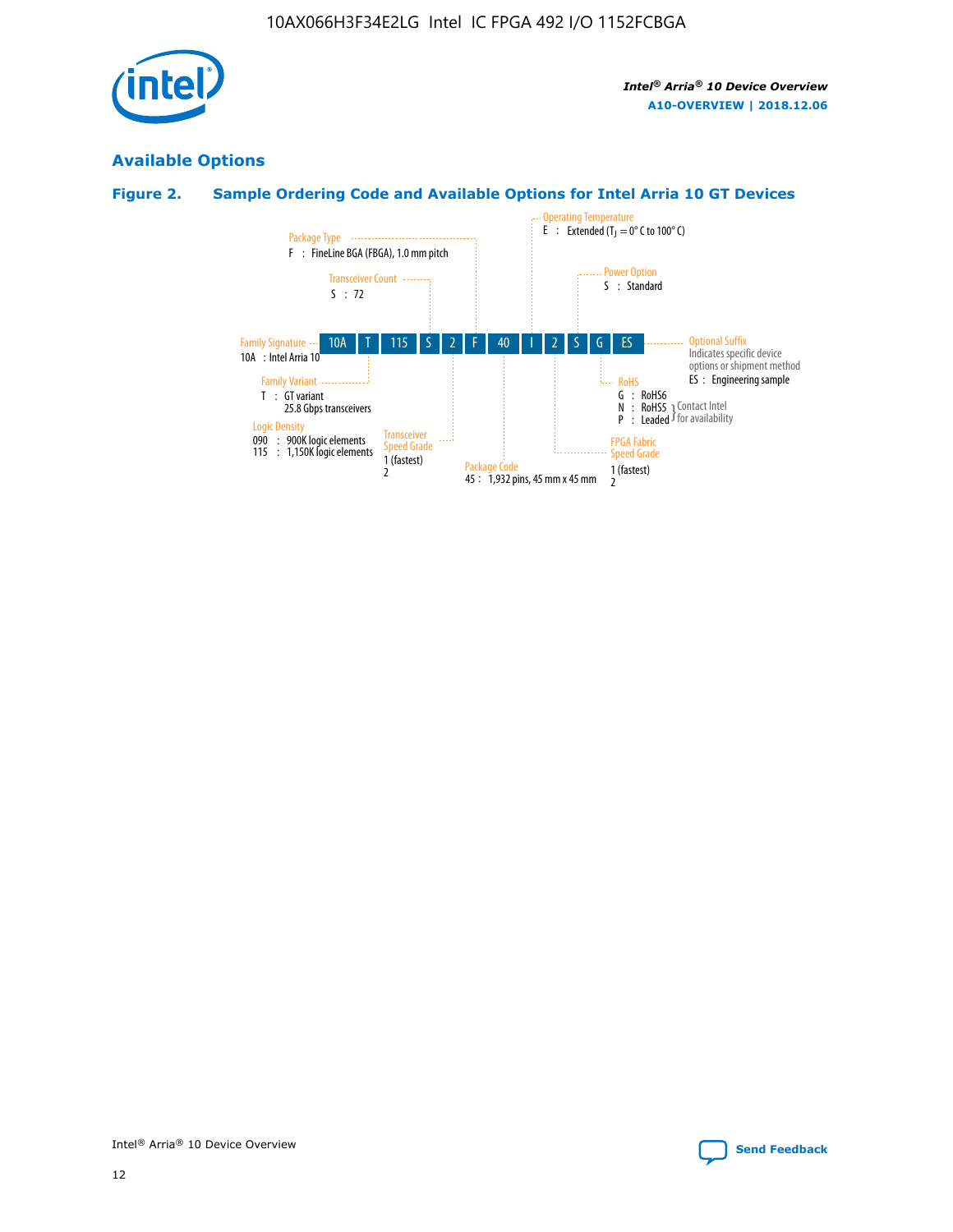## Available Options

### Figure 2. Sample Ordering Code and Available Options for Intel Arria 10 GT Devices

| 10A | T | 115 | S | 2 | F | 40 | I | 2 | S | G | ES |
|---|---|---|---|---|---|---|---|---|---|---|---|

**Family Signature**
10A : Intel Arria 10

**Family Variant**
T : GT variant
25.8 Gbps transceivers

**Logic Density**
090 : 900K logic elements
115 : 1,150K logic elements

**Transceiver Count**
S : 72

**Transceiver Speed Grade**
1 (fastest)
2

**Package Type**
F : FineLine BGA (FBGA), 1.0 mm pitch

**Package Code**
45 : 1,932 pins, 45 mm x 45 mm

**Operating Temperature**
E : Extended ($T_J$ = 0° C to 100° C)

**FPGA Fabric Speed Grade**
1 (fastest)
2

**Power Option**
S : Standard

**RoHS**
G : RoHS6
N : RoHS5 } Contact Intel for availability
P : Leaded } Contact Intel for availability

**Optional Suffix**
Indicates specific device options or shipment method
ES : Engineering sample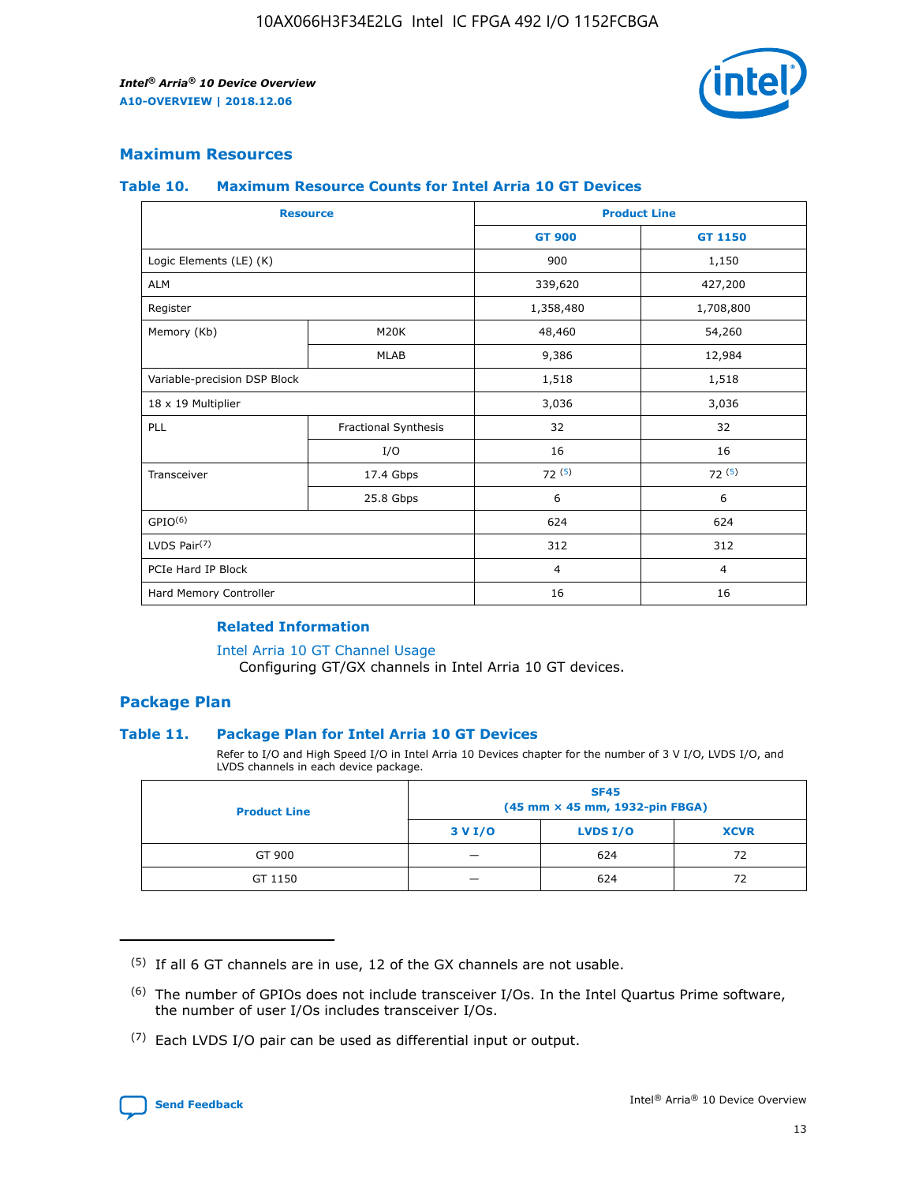## Maximum Resources

### Table 10. Maximum Resource Counts for Intel Arria 10 GT Devices

| Resource | | Product Line | |
|---|---|---|---|
| | | GT 900 | GT 1150 |
| Logic Elements (LE) (K) | | 900 | 1,150 |
| ALM | | 339,620 | 427,200 |
| Register | | 1,358,480 | 1,708,800 |
| Memory (Kb) | M20K | 48,460 | 54,260 |
| | MLAB | 9,386 | 12,984 |
| Variable-precision DSP Block | | 1,518 | 1,518 |
| 18 x 19 Multiplier | | 3,036 | 3,036 |
| PLL | Fractional Synthesis | 32 | 32 |
| | I/O | 16 | 16 |
| Transceiver | 17.4 Gbps | 72 (5) | 72 (5) |
| | 25.8 Gbps | 6 | 6 |
| GPIO(6) | | 624 | 624 |
| LVDS Pair(7) | | 312 | 312 |
| PCIe Hard IP Block | | 4 | 4 |
| Hard Memory Controller | | 16 | 16 |

#### Related Information

Intel Arria 10 GT Channel Usage
Configuring GT/GX channels in Intel Arria 10 GT devices.

## Package Plan

### Table 11. Package Plan for Intel Arria 10 GT Devices

Refer to I/O and High Speed I/O in Intel Arria 10 Devices chapter for the number of 3 V I/O, LVDS I/O, and LVDS channels in each device package.

| Product Line | SF45 (45 mm × 45 mm, 1932-pin FBGA) | | |
|---|---|---|---|
| | 3 V I/O | LVDS I/O | XCVR |
| GT 900 | — | 624 | 72 |
| GT 1150 | — | 624 | 72 |

(5) If all 6 GT channels are in use, 12 of the GX channels are not usable.

(6) The number of GPIOs does not include transceiver I/Os. In the Intel Quartus Prime software, the number of user I/Os includes transceiver I/Os.

(7) Each LVDS I/O pair can be used as differential input or output.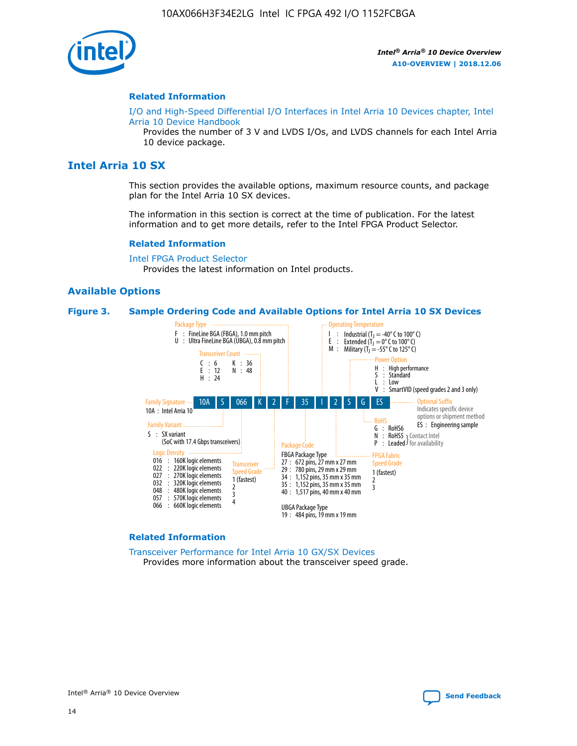## Related Information

I/O and High-Speed Differential I/O Interfaces in Intel Arria 10 Devices chapter, Intel Arria 10 Device Handbook

Provides the number of 3 V and LVDS I/Os, and LVDS channels for each Intel Arria 10 device package.

# Intel Arria 10 SX

This section provides the available options, maximum resource counts, and package plan for the Intel Arria 10 SX devices.

The information in this section is correct at the time of publication. For the latest information and to get more details, refer to the Intel FPGA Product Selector.

## Related Information

Intel FPGA Product Selector

Provides the latest information on Intel products.

## Available Options

### Figure 3. Sample Ordering Code and Available Options for Intel Arria 10 SX Devices

Sample ordering code: 10A S 066 K 2 F 35 I 2 S G ES

**Family Signature**
- 10A : Intel Arria 10

**Family Variant**
- S : SX variant (SoC with 17.4 Gbps transceivers)

**Logic Density**
- 016 : 160K logic elements
- 022 : 220K logic elements
- 027 : 270K logic elements
- 032 : 320K logic elements
- 048 : 480K logic elements
- 057 : 570K logic elements
- 066 : 660K logic elements

**Transceiver Count**
- C : 6
- E : 12
- H : 24
- K : 36
- N : 48

**Transceiver Speed Grade**
- 1 (fastest)
- 2
- 3
- 4

**Package Type**
- F : FineLine BGA (FBGA), 1.0 mm pitch
- U : Ultra FineLine BGA (UBGA), 0.8 mm pitch

**Package Code**

FBGA Package Type
- 27 : 672 pins, 27 mm x 27 mm
- 29 : 780 pins, 29 mm x 29 mm
- 34 : 1,152 pins, 35 mm x 35 mm
- 35 : 1,152 pins, 35 mm x 35 mm
- 40 : 1,517 pins, 40 mm x 40 mm

UBGA Package Type
- 19 : 484 pins, 19 mm x 19 mm

**Operating Temperature**
- I : Industrial ($T_J$ = -40° C to 100° C)
- E : Extended ($T_J$ = 0° C to 100° C)
- M : Military ($T_J$ = -55° C to 125° C)

**FPGA Fabric Speed Grade**
- 1 (fastest)
- 2
- 3

**Power Option**
- H : High performance
- S : Standard
- L : Low
- V : SmartVID (speed grades 2 and 3 only)

**RoHS**
- G : RoHS6
- N : RoHS5 (Contact Intel for availability)
- P : Leaded (Contact Intel for availability)

**Optional Suffix**

Indicates specific device options or shipment method
- ES : Engineering sample

## Related Information

Transceiver Performance for Intel Arria 10 GX/SX Devices

Provides more information about the transceiver speed grade.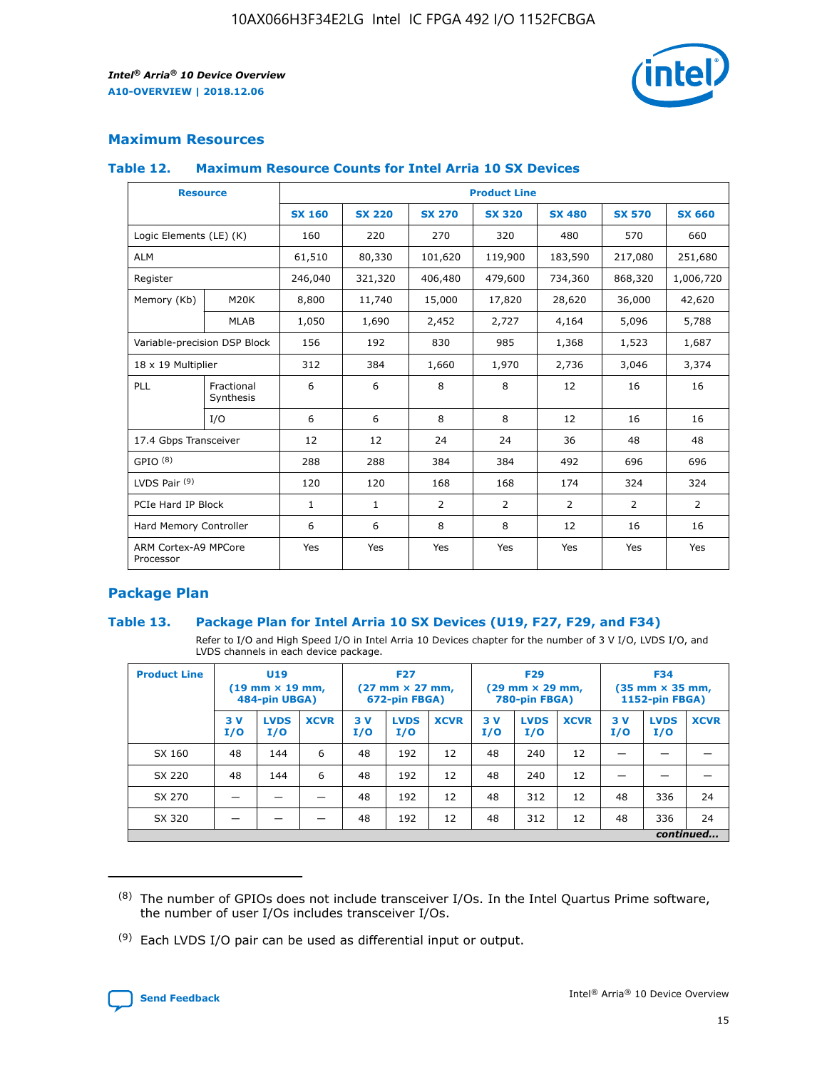## Maximum Resources

### Table 12. Maximum Resource Counts for Intel Arria 10 SX Devices

| Resource | | Product Line | | | | | | |
|---|---|---|---|---|---|---|---|---|
| | | SX 160 | SX 220 | SX 270 | SX 320 | SX 480 | SX 570 | SX 660 |
| Logic Elements (LE) (K) | | 160 | 220 | 270 | 320 | 480 | 570 | 660 |
| ALM | | 61,510 | 80,330 | 101,620 | 119,900 | 183,590 | 217,080 | 251,680 |
| Register | | 246,040 | 321,320 | 406,480 | 479,600 | 734,360 | 868,320 | 1,006,720 |
| Memory (Kb) | M20K | 8,800 | 11,740 | 15,000 | 17,820 | 28,620 | 36,000 | 42,620 |
| | MLAB | 1,050 | 1,690 | 2,452 | 2,727 | 4,164 | 5,096 | 5,788 |
| Variable-precision DSP Block | | 156 | 192 | 830 | 985 | 1,368 | 1,523 | 1,687 |
| 18 x 19 Multiplier | | 312 | 384 | 1,660 | 1,970 | 2,736 | 3,046 | 3,374 |
| PLL | Fractional Synthesis | 6 | 6 | 8 | 8 | 12 | 16 | 16 |
| | I/O | 6 | 6 | 8 | 8 | 12 | 16 | 16 |
| 17.4 Gbps Transceiver | | 12 | 12 | 24 | 24 | 36 | 48 | 48 |
| GPIO [(8)] | | 288 | 288 | 384 | 384 | 492 | 696 | 696 |
| LVDS Pair [(9)] | | 120 | 120 | 168 | 168 | 174 | 324 | 324 |
| PCIe Hard IP Block | | 1 | 1 | 2 | 2 | 2 | 2 | 2 |
| Hard Memory Controller | | 6 | 6 | 8 | 8 | 12 | 16 | 16 |
| ARM Cortex-A9 MPCore Processor | | Yes | Yes | Yes | Yes | Yes | Yes | Yes |

## Package Plan

### Table 13. Package Plan for Intel Arria 10 SX Devices (U19, F27, F29, and F34)

Refer to I/O and High Speed I/O in Intel Arria 10 Devices chapter for the number of 3 V I/O, LVDS I/O, and LVDS channels in each device package.

| Product Line | U19 (19 mm × 19 mm, 484-pin UBGA) | | | F27 (27 mm × 27 mm, 672-pin FBGA) | | | F29 (29 mm × 29 mm, 780-pin FBGA) | | | F34 (35 mm × 35 mm, 1152-pin FBGA) | | |
|---|---|---|---|---|---|---|---|---|---|---|---|---|
| | 3 V I/O | LVDS I/O | XCVR | 3 V I/O | LVDS I/O | XCVR | 3 V I/O | LVDS I/O | XCVR | 3 V I/O | LVDS I/O | XCVR |
| SX 160 | 48 | 144 | 6 | 48 | 192 | 12 | 48 | 240 | 12 | — | — | — |
| SX 220 | 48 | 144 | 6 | 48 | 192 | 12 | 48 | 240 | 12 | — | — | — |
| SX 270 | — | — | — | 48 | 192 | 12 | 48 | 312 | 12 | 48 | 336 | 24 |
| SX 320 | — | — | — | 48 | 192 | 12 | 48 | 312 | 12 | 48 | 336 | 24 |

*continued...*

(8) The number of GPIOs does not include transceiver I/Os. In the Intel Quartus Prime software, the number of user I/Os includes transceiver I/Os.

(9) Each LVDS I/O pair can be used as differential input or output.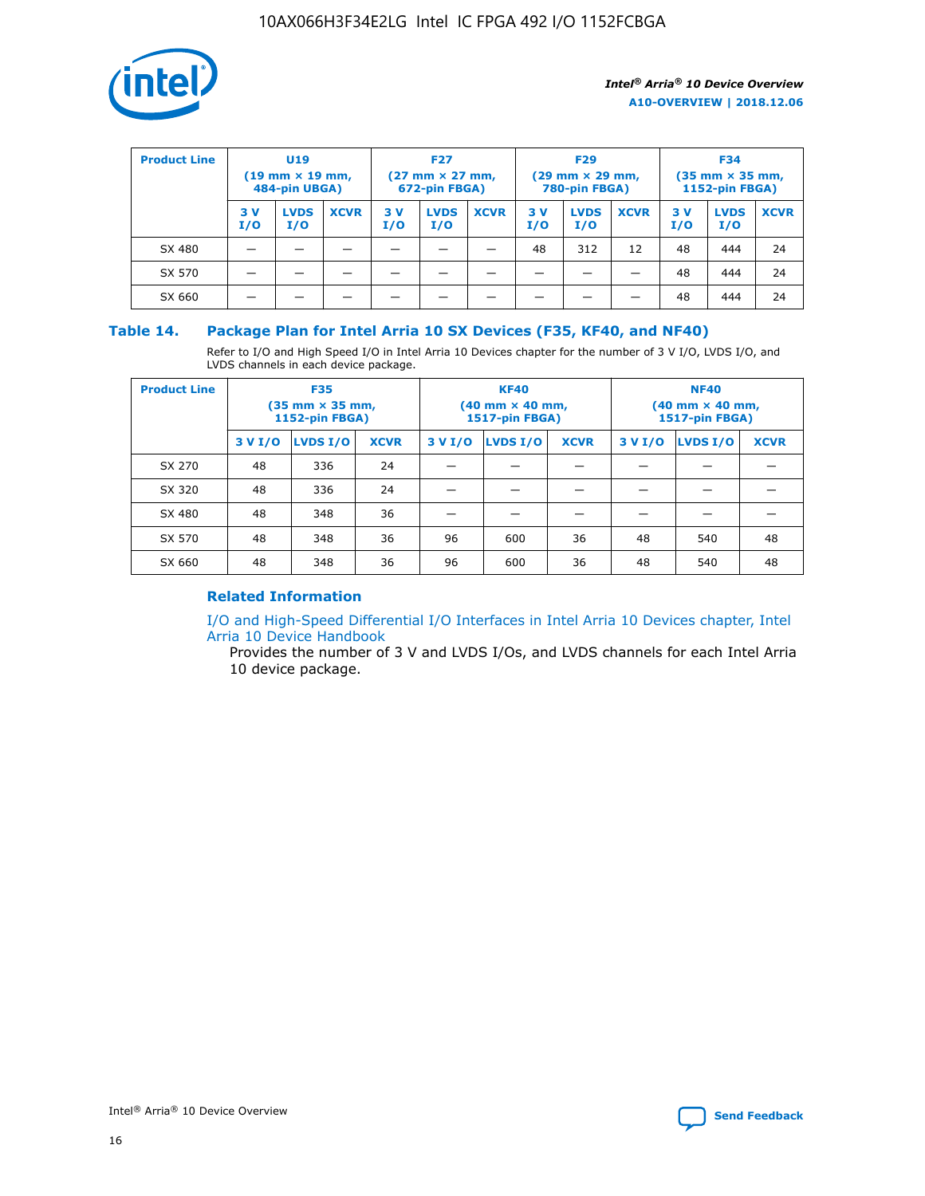| Product Line | U19 (19 mm × 19 mm, 484-pin UBGA) | | | F27 (27 mm × 27 mm, 672-pin FBGA) | | | F29 (29 mm × 29 mm, 780-pin FBGA) | | | F34 (35 mm × 35 mm, 1152-pin FBGA) | | |
|---|---|---|---|---|---|---|---|---|---|---|---|---|
| | 3 V I/O | LVDS I/O | XCVR | 3 V I/O | LVDS I/O | XCVR | 3 V I/O | LVDS I/O | XCVR | 3 V I/O | LVDS I/O | XCVR |
| SX 480 | — | — | — | — | — | — | 48 | 312 | 12 | 48 | 444 | 24 |
| SX 570 | — | — | — | — | — | — | — | — | — | 48 | 444 | 24 |
| SX 660 | — | — | — | — | — | — | — | — | — | 48 | 444 | 24 |

## Table 14. Package Plan for Intel Arria 10 SX Devices (F35, KF40, and NF40)

Refer to I/O and High Speed I/O in Intel Arria 10 Devices chapter for the number of 3 V I/O, LVDS I/O, and LVDS channels in each device package.

| Product Line | F35 (35 mm × 35 mm, 1152-pin FBGA) | | | KF40 (40 mm × 40 mm, 1517-pin FBGA) | | | NF40 (40 mm × 40 mm, 1517-pin FBGA) | | |
|---|---|---|---|---|---|---|---|---|---|
| | 3 V I/O | LVDS I/O | XCVR | 3 V I/O | LVDS I/O | XCVR | 3 V I/O | LVDS I/O | XCVR |
| SX 270 | 48 | 336 | 24 | — | — | — | — | — | — |
| SX 320 | 48 | 336 | 24 | — | — | — | — | — | — |
| SX 480 | 48 | 348 | 36 | — | — | — | — | — | — |
| SX 570 | 48 | 348 | 36 | 96 | 600 | 36 | 48 | 540 | 48 |
| SX 660 | 48 | 348 | 36 | 96 | 600 | 36 | 48 | 540 | 48 |

### Related Information

I/O and High-Speed Differential I/O Interfaces in Intel Arria 10 Devices chapter, Intel Arria 10 Device Handbook

Provides the number of 3 V and LVDS I/Os, and LVDS channels for each Intel Arria 10 device package.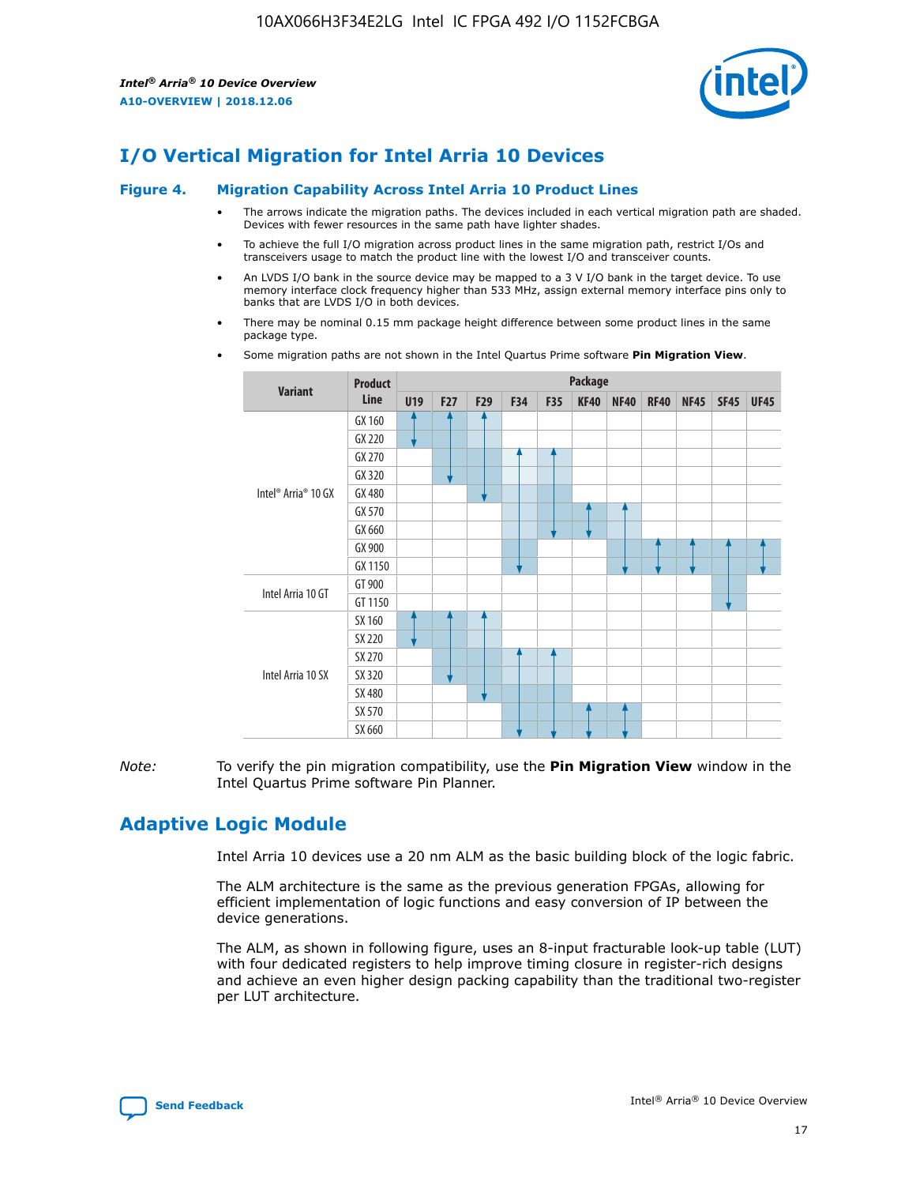# I/O Vertical Migration for Intel Arria 10 Devices

**Figure 4. Migration Capability Across Intel Arria 10 Product Lines**

- The arrows indicate the migration paths. The devices included in each vertical migration path are shaded. Devices with fewer resources in the same path have lighter shades.
- To achieve the full I/O migration across product lines in the same migration path, restrict I/Os and transceivers usage to match the product line with the lowest I/O and transceiver counts.
- An LVDS I/O bank in the source device may be mapped to a 3 V I/O bank in the target device. To use memory interface clock frequency higher than 533 MHz, assign external memory interface pins only to banks that are LVDS I/O in both devices.
- There may be nominal 0.15 mm package height difference between some product lines in the same package type.
- Some migration paths are not shown in the Intel Quartus Prime software **Pin Migration View**.

| Variant | Product Line | U19 | F27 | F29 | F34 | F35 | KF40 | NF40 | RF40 | NF45 | SF45 | UF45 |
|---|---|---|---|---|---|---|---|---|---|---|---|---|
| Intel® Arria® 10 GX | GX 160 | | | | | | | | | | | |
| | GX 220 | | | | | | | | | | | |
| | GX 270 | | | | | | | | | | | |
| | GX 320 | | | | | | | | | | | |
| | GX 480 | | | | | | | | | | | |
| | GX 570 | | | | | | | | | | | |
| | GX 660 | | | | | | | | | | | |
| | GX 900 | | | | | | | | | | | |
| | GX 1150 | | | | | | | | | | | |
| Intel Arria 10 GT | GT 900 | | | | | | | | | | | |
| | GT 1150 | | | | | | | | | | | |
| Intel Arria 10 SX | SX 160 | | | | | | | | | | | |
| | SX 220 | | | | | | | | | | | |
| | SX 270 | | | | | | | | | | | |
| | SX 320 | | | | | | | | | | | |
| | SX 480 | | | | | | | | | | | |
| | SX 570 | | | | | | | | | | | |
| | SX 660 | | | | | | | | | | | |

*Note:* To verify the pin migration compatibility, use the **Pin Migration View** window in the Intel Quartus Prime software Pin Planner.

# Adaptive Logic Module

Intel Arria 10 devices use a 20 nm ALM as the basic building block of the logic fabric.

The ALM architecture is the same as the previous generation FPGAs, allowing for efficient implementation of logic functions and easy conversion of IP between the device generations.

The ALM, as shown in following figure, uses an 8-input fracturable look-up table (LUT) with four dedicated registers to help improve timing closure in register-rich designs and achieve an even higher design packing capability than the traditional two-register per LUT architecture.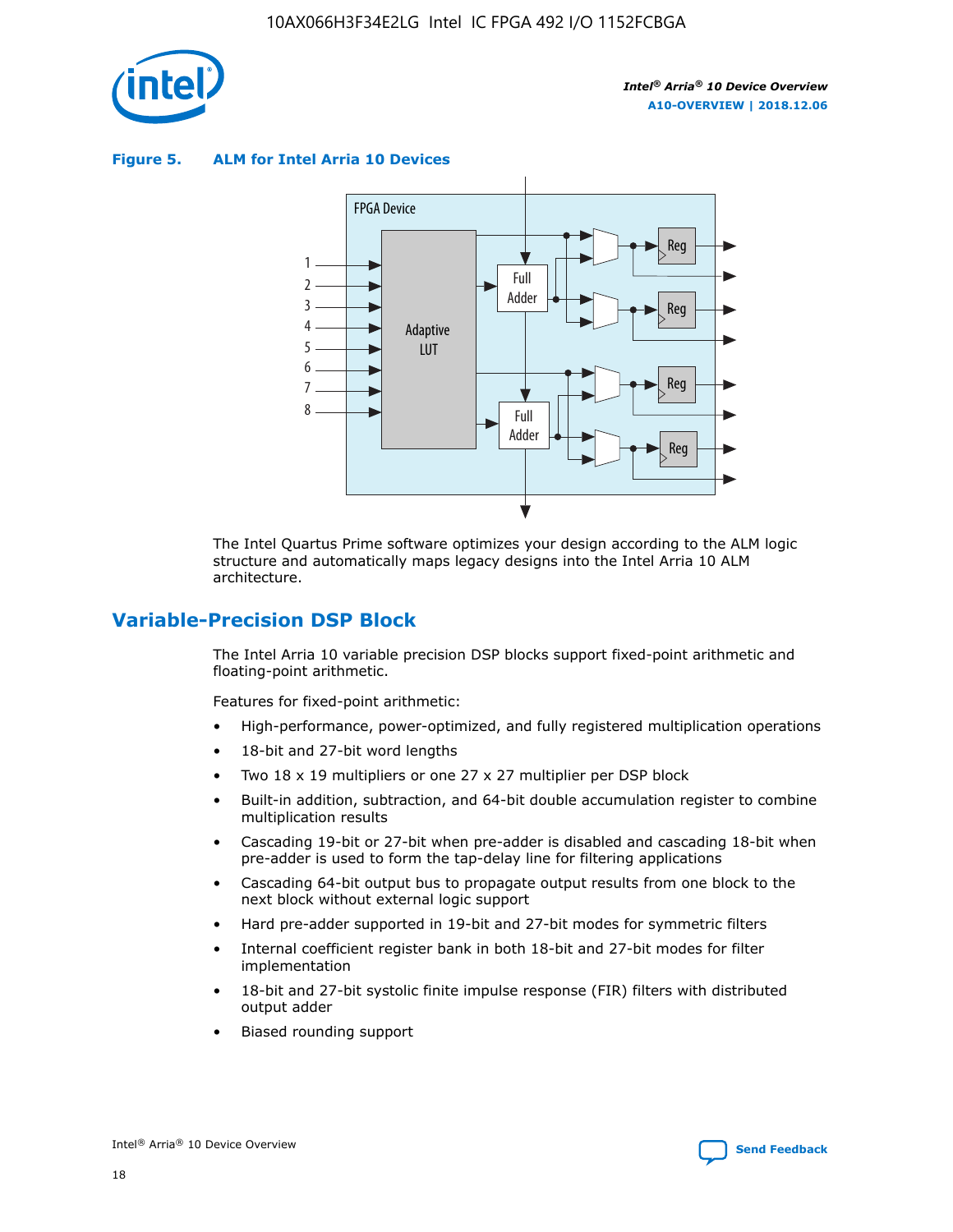**Figure 5. ALM for Intel Arria 10 Devices**

The Intel Quartus Prime software optimizes your design according to the ALM logic structure and automatically maps legacy designs into the Intel Arria 10 ALM architecture.

## Variable-Precision DSP Block

The Intel Arria 10 variable precision DSP blocks support fixed-point arithmetic and floating-point arithmetic.

Features for fixed-point arithmetic:

- High-performance, power-optimized, and fully registered multiplication operations
- 18-bit and 27-bit word lengths
- Two 18 x 19 multipliers or one 27 x 27 multiplier per DSP block
- Built-in addition, subtraction, and 64-bit double accumulation register to combine multiplication results
- Cascading 19-bit or 27-bit when pre-adder is disabled and cascading 18-bit when pre-adder is used to form the tap-delay line for filtering applications
- Cascading 64-bit output bus to propagate output results from one block to the next block without external logic support
- Hard pre-adder supported in 19-bit and 27-bit modes for symmetric filters
- Internal coefficient register bank in both 18-bit and 27-bit modes for filter implementation
- 18-bit and 27-bit systolic finite impulse response (FIR) filters with distributed output adder
- Biased rounding support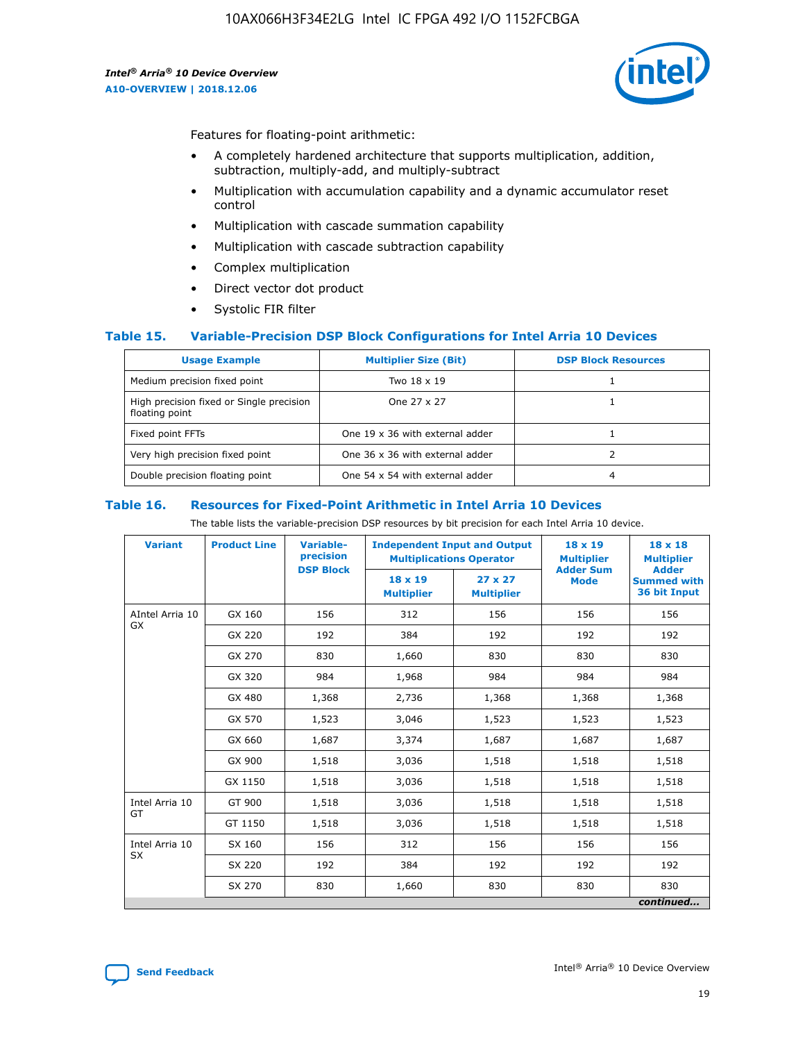Features for floating-point arithmetic:

- A completely hardened architecture that supports multiplication, addition, subtraction, multiply-add, and multiply-subtract
- Multiplication with accumulation capability and a dynamic accumulator reset control
- Multiplication with cascade summation capability
- Multiplication with cascade subtraction capability
- Complex multiplication
- Direct vector dot product
- Systolic FIR filter

### Table 15. Variable-Precision DSP Block Configurations for Intel Arria 10 Devices

| Usage Example | Multiplier Size (Bit) | DSP Block Resources |
|---|---|---|
| Medium precision fixed point | Two 18 x 19 | 1 |
| High precision fixed or Single precision floating point | One 27 x 27 | 1 |
| Fixed point FFTs | One 19 x 36 with external adder | 1 |
| Very high precision fixed point | One 36 x 36 with external adder | 2 |
| Double precision floating point | One 54 x 54 with external adder | 4 |

### Table 16. Resources for Fixed-Point Arithmetic in Intel Arria 10 Devices

The table lists the variable-precision DSP resources by bit precision for each Intel Arria 10 device.

| Variant | Product Line | Variable-precision DSP Block | Independent Input and Output Multiplications Operator | | 18 x 19 Multiplier Adder Sum Mode | 18 x 18 Multiplier Adder Summed with 36 bit Input |
|---|---|---|---|---|---|---|
| | | | 18 x 19 Multiplier | 27 x 27 Multiplier | | |
| AIntel Arria 10 GX | GX 160 | 156 | 312 | 156 | 156 | 156 |
| | GX 220 | 192 | 384 | 192 | 192 | 192 |
| | GX 270 | 830 | 1,660 | 830 | 830 | 830 |
| | GX 320 | 984 | 1,968 | 984 | 984 | 984 |
| | GX 480 | 1,368 | 2,736 | 1,368 | 1,368 | 1,368 |
| | GX 570 | 1,523 | 3,046 | 1,523 | 1,523 | 1,523 |
| | GX 660 | 1,687 | 3,374 | 1,687 | 1,687 | 1,687 |
| | GX 900 | 1,518 | 3,036 | 1,518 | 1,518 | 1,518 |
| | GX 1150 | 1,518 | 3,036 | 1,518 | 1,518 | 1,518 |
| Intel Arria 10 GT | GT 900 | 1,518 | 3,036 | 1,518 | 1,518 | 1,518 |
| | GT 1150 | 1,518 | 3,036 | 1,518 | 1,518 | 1,518 |
| Intel Arria 10 SX | SX 160 | 156 | 312 | 156 | 156 | 156 |
| | SX 220 | 192 | 384 | 192 | 192 | 192 |
| | SX 270 | 830 | 1,660 | 830 | 830 | 830 |

*continued...*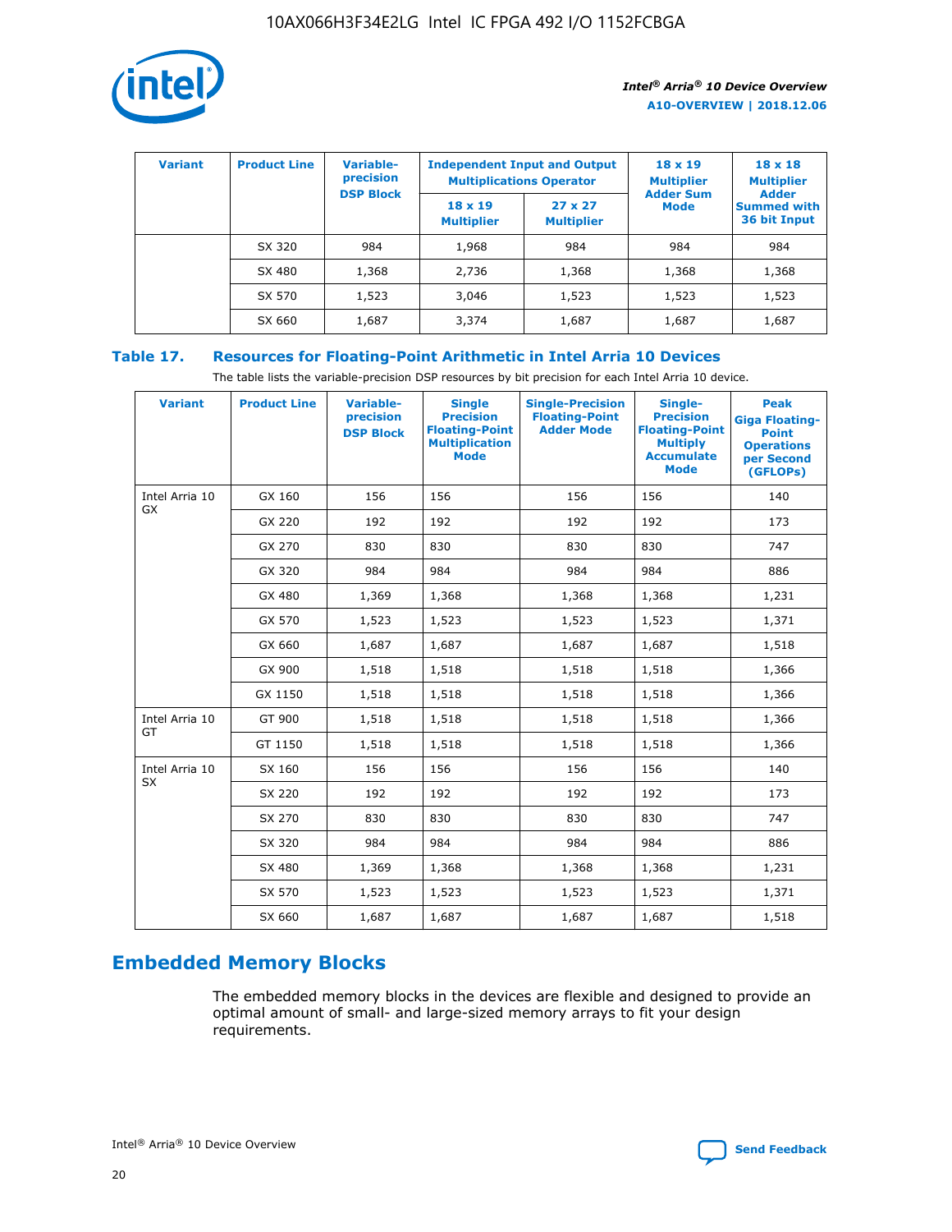| Variant | Product Line | Variable-precision DSP Block | Independent Input and Output Multiplications Operator | | 18 x 19 Multiplier Adder Sum Mode | 18 x 18 Multiplier Adder Summed with 36 bit Input |
|---|---|---|---|---|---|---|
| | | | 18 x 19 Multiplier | 27 x 27 Multiplier | | |
| | SX 320 | 984 | 1,968 | 984 | 984 | 984 |
| | SX 480 | 1,368 | 2,736 | 1,368 | 1,368 | 1,368 |
| | SX 570 | 1,523 | 3,046 | 1,523 | 1,523 | 1,523 |
| | SX 660 | 1,687 | 3,374 | 1,687 | 1,687 | 1,687 |

## Table 17. Resources for Floating-Point Arithmetic in Intel Arria 10 Devices

The table lists the variable-precision DSP resources by bit precision for each Intel Arria 10 device.

| Variant | Product Line | Variable-precision DSP Block | Single Precision Floating-Point Multiplication Mode | Single-Precision Floating-Point Adder Mode | Single-Precision Floating-Point Multiply Accumulate Mode | Peak Giga Floating-Point Operations per Second (GFLOPs) |
|---|---|---|---|---|---|---|
| Intel Arria 10 GX | GX 160 | 156 | 156 | 156 | 156 | 140 |
| | GX 220 | 192 | 192 | 192 | 192 | 173 |
| | GX 270 | 830 | 830 | 830 | 830 | 747 |
| | GX 320 | 984 | 984 | 984 | 984 | 886 |
| | GX 480 | 1,369 | 1,368 | 1,368 | 1,368 | 1,231 |
| | GX 570 | 1,523 | 1,523 | 1,523 | 1,523 | 1,371 |
| | GX 660 | 1,687 | 1,687 | 1,687 | 1,687 | 1,518 |
| | GX 900 | 1,518 | 1,518 | 1,518 | 1,518 | 1,366 |
| | GX 1150 | 1,518 | 1,518 | 1,518 | 1,518 | 1,366 |
| Intel Arria 10 GT | GT 900 | 1,518 | 1,518 | 1,518 | 1,518 | 1,366 |
| | GT 1150 | 1,518 | 1,518 | 1,518 | 1,518 | 1,366 |
| Intel Arria 10 SX | SX 160 | 156 | 156 | 156 | 156 | 140 |
| | SX 220 | 192 | 192 | 192 | 192 | 173 |
| | SX 270 | 830 | 830 | 830 | 830 | 747 |
| | SX 320 | 984 | 984 | 984 | 984 | 886 |
| | SX 480 | 1,369 | 1,368 | 1,368 | 1,368 | 1,231 |
| | SX 570 | 1,523 | 1,523 | 1,523 | 1,523 | 1,371 |
| | SX 660 | 1,687 | 1,687 | 1,687 | 1,687 | 1,518 |

## Embedded Memory Blocks

The embedded memory blocks in the devices are flexible and designed to provide an optimal amount of small- and large-sized memory arrays to fit your design requirements.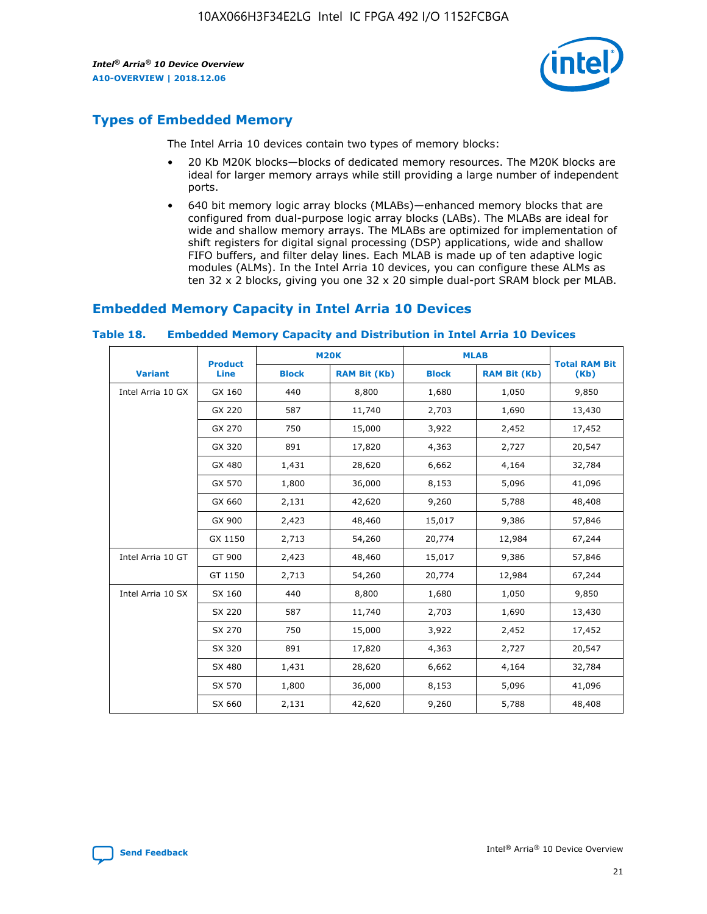## Types of Embedded Memory

The Intel Arria 10 devices contain two types of memory blocks:

- 20 Kb M20K blocks—blocks of dedicated memory resources. The M20K blocks are ideal for larger memory arrays while still providing a large number of independent ports.
- 640 bit memory logic array blocks (MLABs)—enhanced memory blocks that are configured from dual-purpose logic array blocks (LABs). The MLABs are ideal for wide and shallow memory arrays. The MLABs are optimized for implementation of shift registers for digital signal processing (DSP) applications, wide and shallow FIFO buffers, and filter delay lines. Each MLAB is made up of ten adaptive logic modules (ALMs). In the Intel Arria 10 devices, you can configure these ALMs as ten 32 x 2 blocks, giving you one 32 x 20 simple dual-port SRAM block per MLAB.

## Embedded Memory Capacity in Intel Arria 10 Devices

**Table 18. Embedded Memory Capacity and Distribution in Intel Arria 10 Devices**

| Variant | Product Line | M20K | | MLAB | | Total RAM Bit (Kb) |
|---|---|---|---|---|---|---|
| | | Block | RAM Bit (Kb) | Block | RAM Bit (Kb) | |
| Intel Arria 10 GX | GX 160 | 440 | 8,800 | 1,680 | 1,050 | 9,850 |
| | GX 220 | 587 | 11,740 | 2,703 | 1,690 | 13,430 |
| | GX 270 | 750 | 15,000 | 3,922 | 2,452 | 17,452 |
| | GX 320 | 891 | 17,820 | 4,363 | 2,727 | 20,547 |
| | GX 480 | 1,431 | 28,620 | 6,662 | 4,164 | 32,784 |
| | GX 570 | 1,800 | 36,000 | 8,153 | 5,096 | 41,096 |
| | GX 660 | 2,131 | 42,620 | 9,260 | 5,788 | 48,408 |
| | GX 900 | 2,423 | 48,460 | 15,017 | 9,386 | 57,846 |
| | GX 1150 | 2,713 | 54,260 | 20,774 | 12,984 | 67,244 |
| Intel Arria 10 GT | GT 900 | 2,423 | 48,460 | 15,017 | 9,386 | 57,846 |
| | GT 1150 | 2,713 | 54,260 | 20,774 | 12,984 | 67,244 |
| Intel Arria 10 SX | SX 160 | 440 | 8,800 | 1,680 | 1,050 | 9,850 |
| | SX 220 | 587 | 11,740 | 2,703 | 1,690 | 13,430 |
| | SX 270 | 750 | 15,000 | 3,922 | 2,452 | 17,452 |
| | SX 320 | 891 | 17,820 | 4,363 | 2,727 | 20,547 |
| | SX 480 | 1,431 | 28,620 | 6,662 | 4,164 | 32,784 |
| | SX 570 | 1,800 | 36,000 | 8,153 | 5,096 | 41,096 |
| | SX 660 | 2,131 | 42,620 | 9,260 | 5,788 | 48,408 |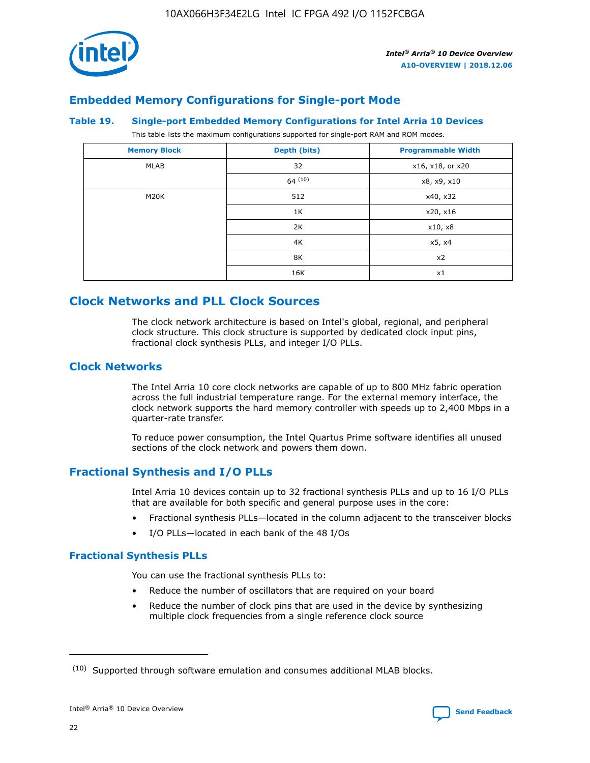## Embedded Memory Configurations for Single-port Mode

**Table 19. Single-port Embedded Memory Configurations for Intel Arria 10 Devices**

This table lists the maximum configurations supported for single-port RAM and ROM modes.

| Memory Block | Depth (bits) | Programmable Width |
|---|---|---|
| MLAB | 32 | x16, x18, or x20 |
| | 64 [(10)] | x8, x9, x10 |
| M20K | 512 | x40, x32 |
| | 1K | x20, x16 |
| | 2K | x10, x8 |
| | 4K | x5, x4 |
| | 8K | x2 |
| | 16K | x1 |

# Clock Networks and PLL Clock Sources

The clock network architecture is based on Intel's global, regional, and peripheral clock structure. This clock structure is supported by dedicated clock input pins, fractional clock synthesis PLLs, and integer I/O PLLs.

## Clock Networks

The Intel Arria 10 core clock networks are capable of up to 800 MHz fabric operation across the full industrial temperature range. For the external memory interface, the clock network supports the hard memory controller with speeds up to 2,400 Mbps in a quarter-rate transfer.

To reduce power consumption, the Intel Quartus Prime software identifies all unused sections of the clock network and powers them down.

## Fractional Synthesis and I/O PLLs

Intel Arria 10 devices contain up to 32 fractional synthesis PLLs and up to 16 I/O PLLs that are available for both specific and general purpose uses in the core:

- Fractional synthesis PLLs—located in the column adjacent to the transceiver blocks
- I/O PLLs—located in each bank of the 48 I/Os

### Fractional Synthesis PLLs

You can use the fractional synthesis PLLs to:

- Reduce the number of oscillators that are required on your board
- Reduce the number of clock pins that are used in the device by synthesizing multiple clock frequencies from a single reference clock source

(10) Supported through software emulation and consumes additional MLAB blocks.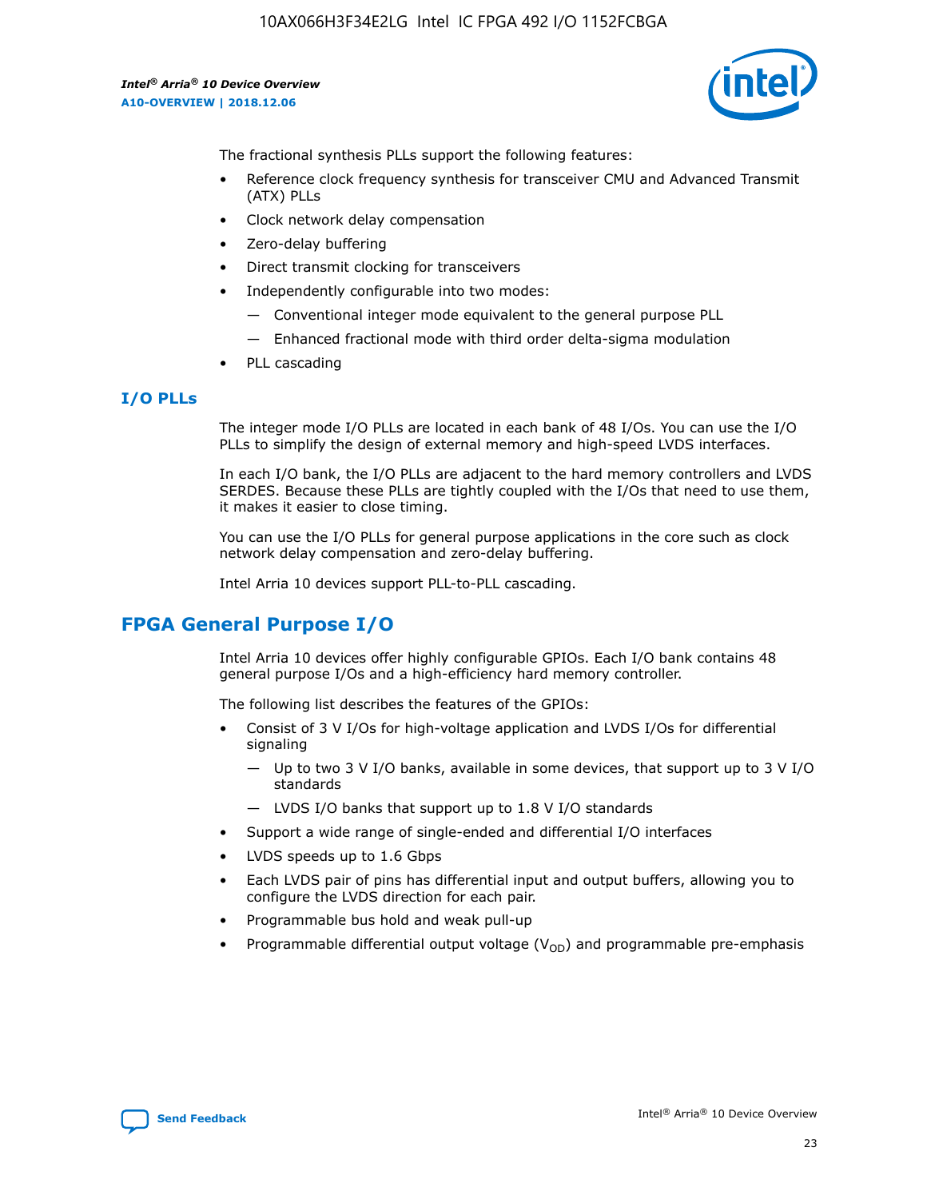The fractional synthesis PLLs support the following features:

- Reference clock frequency synthesis for transceiver CMU and Advanced Transmit (ATX) PLLs
- Clock network delay compensation
- Zero-delay buffering
- Direct transmit clocking for transceivers
- Independently configurable into two modes:
  - — Conventional integer mode equivalent to the general purpose PLL
  - — Enhanced fractional mode with third order delta-sigma modulation
- PLL cascading

### I/O PLLs

The integer mode I/O PLLs are located in each bank of 48 I/Os. You can use the I/O PLLs to simplify the design of external memory and high-speed LVDS interfaces.

In each I/O bank, the I/O PLLs are adjacent to the hard memory controllers and LVDS SERDES. Because these PLLs are tightly coupled with the I/Os that need to use them, it makes it easier to close timing.

You can use the I/O PLLs for general purpose applications in the core such as clock network delay compensation and zero-delay buffering.

Intel Arria 10 devices support PLL-to-PLL cascading.

## FPGA General Purpose I/O

Intel Arria 10 devices offer highly configurable GPIOs. Each I/O bank contains 48 general purpose I/Os and a high-efficiency hard memory controller.

The following list describes the features of the GPIOs:

- Consist of 3 V I/Os for high-voltage application and LVDS I/Os for differential signaling
  - — Up to two 3 V I/O banks, available in some devices, that support up to 3 V I/O standards
  - — LVDS I/O banks that support up to 1.8 V I/O standards
- Support a wide range of single-ended and differential I/O interfaces
- LVDS speeds up to 1.6 Gbps
- Each LVDS pair of pins has differential input and output buffers, allowing you to configure the LVDS direction for each pair.
- Programmable bus hold and weak pull-up
- Programmable differential output voltage ($V_{OD}$) and programmable pre-emphasis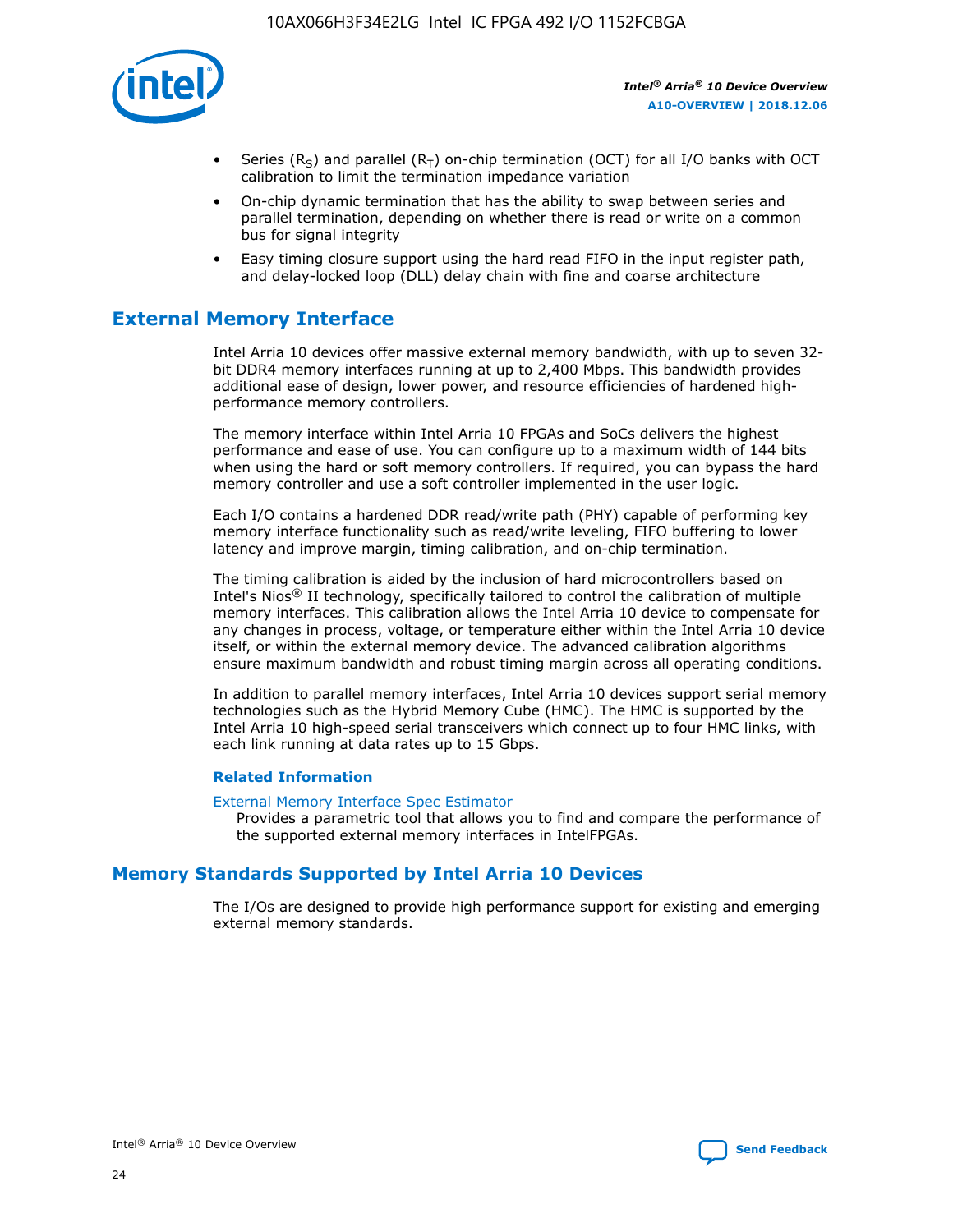- Series ($R_S$) and parallel ($R_T$) on-chip termination (OCT) for all I/O banks with OCT calibration to limit the termination impedance variation
- On-chip dynamic termination that has the ability to swap between series and parallel termination, depending on whether there is read or write on a common bus for signal integrity
- Easy timing closure support using the hard read FIFO in the input register path, and delay-locked loop (DLL) delay chain with fine and coarse architecture

## External Memory Interface

Intel Arria 10 devices offer massive external memory bandwidth, with up to seven 32-bit DDR4 memory interfaces running at up to 2,400 Mbps. This bandwidth provides additional ease of design, lower power, and resource efficiencies of hardened high-performance memory controllers.

The memory interface within Intel Arria 10 FPGAs and SoCs delivers the highest performance and ease of use. You can configure up to a maximum width of 144 bits when using the hard or soft memory controllers. If required, you can bypass the hard memory controller and use a soft controller implemented in the user logic.

Each I/O contains a hardened DDR read/write path (PHY) capable of performing key memory interface functionality such as read/write leveling, FIFO buffering to lower latency and improve margin, timing calibration, and on-chip termination.

The timing calibration is aided by the inclusion of hard microcontrollers based on Intel's Nios® II technology, specifically tailored to control the calibration of multiple memory interfaces. This calibration allows the Intel Arria 10 device to compensate for any changes in process, voltage, or temperature either within the Intel Arria 10 device itself, or within the external memory device. The advanced calibration algorithms ensure maximum bandwidth and robust timing margin across all operating conditions.

In addition to parallel memory interfaces, Intel Arria 10 devices support serial memory technologies such as the Hybrid Memory Cube (HMC). The HMC is supported by the Intel Arria 10 high-speed serial transceivers which connect up to four HMC links, with each link running at data rates up to 15 Gbps.

### Related Information

External Memory Interface Spec Estimator

Provides a parametric tool that allows you to find and compare the performance of the supported external memory interfaces in IntelFPGAs.

## Memory Standards Supported by Intel Arria 10 Devices

The I/Os are designed to provide high performance support for existing and emerging external memory standards.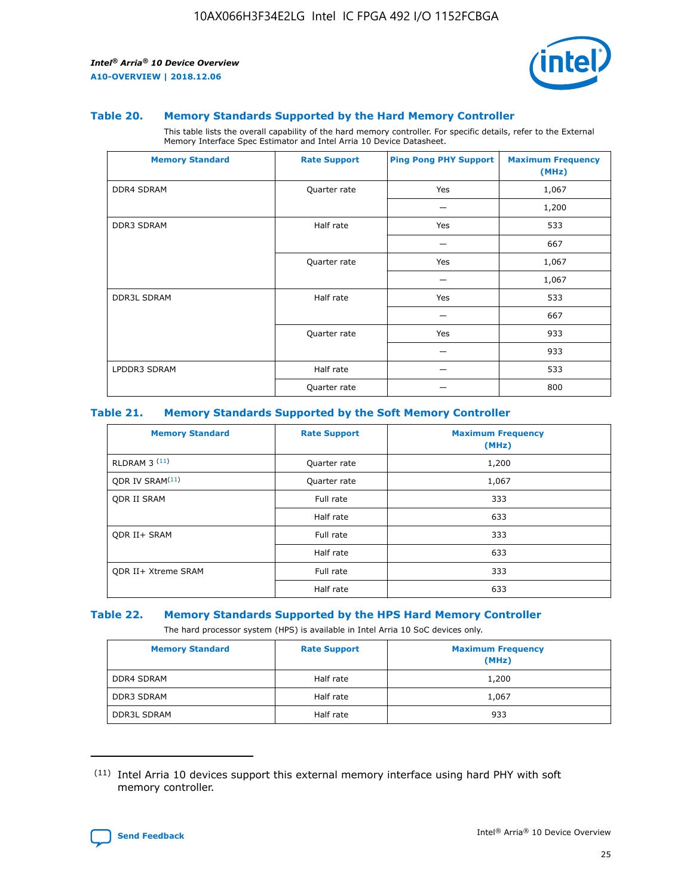### Table 20. Memory Standards Supported by the Hard Memory Controller

This table lists the overall capability of the hard memory controller. For specific details, refer to the External Memory Interface Spec Estimator and Intel Arria 10 Device Datasheet.

| Memory Standard | Rate Support | Ping Pong PHY Support | Maximum Frequency (MHz) |
|---|---|---|---|
| DDR4 SDRAM | Quarter rate | Yes | 1,067 |
| | | — | 1,200 |
| DDR3 SDRAM | Half rate | Yes | 533 |
| | | — | 667 |
| | Quarter rate | Yes | 1,067 |
| | | — | 1,067 |
| DDR3L SDRAM | Half rate | Yes | 533 |
| | | — | 667 |
| | Quarter rate | Yes | 933 |
| | | — | 933 |
| LPDDR3 SDRAM | Half rate | — | 533 |
| | Quarter rate | — | 800 |

### Table 21. Memory Standards Supported by the Soft Memory Controller

| Memory Standard | Rate Support | Maximum Frequency (MHz) |
|---|---|---|
| RLDRAM 3 [11] | Quarter rate | 1,200 |
| QDR IV SRAM[11] | Quarter rate | 1,067 |
| QDR II SRAM | Full rate | 333 |
| | Half rate | 633 |
| QDR II+ SRAM | Full rate | 333 |
| | Half rate | 633 |
| QDR II+ Xtreme SRAM | Full rate | 333 |
| | Half rate | 633 |

### Table 22. Memory Standards Supported by the HPS Hard Memory Controller

The hard processor system (HPS) is available in Intel Arria 10 SoC devices only.

| Memory Standard | Rate Support | Maximum Frequency (MHz) |
|---|---|---|
| DDR4 SDRAM | Half rate | 1,200 |
| DDR3 SDRAM | Half rate | 1,067 |
| DDR3L SDRAM | Half rate | 933 |

(11) Intel Arria 10 devices support this external memory interface using hard PHY with soft memory controller.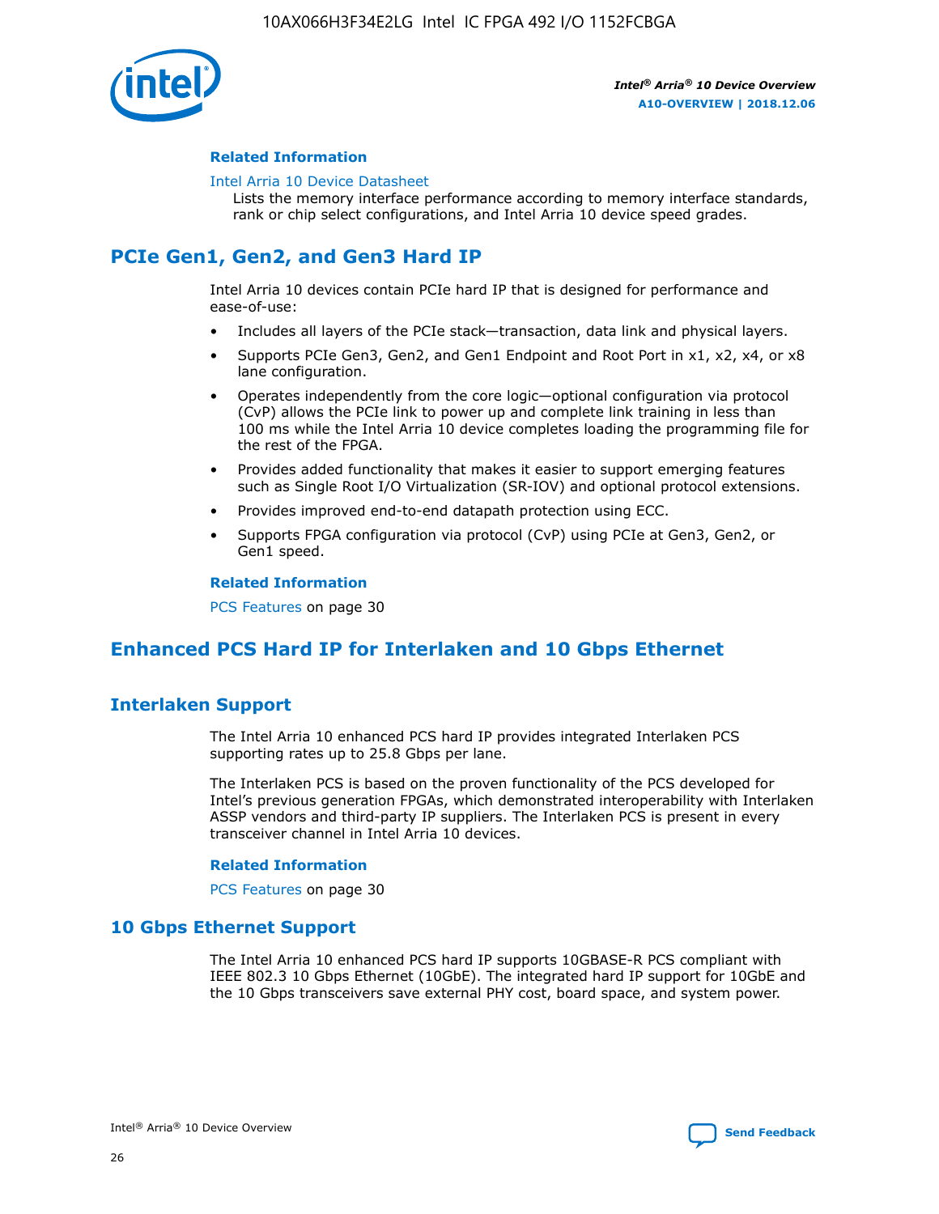### Related Information

Intel Arria 10 Device Datasheet
Lists the memory interface performance according to memory interface standards, rank or chip select configurations, and Intel Arria 10 device speed grades.

## PCIe Gen1, Gen2, and Gen3 Hard IP

Intel Arria 10 devices contain PCIe hard IP that is designed for performance and ease-of-use:

- Includes all layers of the PCIe stack—transaction, data link and physical layers.
- Supports PCIe Gen3, Gen2, and Gen1 Endpoint and Root Port in x1, x2, x4, or x8 lane configuration.
- Operates independently from the core logic—optional configuration via protocol (CvP) allows the PCIe link to power up and complete link training in less than 100 ms while the Intel Arria 10 device completes loading the programming file for the rest of the FPGA.
- Provides added functionality that makes it easier to support emerging features such as Single Root I/O Virtualization (SR-IOV) and optional protocol extensions.
- Provides improved end-to-end datapath protection using ECC.
- Supports FPGA configuration via protocol (CvP) using PCIe at Gen3, Gen2, or Gen1 speed.

### Related Information

PCS Features on page 30

## Enhanced PCS Hard IP for Interlaken and 10 Gbps Ethernet

## Interlaken Support

The Intel Arria 10 enhanced PCS hard IP provides integrated Interlaken PCS supporting rates up to 25.8 Gbps per lane.

The Interlaken PCS is based on the proven functionality of the PCS developed for Intel's previous generation FPGAs, which demonstrated interoperability with Interlaken ASSP vendors and third-party IP suppliers. The Interlaken PCS is present in every transceiver channel in Intel Arria 10 devices.

### Related Information

PCS Features on page 30

## 10 Gbps Ethernet Support

The Intel Arria 10 enhanced PCS hard IP supports 10GBASE-R PCS compliant with IEEE 802.3 10 Gbps Ethernet (10GbE). The integrated hard IP support for 10GbE and the 10 Gbps transceivers save external PHY cost, board space, and system power.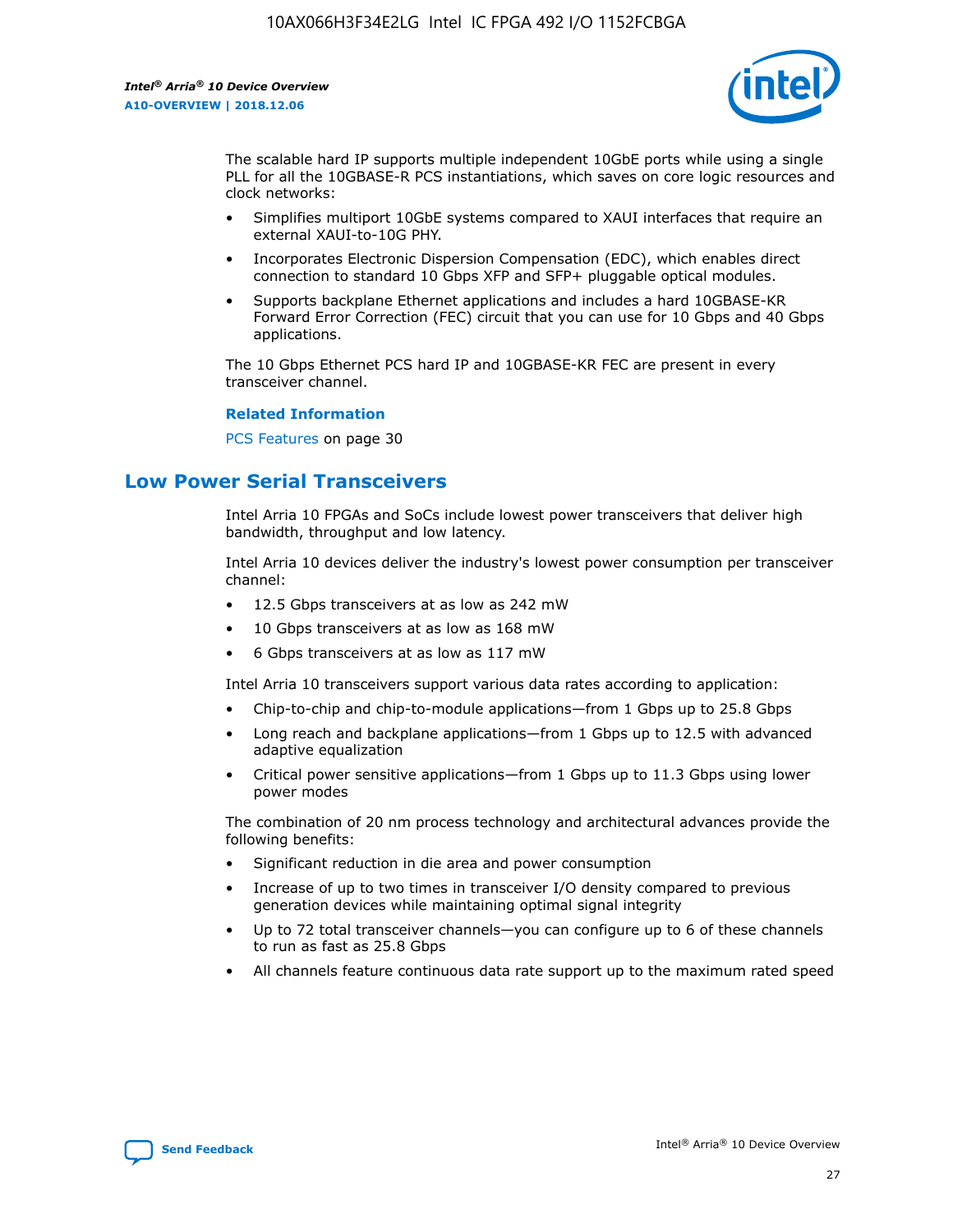The scalable hard IP supports multiple independent 10GbE ports while using a single PLL for all the 10GBASE-R PCS instantiations, which saves on core logic resources and clock networks:

- Simplifies multiport 10GbE systems compared to XAUI interfaces that require an external XAUI-to-10G PHY.
- Incorporates Electronic Dispersion Compensation (EDC), which enables direct connection to standard 10 Gbps XFP and SFP+ pluggable optical modules.
- Supports backplane Ethernet applications and includes a hard 10GBASE-KR Forward Error Correction (FEC) circuit that you can use for 10 Gbps and 40 Gbps applications.

The 10 Gbps Ethernet PCS hard IP and 10GBASE-KR FEC are present in every transceiver channel.

**Related Information**

PCS Features on page 30

## Low Power Serial Transceivers

Intel Arria 10 FPGAs and SoCs include lowest power transceivers that deliver high bandwidth, throughput and low latency.

Intel Arria 10 devices deliver the industry's lowest power consumption per transceiver channel:

- 12.5 Gbps transceivers at as low as 242 mW
- 10 Gbps transceivers at as low as 168 mW
- 6 Gbps transceivers at as low as 117 mW

Intel Arria 10 transceivers support various data rates according to application:

- Chip-to-chip and chip-to-module applications—from 1 Gbps up to 25.8 Gbps
- Long reach and backplane applications—from 1 Gbps up to 12.5 with advanced adaptive equalization
- Critical power sensitive applications—from 1 Gbps up to 11.3 Gbps using lower power modes

The combination of 20 nm process technology and architectural advances provide the following benefits:

- Significant reduction in die area and power consumption
- Increase of up to two times in transceiver I/O density compared to previous generation devices while maintaining optimal signal integrity
- Up to 72 total transceiver channels—you can configure up to 6 of these channels to run as fast as 25.8 Gbps
- All channels feature continuous data rate support up to the maximum rated speed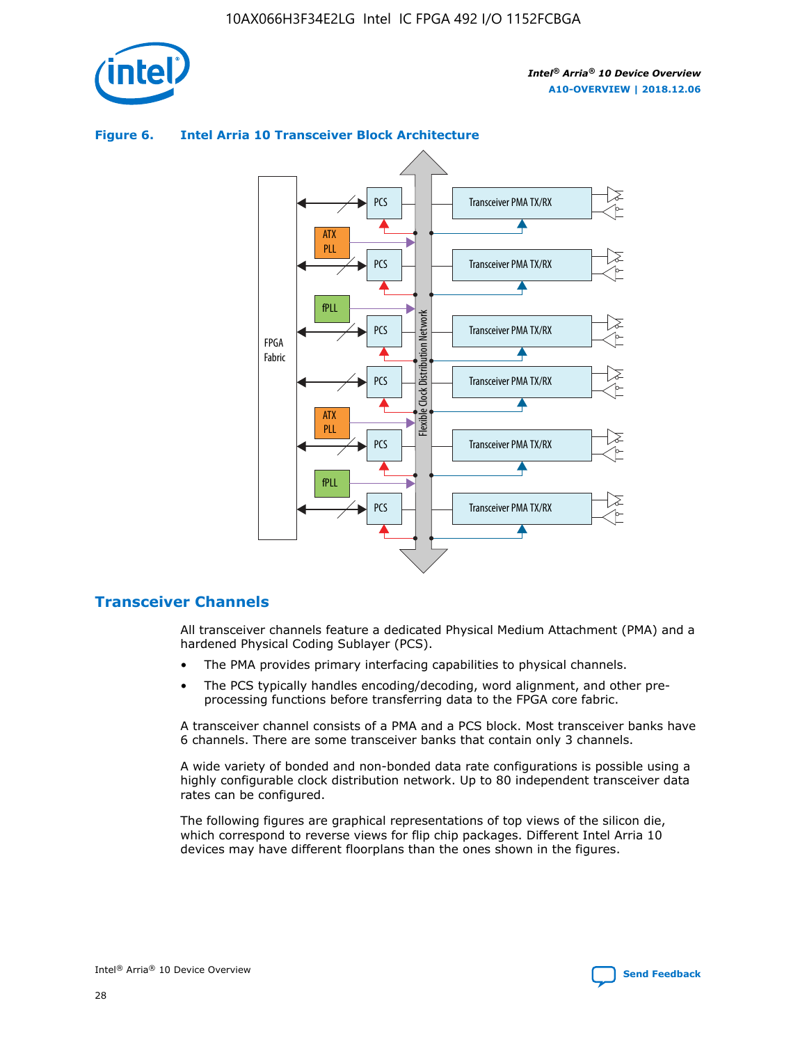**Figure 6. Intel Arria 10 Transceiver Block Architecture**

## Transceiver Channels

All transceiver channels feature a dedicated Physical Medium Attachment (PMA) and a hardened Physical Coding Sublayer (PCS).

- The PMA provides primary interfacing capabilities to physical channels.
- The PCS typically handles encoding/decoding, word alignment, and other pre-processing functions before transferring data to the FPGA core fabric.

A transceiver channel consists of a PMA and a PCS block. Most transceiver banks have 6 channels. There are some transceiver banks that contain only 3 channels.

A wide variety of bonded and non-bonded data rate configurations is possible using a highly configurable clock distribution network. Up to 80 independent transceiver data rates can be configured.

The following figures are graphical representations of top views of the silicon die, which correspond to reverse views for flip chip packages. Different Intel Arria 10 devices may have different floorplans than the ones shown in the figures.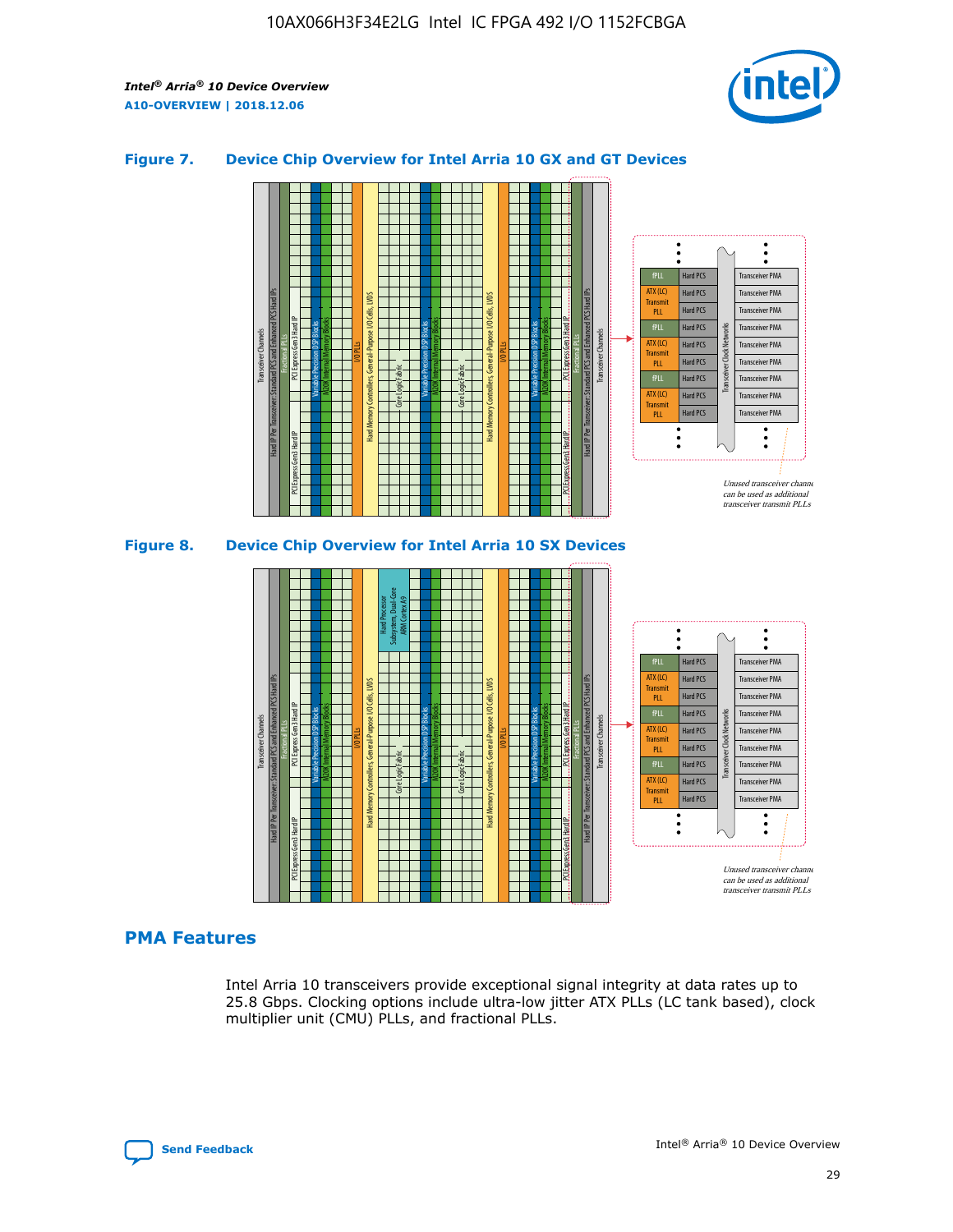**Figure 7. Device Chip Overview for Intel Arria 10 GX and GT Devices**

**Figure 8. Device Chip Overview for Intel Arria 10 SX Devices**

## PMA Features

Intel Arria 10 transceivers provide exceptional signal integrity at data rates up to 25.8 Gbps. Clocking options include ultra-low jitter ATX PLLs (LC tank based), clock multiplier unit (CMU) PLLs, and fractional PLLs.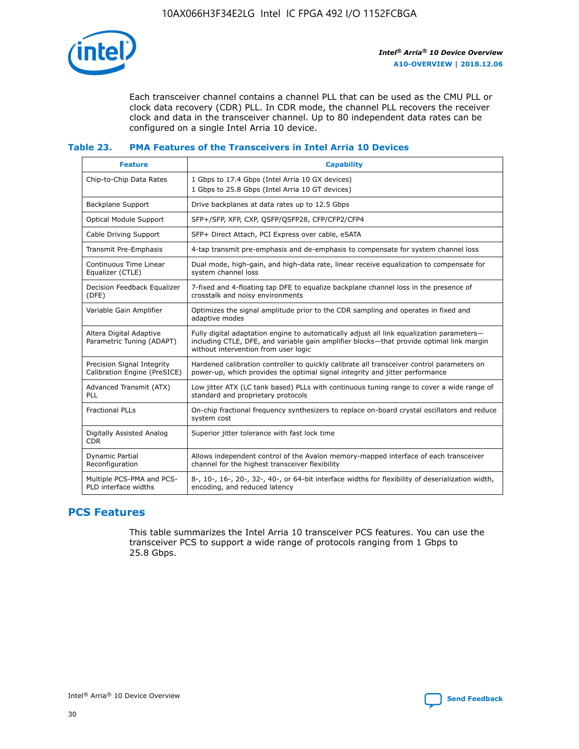Each transceiver channel contains a channel PLL that can be used as the CMU PLL or clock data recovery (CDR) PLL. In CDR mode, the channel PLL recovers the receiver clock and data in the transceiver channel. Up to 80 independent data rates can be configured on a single Intel Arria 10 device.

### Table 23. PMA Features of the Transceivers in Intel Arria 10 Devices

| Feature | Capability |
| --- | --- |
| Chip-to-Chip Data Rates | 1 Gbps to 17.4 Gbps (Intel Arria 10 GX devices)<br>1 Gbps to 25.8 Gbps (Intel Arria 10 GT devices) |
| Backplane Support | Drive backplanes at data rates up to 12.5 Gbps |
| Optical Module Support | SFP+/SFP, XFP, CXP, QSFP/QSFP28, CFP/CFP2/CFP4 |
| Cable Driving Support | SFP+ Direct Attach, PCI Express over cable, eSATA |
| Transmit Pre-Emphasis | 4-tap transmit pre-emphasis and de-emphasis to compensate for system channel loss |
| Continuous Time Linear Equalizer (CTLE) | Dual mode, high-gain, and high-data rate, linear receive equalization to compensate for system channel loss |
| Decision Feedback Equalizer (DFE) | 7-fixed and 4-floating tap DFE to equalize backplane channel loss in the presence of crosstalk and noisy environments |
| Variable Gain Amplifier | Optimizes the signal amplitude prior to the CDR sampling and operates in fixed and adaptive modes |
| Altera Digital Adaptive Parametric Tuning (ADAPT) | Fully digital adaptation engine to automatically adjust all link equalization parameters—including CTLE, DFE, and variable gain amplifier blocks—that provide optimal link margin without intervention from user logic |
| Precision Signal Integrity Calibration Engine (PreSICE) | Hardened calibration controller to quickly calibrate all transceiver control parameters on power-up, which provides the optimal signal integrity and jitter performance |
| Advanced Transmit (ATX) PLL | Low jitter ATX (LC tank based) PLLs with continuous tuning range to cover a wide range of standard and proprietary protocols |
| Fractional PLLs | On-chip fractional frequency synthesizers to replace on-board crystal oscillators and reduce system cost |
| Digitally Assisted Analog CDR | Superior jitter tolerance with fast lock time |
| Dynamic Partial Reconfiguration | Allows independent control of the Avalon memory-mapped interface of each transceiver channel for the highest transceiver flexibility |
| Multiple PCS-PMA and PCS-PLD interface widths | 8-, 10-, 16-, 20-, 32-, 40-, or 64-bit interface widths for flexibility of deserialization width, encoding, and reduced latency |

## PCS Features

This table summarizes the Intel Arria 10 transceiver PCS features. You can use the transceiver PCS to support a wide range of protocols ranging from 1 Gbps to 25.8 Gbps.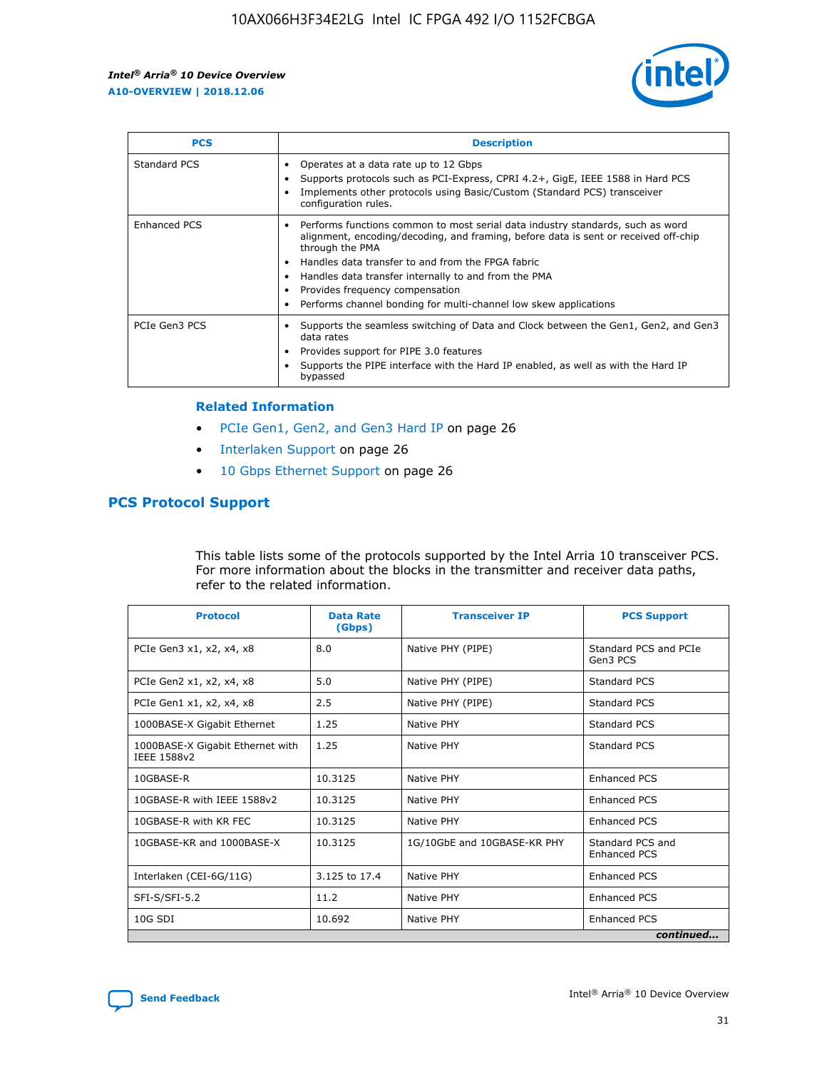| PCS | Description |
| --- | --- |
| Standard PCS | • Operates at a data rate up to 12 Gbps<br>• Supports protocols such as PCI-Express, CPRI 4.2+, GigE, IEEE 1588 in Hard PCS<br>• Implements other protocols using Basic/Custom (Standard PCS) transceiver configuration rules. |
| Enhanced PCS | • Performs functions common to most serial data industry standards, such as word alignment, encoding/decoding, and framing, before data is sent or received off-chip through the PMA<br>• Handles data transfer to and from the FPGA fabric<br>• Handles data transfer internally to and from the PMA<br>• Provides frequency compensation<br>• Performs channel bonding for multi-channel low skew applications |
| PCIe Gen3 PCS | • Supports the seamless switching of Data and Clock between the Gen1, Gen2, and Gen3 data rates<br>• Provides support for PIPE 3.0 features<br>• Supports the PIPE interface with the Hard IP enabled, as well as with the Hard IP bypassed |

### Related Information

- PCIe Gen1, Gen2, and Gen3 Hard IP on page 26
- Interlaken Support on page 26
- 10 Gbps Ethernet Support on page 26

## PCS Protocol Support

This table lists some of the protocols supported by the Intel Arria 10 transceiver PCS. For more information about the blocks in the transmitter and receiver data paths, refer to the related information.

| Protocol | Data Rate (Gbps) | Transceiver IP | PCS Support |
| --- | --- | --- | --- |
| PCIe Gen3 x1, x2, x4, x8 | 8.0 | Native PHY (PIPE) | Standard PCS and PCIe Gen3 PCS |
| PCIe Gen2 x1, x2, x4, x8 | 5.0 | Native PHY (PIPE) | Standard PCS |
| PCIe Gen1 x1, x2, x4, x8 | 2.5 | Native PHY (PIPE) | Standard PCS |
| 1000BASE-X Gigabit Ethernet | 1.25 | Native PHY | Standard PCS |
| 1000BASE-X Gigabit Ethernet with IEEE 1588v2 | 1.25 | Native PHY | Standard PCS |
| 10GBASE-R | 10.3125 | Native PHY | Enhanced PCS |
| 10GBASE-R with IEEE 1588v2 | 10.3125 | Native PHY | Enhanced PCS |
| 10GBASE-R with KR FEC | 10.3125 | Native PHY | Enhanced PCS |
| 10GBASE-KR and 1000BASE-X | 10.3125 | 1G/10GbE and 10GBASE-KR PHY | Standard PCS and Enhanced PCS |
| Interlaken (CEI-6G/11G) | 3.125 to 17.4 | Native PHY | Enhanced PCS |
| SFI-S/SFI-5.2 | 11.2 | Native PHY | Enhanced PCS |
| 10G SDI | 10.692 | Native PHY | Enhanced PCS |

*continued...*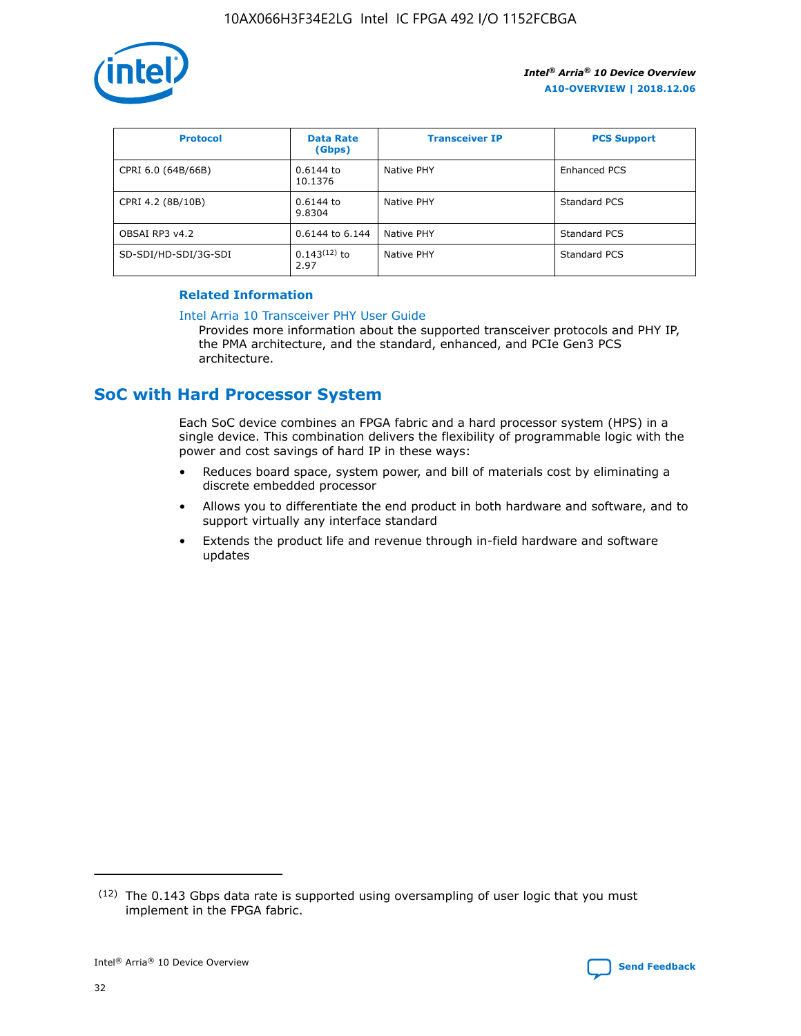| Protocol | Data Rate (Gbps) | Transceiver IP | PCS Support |
| --- | --- | --- | --- |
| CPRI 6.0 (64B/66B) | 0.6144 to 10.1376 | Native PHY | Enhanced PCS |
| CPRI 4.2 (8B/10B) | 0.6144 to 9.8304 | Native PHY | Standard PCS |
| OBSAI RP3 v4.2 | 0.6144 to 6.144 | Native PHY | Standard PCS |
| SD-SDI/HD-SDI/3G-SDI | 0.143[12] to 2.97 | Native PHY | Standard PCS |

**Related Information**

Intel Arria 10 Transceiver PHY User Guide
Provides more information about the supported transceiver protocols and PHY IP, the PMA architecture, and the standard, enhanced, and PCIe Gen3 PCS architecture.

## SoC with Hard Processor System

Each SoC device combines an FPGA fabric and a hard processor system (HPS) in a single device. This combination delivers the flexibility of programmable logic with the power and cost savings of hard IP in these ways:

- Reduces board space, system power, and bill of materials cost by eliminating a discrete embedded processor
- Allows you to differentiate the end product in both hardware and software, and to support virtually any interface standard
- Extends the product life and revenue through in-field hardware and software updates

(12) The 0.143 Gbps data rate is supported using oversampling of user logic that you must implement in the FPGA fabric.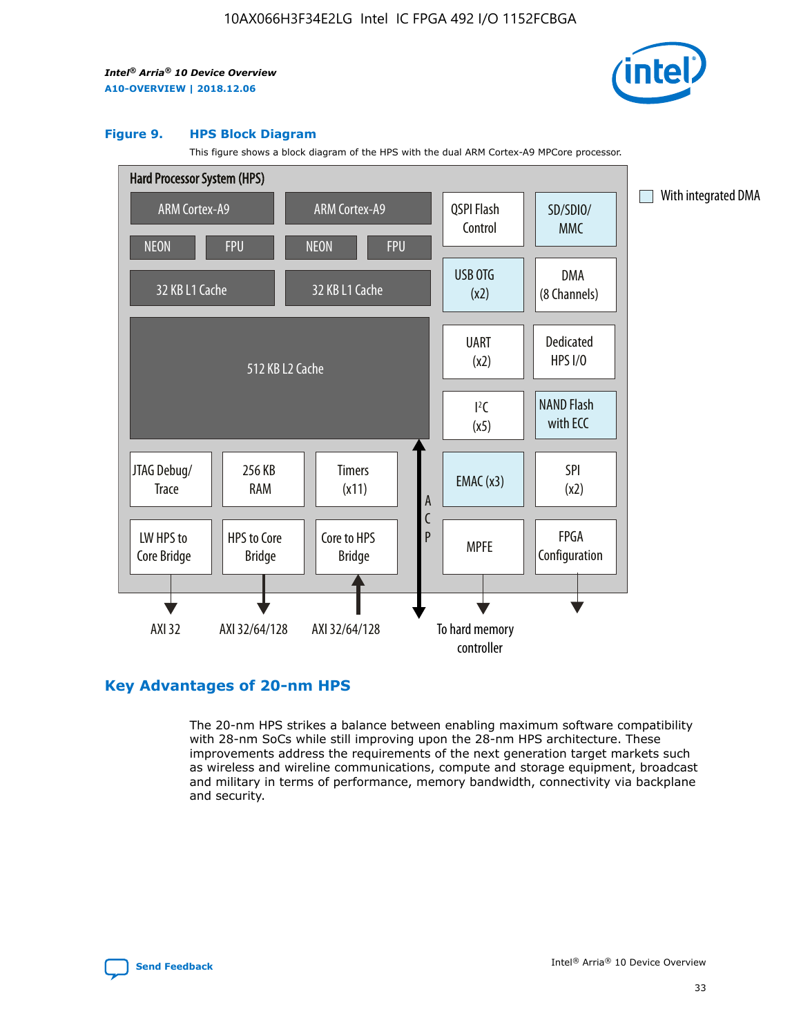### Figure 9. HPS Block Diagram

This figure shows a block diagram of the HPS with the dual ARM Cortex-A9 MPCore processor.

Hard Processor System (HPS)

ARM Cortex-A9 | ARM Cortex-A9 | QSPI Flash Control | SD/SDIO/MMC

NEON | FPU | NEON | FPU

32 KB L1 Cache | 32 KB L1 Cache | USB OTG (x2) | DMA (8 Channels)

512 KB L2 Cache | UART (x2) | Dedicated HPS I/O | I²C (x5) | NAND Flash with ECC

JTAG Debug/Trace | 256 KB RAM | Timers (x11) | ACP | EMAC (x3) | SPI (x2)

LW HPS to Core Bridge | HPS to Core Bridge | Core to HPS Bridge | MPFE | FPGA Configuration

AXI 32 | AXI 32/64/128 | AXI 32/64/128 | To hard memory controller

With integrated DMA

## Key Advantages of 20-nm HPS

The 20-nm HPS strikes a balance between enabling maximum software compatibility with 28-nm SoCs while still improving upon the 28-nm HPS architecture. These improvements address the requirements of the next generation target markets such as wireless and wireline communications, compute and storage equipment, broadcast and military in terms of performance, memory bandwidth, connectivity via backplane and security.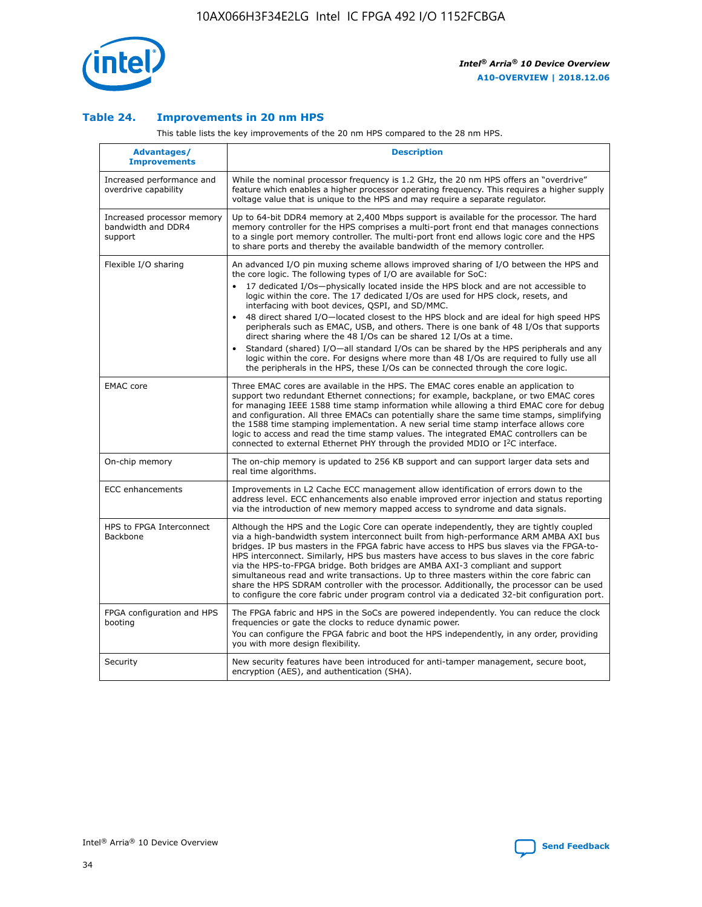## Table 24. Improvements in 20 nm HPS

This table lists the key improvements of the 20 nm HPS compared to the 28 nm HPS.

| Advantages/ Improvements | Description |
|---|---|
| Increased performance and overdrive capability | While the nominal processor frequency is 1.2 GHz, the 20 nm HPS offers an "overdrive" feature which enables a higher processor operating frequency. This requires a higher supply voltage value that is unique to the HPS and may require a separate regulator. |
| Increased processor memory bandwidth and DDR4 support | Up to 64-bit DDR4 memory at 2,400 Mbps support is available for the processor. The hard memory controller for the HPS comprises a multi-port front end that manages connections to a single port memory controller. The multi-port front end allows logic core and the HPS to share ports and thereby the available bandwidth of the memory controller. |
| Flexible I/O sharing | An advanced I/O pin muxing scheme allows improved sharing of I/O between the HPS and the core logic. The following types of I/O are available for SoC:<br>• 17 dedicated I/Os—physically located inside the HPS block and are not accessible to logic within the core. The 17 dedicated I/Os are used for HPS clock, resets, and interfacing with boot devices, QSPI, and SD/MMC.<br>• 48 direct shared I/O—located closest to the HPS block and are ideal for high speed HPS peripherals such as EMAC, USB, and others. There is one bank of 48 I/Os that supports direct sharing where the 48 I/Os can be shared 12 I/Os at a time.<br>• Standard (shared) I/O—all standard I/Os can be shared by the HPS peripherals and any logic within the core. For designs where more than 48 I/Os are required to fully use all the peripherals in the HPS, these I/Os can be connected through the core logic. |
| EMAC core | Three EMAC cores are available in the HPS. The EMAC cores enable an application to support two redundant Ethernet connections; for example, backplane, or two EMAC cores for managing IEEE 1588 time stamp information while allowing a third EMAC core for debug and configuration. All three EMACs can potentially share the same time stamps, simplifying the 1588 time stamping implementation. A new serial time stamp interface allows core logic to access and read the time stamp values. The integrated EMAC controllers can be connected to external Ethernet PHY through the provided MDIO or I$^2$C interface. |
| On-chip memory | The on-chip memory is updated to 256 KB support and can support larger data sets and real time algorithms. |
| ECC enhancements | Improvements in L2 Cache ECC management allow identification of errors down to the address level. ECC enhancements also enable improved error injection and status reporting via the introduction of new memory mapped access to syndrome and data signals. |
| HPS to FPGA Interconnect Backbone | Although the HPS and the Logic Core can operate independently, they are tightly coupled via a high-bandwidth system interconnect built from high-performance ARM AMBA AXI bus bridges. IP bus masters in the FPGA fabric have access to HPS bus slaves via the FPGA-to-HPS interconnect. Similarly, HPS bus masters have access to bus slaves in the core fabric via the HPS-to-FPGA bridge. Both bridges are AMBA AXI-3 compliant and support simultaneous read and write transactions. Up to three masters within the core fabric can share the HPS SDRAM controller with the processor. Additionally, the processor can be used to configure the core fabric under program control via a dedicated 32-bit configuration port. |
| FPGA configuration and HPS booting | The FPGA fabric and HPS in the SoCs are powered independently. You can reduce the clock frequencies or gate the clocks to reduce dynamic power.<br>You can configure the FPGA fabric and boot the HPS independently, in any order, providing you with more design flexibility. |
| Security | New security features have been introduced for anti-tamper management, secure boot, encryption (AES), and authentication (SHA). |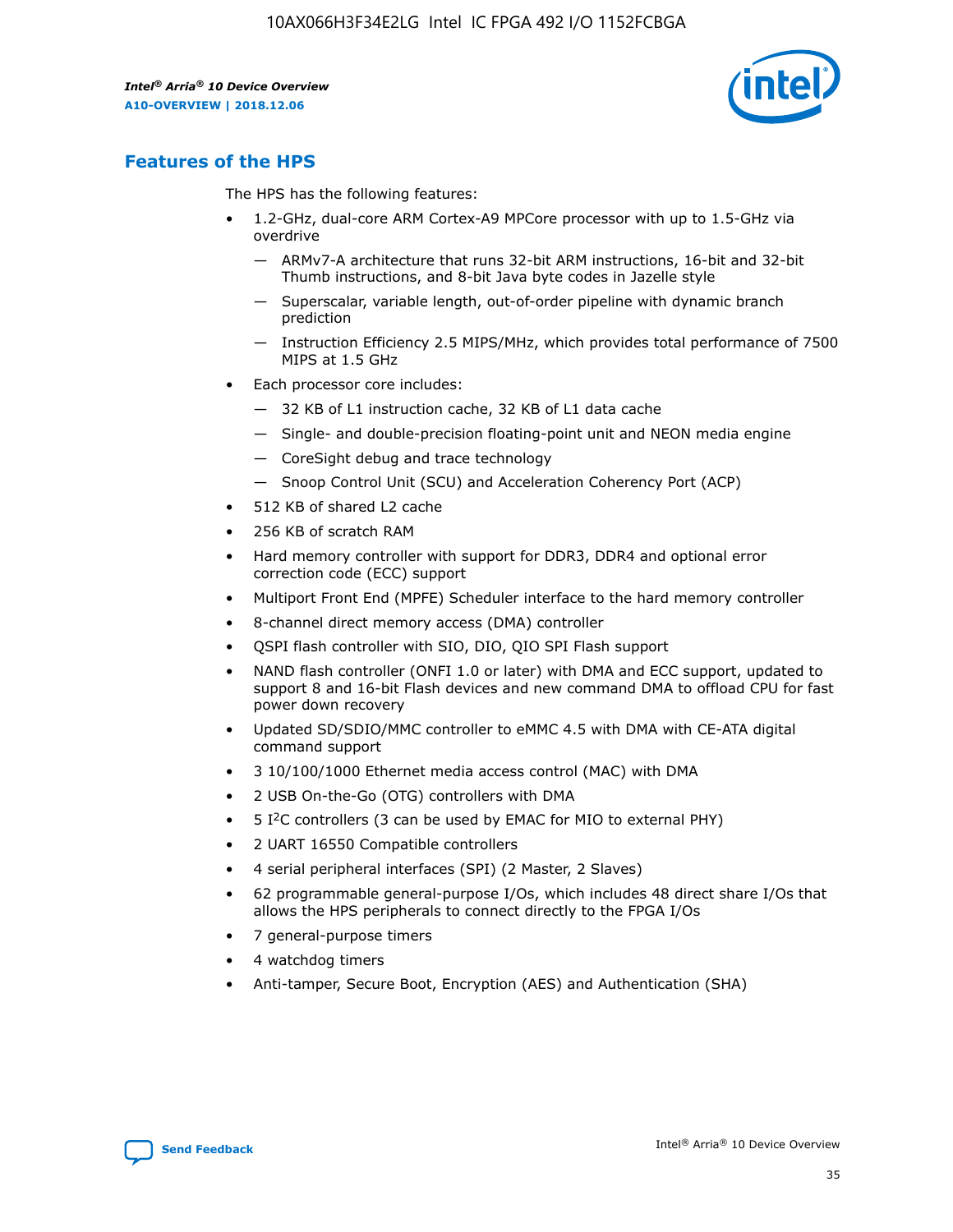## Features of the HPS

The HPS has the following features:

- 1.2-GHz, dual-core ARM Cortex-A9 MPCore processor with up to 1.5-GHz via overdrive
  - — ARMv7-A architecture that runs 32-bit ARM instructions, 16-bit and 32-bit Thumb instructions, and 8-bit Java byte codes in Jazelle style
  - — Superscalar, variable length, out-of-order pipeline with dynamic branch prediction
  - — Instruction Efficiency 2.5 MIPS/MHz, which provides total performance of 7500 MIPS at 1.5 GHz
- Each processor core includes:
  - — 32 KB of L1 instruction cache, 32 KB of L1 data cache
  - — Single- and double-precision floating-point unit and NEON media engine
  - — CoreSight debug and trace technology
  - — Snoop Control Unit (SCU) and Acceleration Coherency Port (ACP)
- 512 KB of shared L2 cache
- 256 KB of scratch RAM
- Hard memory controller with support for DDR3, DDR4 and optional error correction code (ECC) support
- Multiport Front End (MPFE) Scheduler interface to the hard memory controller
- 8-channel direct memory access (DMA) controller
- QSPI flash controller with SIO, DIO, QIO SPI Flash support
- NAND flash controller (ONFI 1.0 or later) with DMA and ECC support, updated to support 8 and 16-bit Flash devices and new command DMA to offload CPU for fast power down recovery
- Updated SD/SDIO/MMC controller to eMMC 4.5 with DMA with CE-ATA digital command support
- 3 10/100/1000 Ethernet media access control (MAC) with DMA
- 2 USB On-the-Go (OTG) controllers with DMA
- 5 I²C controllers (3 can be used by EMAC for MIO to external PHY)
- 2 UART 16550 Compatible controllers
- 4 serial peripheral interfaces (SPI) (2 Master, 2 Slaves)
- 62 programmable general-purpose I/Os, which includes 48 direct share I/Os that allows the HPS peripherals to connect directly to the FPGA I/Os
- 7 general-purpose timers
- 4 watchdog timers
- Anti-tamper, Secure Boot, Encryption (AES) and Authentication (SHA)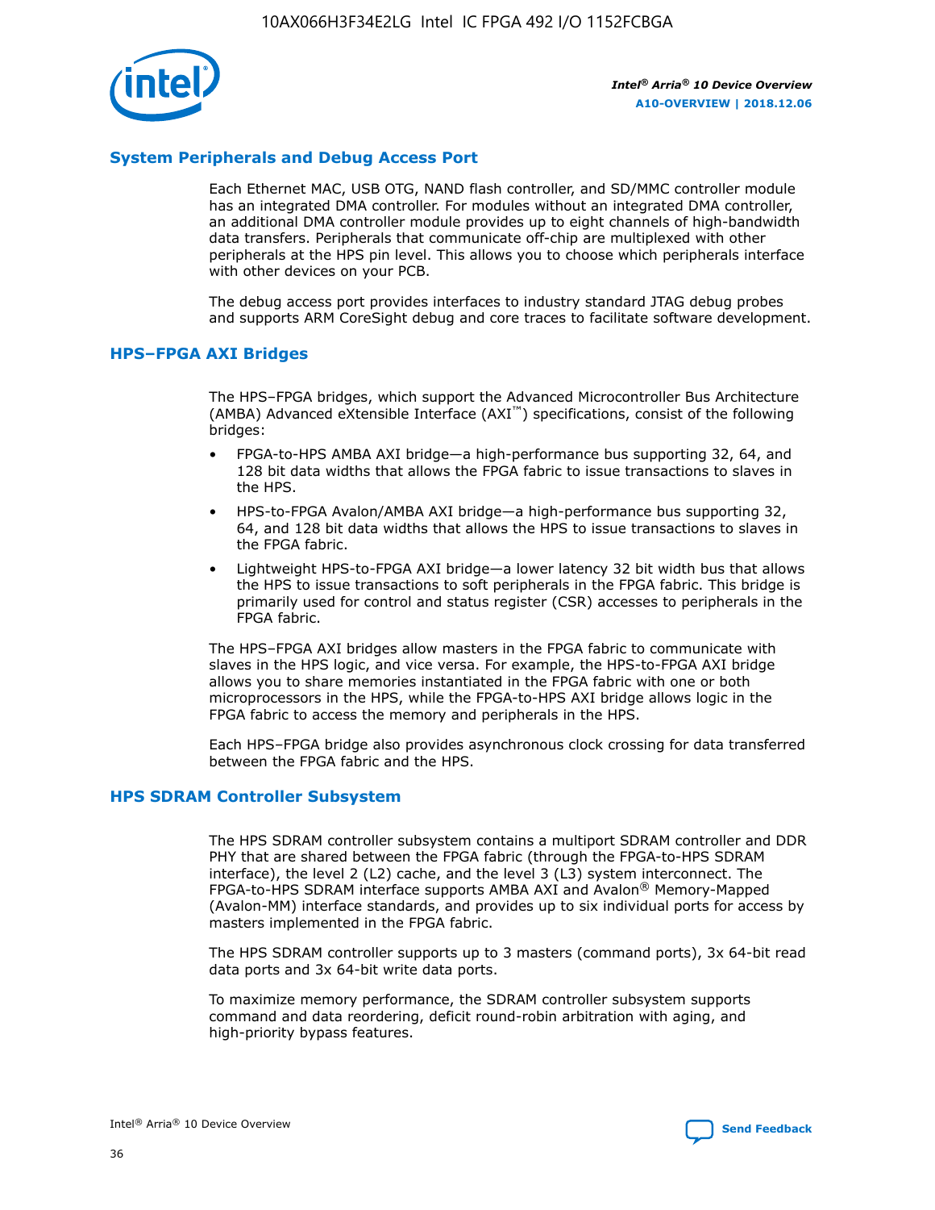## System Peripherals and Debug Access Port

Each Ethernet MAC, USB OTG, NAND flash controller, and SD/MMC controller module has an integrated DMA controller. For modules without an integrated DMA controller, an additional DMA controller module provides up to eight channels of high-bandwidth data transfers. Peripherals that communicate off-chip are multiplexed with other peripherals at the HPS pin level. This allows you to choose which peripherals interface with other devices on your PCB.

The debug access port provides interfaces to industry standard JTAG debug probes and supports ARM CoreSight debug and core traces to facilitate software development.

## HPS–FPGA AXI Bridges

The HPS–FPGA bridges, which support the Advanced Microcontroller Bus Architecture (AMBA) Advanced eXtensible Interface (AXI™) specifications, consist of the following bridges:

- FPGA-to-HPS AMBA AXI bridge—a high-performance bus supporting 32, 64, and 128 bit data widths that allows the FPGA fabric to issue transactions to slaves in the HPS.
- HPS-to-FPGA Avalon/AMBA AXI bridge—a high-performance bus supporting 32, 64, and 128 bit data widths that allows the HPS to issue transactions to slaves in the FPGA fabric.
- Lightweight HPS-to-FPGA AXI bridge—a lower latency 32 bit width bus that allows the HPS to issue transactions to soft peripherals in the FPGA fabric. This bridge is primarily used for control and status register (CSR) accesses to peripherals in the FPGA fabric.

The HPS–FPGA AXI bridges allow masters in the FPGA fabric to communicate with slaves in the HPS logic, and vice versa. For example, the HPS-to-FPGA AXI bridge allows you to share memories instantiated in the FPGA fabric with one or both microprocessors in the HPS, while the FPGA-to-HPS AXI bridge allows logic in the FPGA fabric to access the memory and peripherals in the HPS.

Each HPS–FPGA bridge also provides asynchronous clock crossing for data transferred between the FPGA fabric and the HPS.

## HPS SDRAM Controller Subsystem

The HPS SDRAM controller subsystem contains a multiport SDRAM controller and DDR PHY that are shared between the FPGA fabric (through the FPGA-to-HPS SDRAM interface), the level 2 (L2) cache, and the level 3 (L3) system interconnect. The FPGA-to-HPS SDRAM interface supports AMBA AXI and Avalon® Memory-Mapped (Avalon-MM) interface standards, and provides up to six individual ports for access by masters implemented in the FPGA fabric.

The HPS SDRAM controller supports up to 3 masters (command ports), 3x 64-bit read data ports and 3x 64-bit write data ports.

To maximize memory performance, the SDRAM controller subsystem supports command and data reordering, deficit round-robin arbitration with aging, and high-priority bypass features.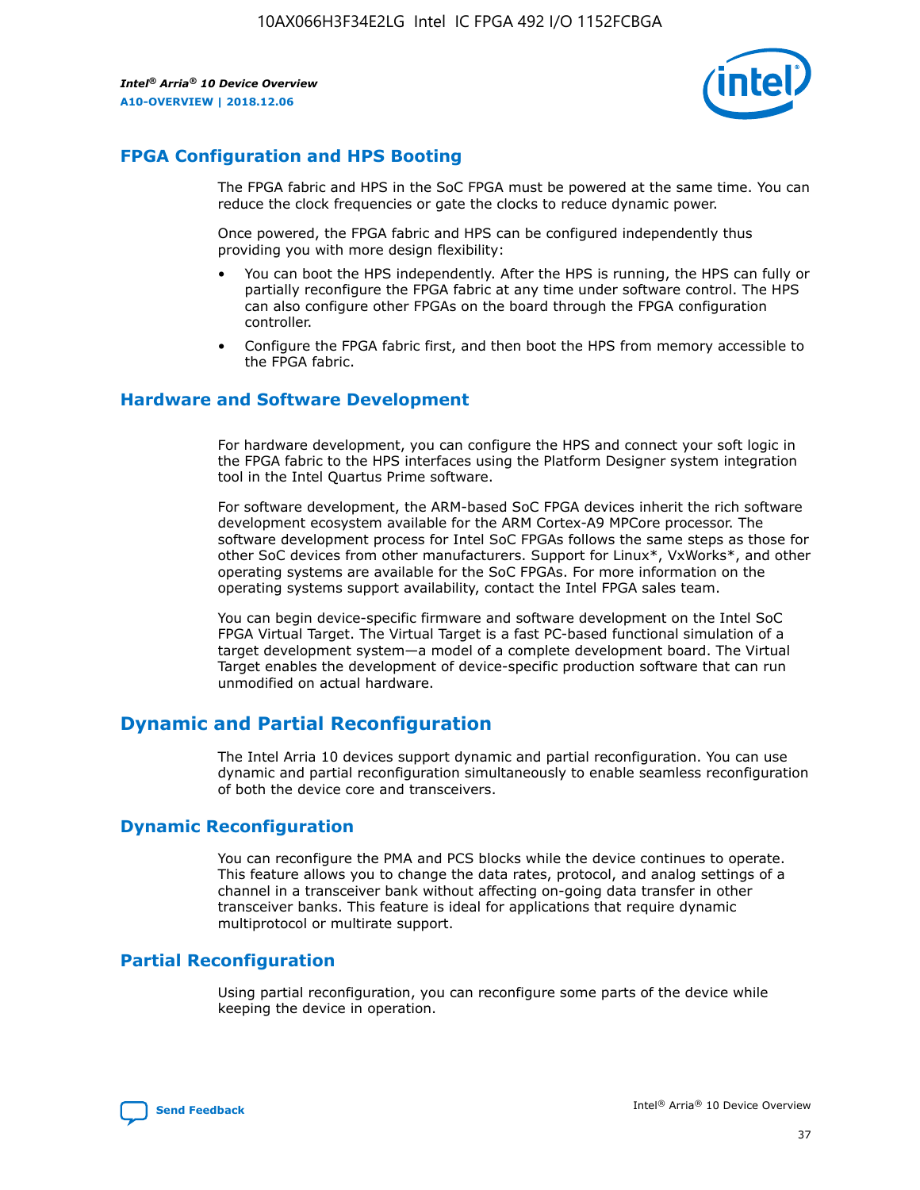## FPGA Configuration and HPS Booting

The FPGA fabric and HPS in the SoC FPGA must be powered at the same time. You can reduce the clock frequencies or gate the clocks to reduce dynamic power.

Once powered, the FPGA fabric and HPS can be configured independently thus providing you with more design flexibility:

- You can boot the HPS independently. After the HPS is running, the HPS can fully or partially reconfigure the FPGA fabric at any time under software control. The HPS can also configure other FPGAs on the board through the FPGA configuration controller.
- Configure the FPGA fabric first, and then boot the HPS from memory accessible to the FPGA fabric.

## Hardware and Software Development

For hardware development, you can configure the HPS and connect your soft logic in the FPGA fabric to the HPS interfaces using the Platform Designer system integration tool in the Intel Quartus Prime software.

For software development, the ARM-based SoC FPGA devices inherit the rich software development ecosystem available for the ARM Cortex-A9 MPCore processor. The software development process for Intel SoC FPGAs follows the same steps as those for other SoC devices from other manufacturers. Support for Linux*, VxWorks*, and other operating systems are available for the SoC FPGAs. For more information on the operating systems support availability, contact the Intel FPGA sales team.

You can begin device-specific firmware and software development on the Intel SoC FPGA Virtual Target. The Virtual Target is a fast PC-based functional simulation of a target development system—a model of a complete development board. The Virtual Target enables the development of device-specific production software that can run unmodified on actual hardware.

# Dynamic and Partial Reconfiguration

The Intel Arria 10 devices support dynamic and partial reconfiguration. You can use dynamic and partial reconfiguration simultaneously to enable seamless reconfiguration of both the device core and transceivers.

## Dynamic Reconfiguration

You can reconfigure the PMA and PCS blocks while the device continues to operate. This feature allows you to change the data rates, protocol, and analog settings of a channel in a transceiver bank without affecting on-going data transfer in other transceiver banks. This feature is ideal for applications that require dynamic multiprotocol or multirate support.

## Partial Reconfiguration

Using partial reconfiguration, you can reconfigure some parts of the device while keeping the device in operation.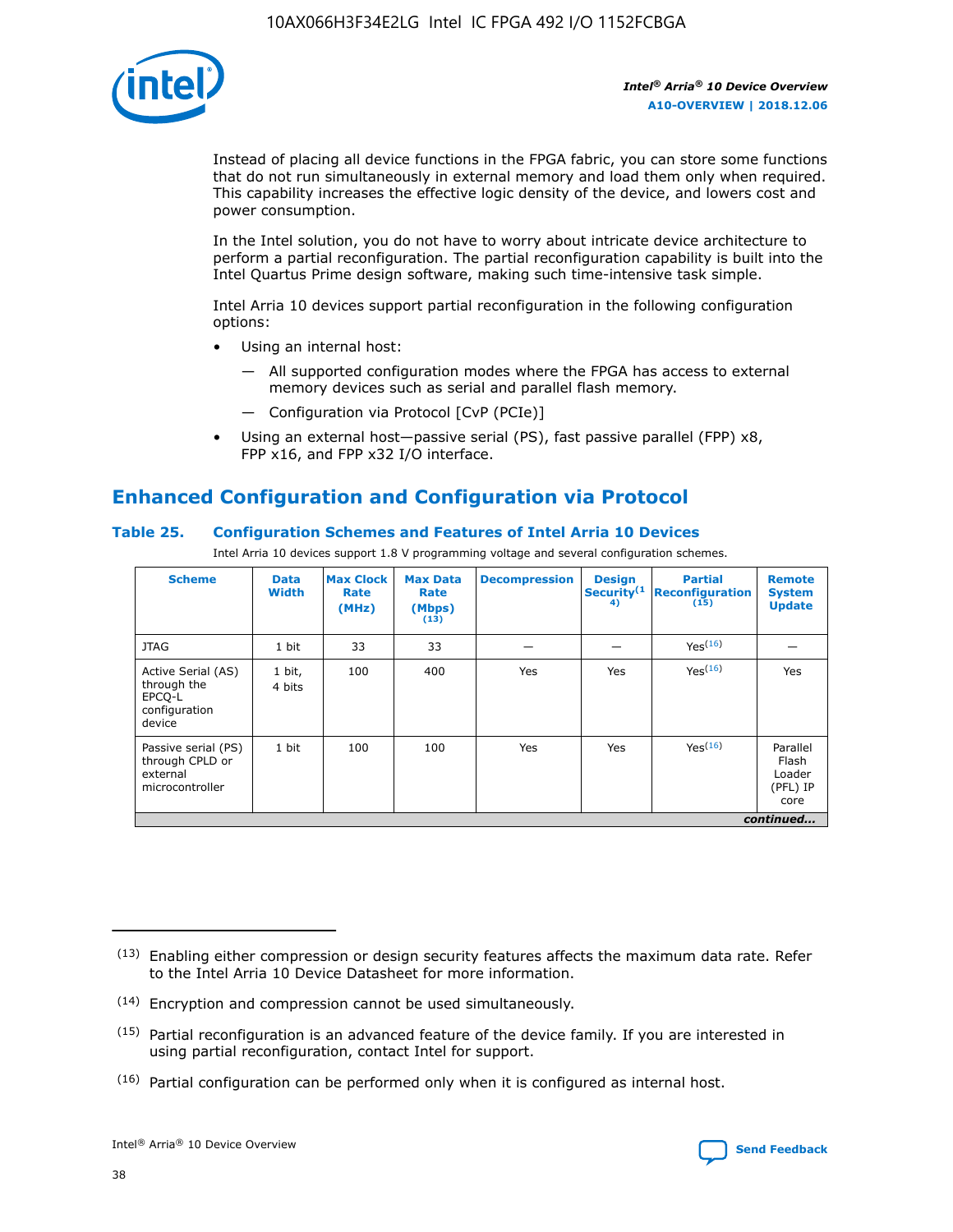Instead of placing all device functions in the FPGA fabric, you can store some functions that do not run simultaneously in external memory and load them only when required. This capability increases the effective logic density of the device, and lowers cost and power consumption.

In the Intel solution, you do not have to worry about intricate device architecture to perform a partial reconfiguration. The partial reconfiguration capability is built into the Intel Quartus Prime design software, making such time-intensive task simple.

Intel Arria 10 devices support partial reconfiguration in the following configuration options:

- Using an internal host:
  - All supported configuration modes where the FPGA has access to external memory devices such as serial and parallel flash memory.
  - Configuration via Protocol [CvP (PCIe)]
- Using an external host—passive serial (PS), fast passive parallel (FPP) x8, FPP x16, and FPP x32 I/O interface.

## Enhanced Configuration and Configuration via Protocol

### Table 25. Configuration Schemes and Features of Intel Arria 10 Devices

Intel Arria 10 devices support 1.8 V programming voltage and several configuration schemes.

| Scheme | Data Width | Max Clock Rate (MHz) | Max Data Rate (Mbps)[13] | Decompression | Design Security[14] | Partial Reconfiguration[15] | Remote System Update |
|---|---|---|---|---|---|---|---|
| JTAG | 1 bit | 33 | 33 | — | — | Yes[16] | — |
| Active Serial (AS) through the EPCQ-L configuration device | 1 bit, 4 bits | 100 | 400 | Yes | Yes | Yes[16] | Yes |
| Passive serial (PS) through CPLD or external microcontroller | 1 bit | 100 | 100 | Yes | Yes | Yes[16] | Parallel Flash Loader (PFL) IP core |

*continued...*

(13) Enabling either compression or design security features affects the maximum data rate. Refer to the Intel Arria 10 Device Datasheet for more information.

(14) Encryption and compression cannot be used simultaneously.

(15) Partial reconfiguration is an advanced feature of the device family. If you are interested in using partial reconfiguration, contact Intel for support.

(16) Partial configuration can be performed only when it is configured as internal host.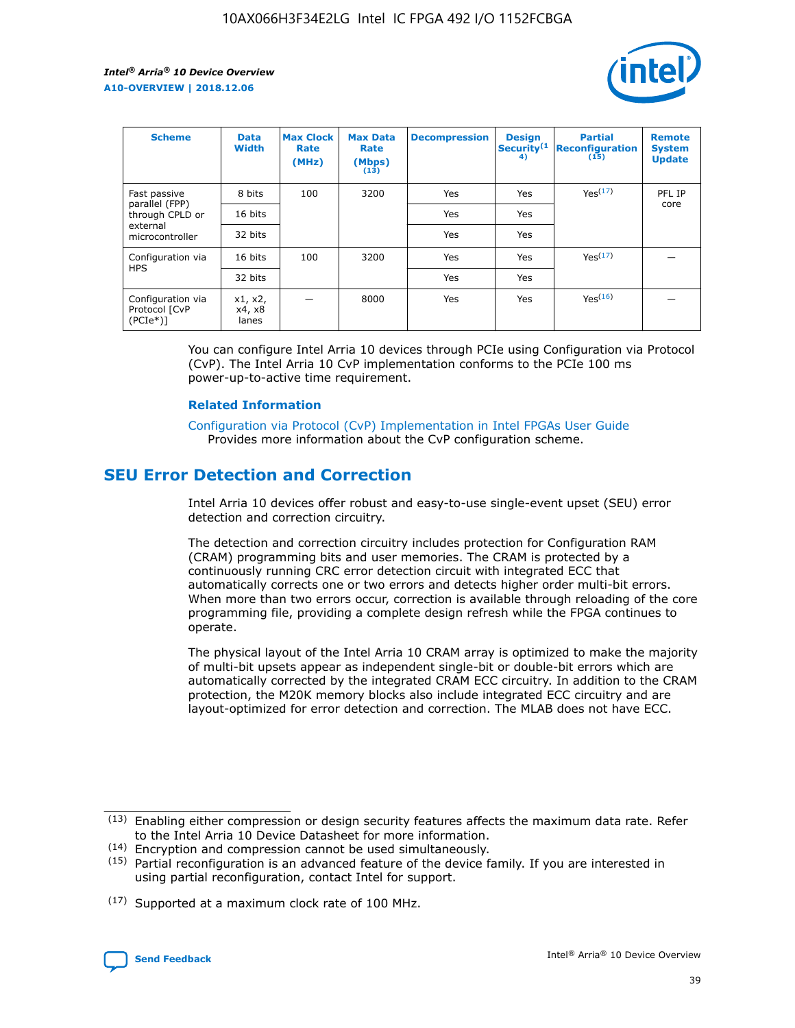| Scheme | Data Width | Max Clock Rate (MHz) | Max Data Rate (Mbps) (13) | Decompression | Design Security (14) | Partial Reconfiguration (15) | Remote System Update |
| --- | --- | --- | --- | --- | --- | --- | --- |
| Fast passive parallel (FPP) through CPLD or external microcontroller | 8 bits | 100 | 3200 | Yes | Yes | Yes (17) | PFL IP core |
| | 16 bits | | | Yes | Yes | | |
| | 32 bits | | | Yes | Yes | | |
| Configuration via HPS | 16 bits | 100 | 3200 | Yes | Yes | Yes (17) | — |
| | 32 bits | | | Yes | Yes | | |
| Configuration via Protocol [CvP (PCIe*)] | x1, x2, x4, x8 lanes | — | 8000 | Yes | Yes | Yes (16) | — |

You can configure Intel Arria 10 devices through PCIe using Configuration via Protocol (CvP). The Intel Arria 10 CvP implementation conforms to the PCIe 100 ms power-up-to-active time requirement.

**Related Information**

Configuration via Protocol (CvP) Implementation in Intel FPGAs User Guide
Provides more information about the CvP configuration scheme.

## SEU Error Detection and Correction

Intel Arria 10 devices offer robust and easy-to-use single-event upset (SEU) error detection and correction circuitry.

The detection and correction circuitry includes protection for Configuration RAM (CRAM) programming bits and user memories. The CRAM is protected by a continuously running CRC error detection circuit with integrated ECC that automatically corrects one or two errors and detects higher order multi-bit errors. When more than two errors occur, correction is available through reloading of the core programming file, providing a complete design refresh while the FPGA continues to operate.

The physical layout of the Intel Arria 10 CRAM array is optimized to make the majority of multi-bit upsets appear as independent single-bit or double-bit errors which are automatically corrected by the integrated CRAM ECC circuitry. In addition to the CRAM protection, the M20K memory blocks also include integrated ECC circuitry and are layout-optimized for error detection and correction. The MLAB does not have ECC.

(13) Enabling either compression or design security features affects the maximum data rate. Refer to the Intel Arria 10 Device Datasheet for more information.

(14) Encryption and compression cannot be used simultaneously.

(15) Partial reconfiguration is an advanced feature of the device family. If you are interested in using partial reconfiguration, contact Intel for support.

(17) Supported at a maximum clock rate of 100 MHz.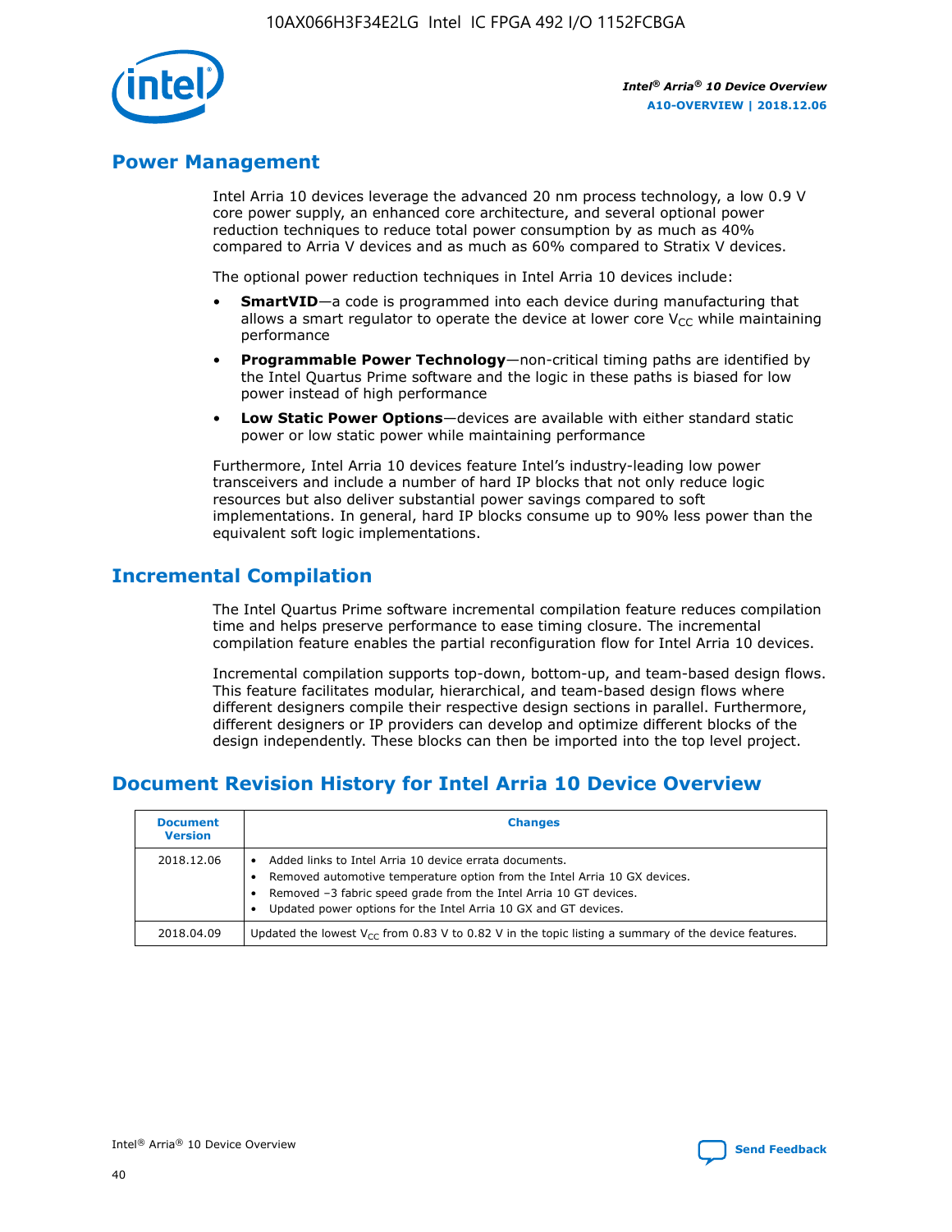## Power Management

Intel Arria 10 devices leverage the advanced 20 nm process technology, a low 0.9 V core power supply, an enhanced core architecture, and several optional power reduction techniques to reduce total power consumption by as much as 40% compared to Arria V devices and as much as 60% compared to Stratix V devices.

The optional power reduction techniques in Intel Arria 10 devices include:

- **SmartVID**—a code is programmed into each device during manufacturing that allows a smart regulator to operate the device at lower core $V_{CC}$ while maintaining performance
- **Programmable Power Technology**—non-critical timing paths are identified by the Intel Quartus Prime software and the logic in these paths is biased for low power instead of high performance
- **Low Static Power Options**—devices are available with either standard static power or low static power while maintaining performance

Furthermore, Intel Arria 10 devices feature Intel's industry-leading low power transceivers and include a number of hard IP blocks that not only reduce logic resources but also deliver substantial power savings compared to soft implementations. In general, hard IP blocks consume up to 90% less power than the equivalent soft logic implementations.

## Incremental Compilation

The Intel Quartus Prime software incremental compilation feature reduces compilation time and helps preserve performance to ease timing closure. The incremental compilation feature enables the partial reconfiguration flow for Intel Arria 10 devices.

Incremental compilation supports top-down, bottom-up, and team-based design flows. This feature facilitates modular, hierarchical, and team-based design flows where different designers compile their respective design sections in parallel. Furthermore, different designers or IP providers can develop and optimize different blocks of the design independently. These blocks can then be imported into the top level project.

## Document Revision History for Intel Arria 10 Device Overview

| Document Version | Changes |
|---|---|
| 2018.12.06 | • Added links to Intel Arria 10 device errata documents.<br>• Removed automotive temperature option from the Intel Arria 10 GX devices.<br>• Removed –3 fabric speed grade from the Intel Arria 10 GT devices.<br>• Updated power options for the Intel Arria 10 GX and GT devices. |
| 2018.04.09 | Updated the lowest $V_{CC}$ from 0.83 V to 0.82 V in the topic listing a summary of the device features. |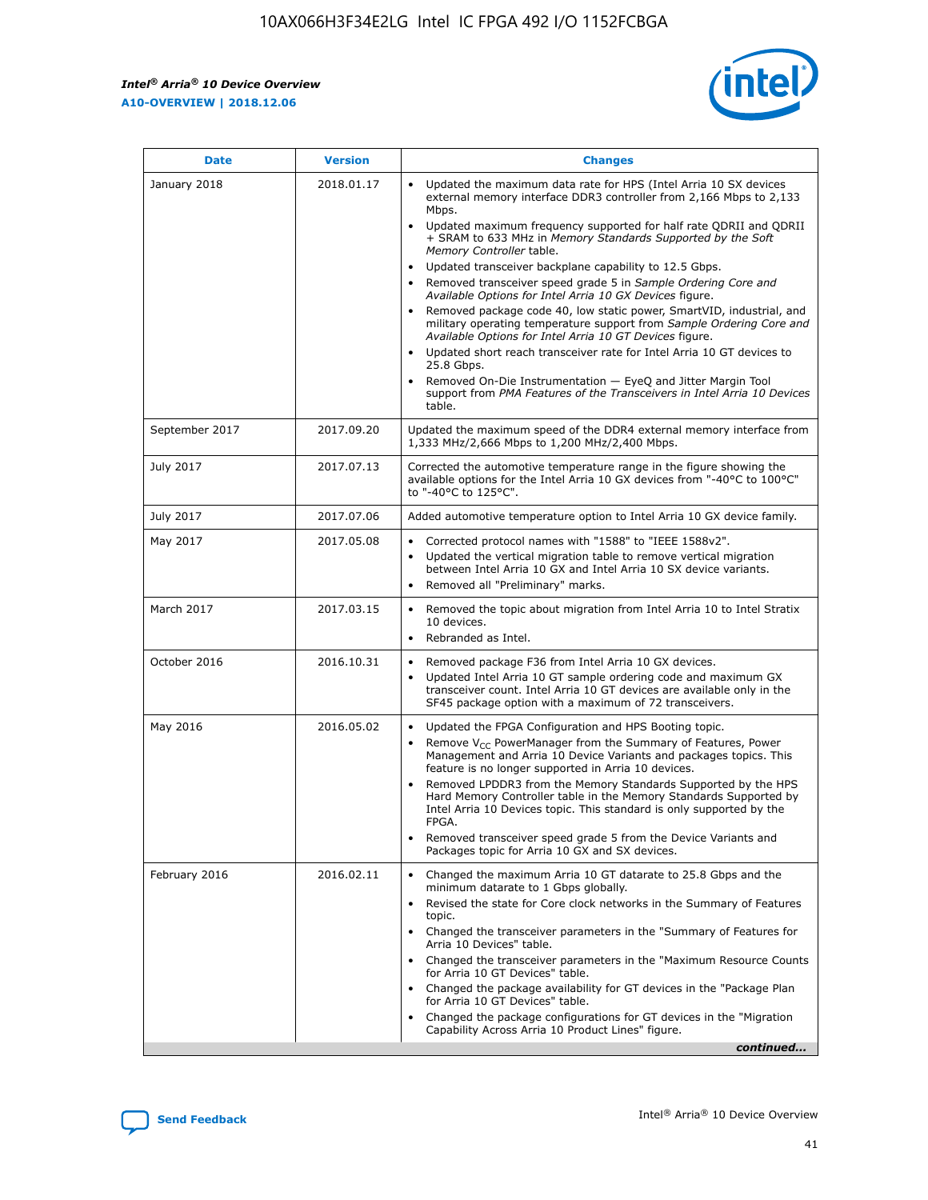| Date | Version | Changes |
| --- | --- | --- |
| January 2018 | 2018.01.17 | • Updated the maximum data rate for HPS (Intel Arria 10 SX devices external memory interface DDR3 controller from 2,166 Mbps to 2,133 Mbps.<br>• Updated maximum frequency supported for half rate QDRII and QDRII + SRAM to 633 MHz in *Memory Standards Supported by the Soft Memory Controller* table.<br>• Updated transceiver backplane capability to 12.5 Gbps.<br>• Removed transceiver speed grade 5 in *Sample Ordering Core and Available Options for Intel Arria 10 GX Devices* figure.<br>• Removed package code 40, low static power, SmartVID, industrial, and military operating temperature support from *Sample Ordering Core and Available Options for Intel Arria 10 GT Devices* figure.<br>• Updated short reach transceiver rate for Intel Arria 10 GT devices to 25.8 Gbps.<br>• Removed On-Die Instrumentation — EyeQ and Jitter Margin Tool support from *PMA Features of the Transceivers in Intel Arria 10 Devices* table. |
| September 2017 | 2017.09.20 | Updated the maximum speed of the DDR4 external memory interface from 1,333 MHz/2,666 Mbps to 1,200 MHz/2,400 Mbps. |
| July 2017 | 2017.07.13 | Corrected the automotive temperature range in the figure showing the available options for the Intel Arria 10 GX devices from "-40°C to 100°C" to "-40°C to 125°C". |
| July 2017 | 2017.07.06 | Added automotive temperature option to Intel Arria 10 GX device family. |
| May 2017 | 2017.05.08 | • Corrected protocol names with "1588" to "IEEE 1588v2".<br>• Updated the vertical migration table to remove vertical migration between Intel Arria 10 GX and Intel Arria 10 SX device variants.<br>• Removed all "Preliminary" marks. |
| March 2017 | 2017.03.15 | • Removed the topic about migration from Intel Arria 10 to Intel Stratix 10 devices.<br>• Rebranded as Intel. |
| October 2016 | 2016.10.31 | • Removed package F36 from Intel Arria 10 GX devices.<br>• Updated Intel Arria 10 GT sample ordering code and maximum GX transceiver count. Intel Arria 10 GT devices are available only in the SF45 package option with a maximum of 72 transceivers. |
| May 2016 | 2016.05.02 | • Updated the FPGA Configuration and HPS Booting topic.<br>• Remove $V_{CC}$ PowerManager from the Summary of Features, Power Management and Arria 10 Device Variants and packages topics. This feature is no longer supported in Arria 10 devices.<br>• Removed LPDDR3 from the Memory Standards Supported by the HPS Hard Memory Controller table in the Memory Standards Supported by Intel Arria 10 Devices topic. This standard is only supported by the FPGA.<br>• Removed transceiver speed grade 5 from the Device Variants and Packages topic for Arria 10 GX and SX devices. |
| February 2016 | 2016.02.11 | • Changed the maximum Arria 10 GT datarate to 25.8 Gbps and the minimum datarate to 1 Gbps globally.<br>• Revised the state for Core clock networks in the Summary of Features topic.<br>• Changed the transceiver parameters in the "Summary of Features for Arria 10 Devices" table.<br>• Changed the transceiver parameters in the "Maximum Resource Counts for Arria 10 GT Devices" table.<br>• Changed the package availability for GT devices in the "Package Plan for Arria 10 GT Devices" table.<br>• Changed the package configurations for GT devices in the "Migration Capability Across Arria 10 Product Lines" figure. |

*continued...*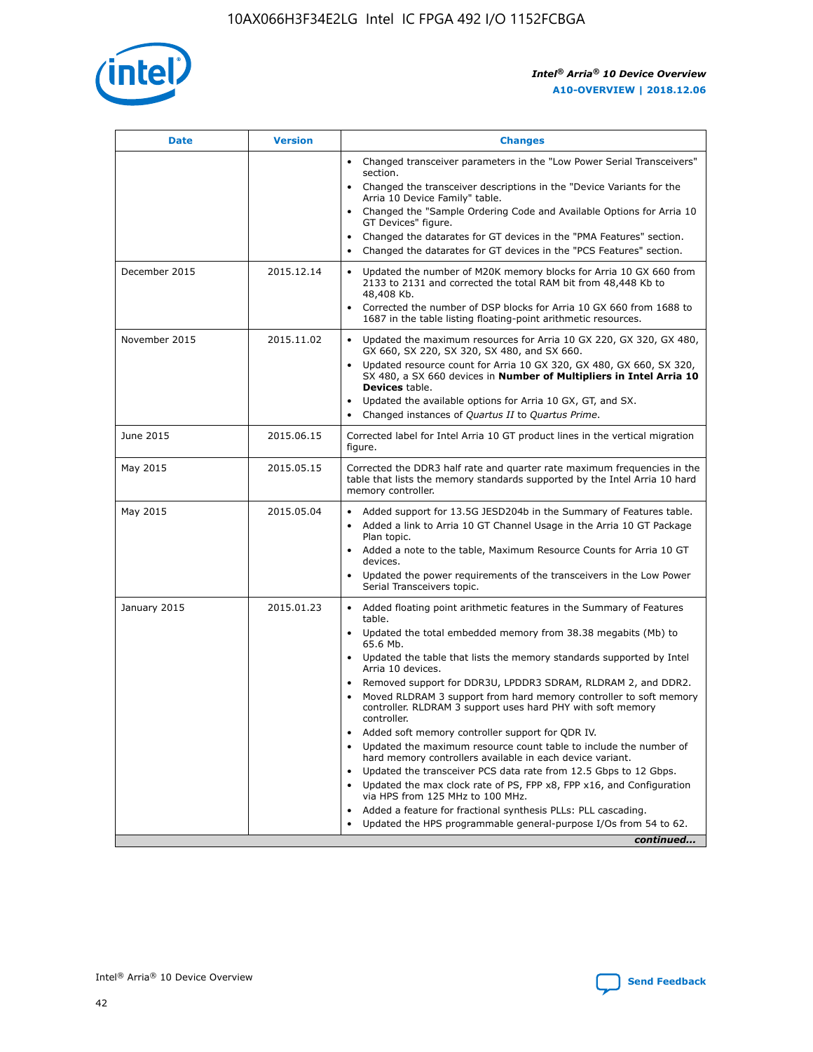| Date | Version | Changes |
| --- | --- | --- |
| | | • Changed transceiver parameters in the "Low Power Serial Transceivers" section.<br>• Changed the transceiver descriptions in the "Device Variants for the Arria 10 Device Family" table.<br>• Changed the "Sample Ordering Code and Available Options for Arria 10 GT Devices" figure.<br>• Changed the datarates for GT devices in the "PMA Features" section.<br>• Changed the datarates for GT devices in the "PCS Features" section. |
| December 2015 | 2015.12.14 | • Updated the number of M20K memory blocks for Arria 10 GX 660 from 2133 to 2131 and corrected the total RAM bit from 48,448 Kb to 48,408 Kb.<br>• Corrected the number of DSP blocks for Arria 10 GX 660 from 1688 to 1687 in the table listing floating-point arithmetic resources. |
| November 2015 | 2015.11.02 | • Updated the maximum resources for Arria 10 GX 220, GX 320, GX 480, GX 660, SX 220, SX 320, SX 480, and SX 660.<br>• Updated resource count for Arria 10 GX 320, GX 480, GX 660, SX 320, SX 480, a SX 660 devices in **Number of Multipliers in Intel Arria 10 Devices** table.<br>• Updated the available options for Arria 10 GX, GT, and SX.<br>• Changed instances of *Quartus II* to *Quartus Prime*. |
| June 2015 | 2015.06.15 | Corrected label for Intel Arria 10 GT product lines in the vertical migration figure. |
| May 2015 | 2015.05.15 | Corrected the DDR3 half rate and quarter rate maximum frequencies in the table that lists the memory standards supported by the Intel Arria 10 hard memory controller. |
| May 2015 | 2015.05.04 | • Added support for 13.5G JESD204b in the Summary of Features table.<br>• Added a link to Arria 10 GT Channel Usage in the Arria 10 GT Package Plan topic.<br>• Added a note to the table, Maximum Resource Counts for Arria 10 GT devices.<br>• Updated the power requirements of the transceivers in the Low Power Serial Transceivers topic. |
| January 2015 | 2015.01.23 | • Added floating point arithmetic features in the Summary of Features table.<br>• Updated the total embedded memory from 38.38 megabits (Mb) to 65.6 Mb.<br>• Updated the table that lists the memory standards supported by Intel Arria 10 devices.<br>• Removed support for DDR3U, LPDDR3 SDRAM, RLDRAM 2, and DDR2.<br>• Moved RLDRAM 3 support from hard memory controller to soft memory controller. RLDRAM 3 support uses hard PHY with soft memory controller.<br>• Added soft memory controller support for QDR IV.<br>• Updated the maximum resource count table to include the number of hard memory controllers available in each device variant.<br>• Updated the transceiver PCS data rate from 12.5 Gbps to 12 Gbps.<br>• Updated the max clock rate of PS, FPP x8, FPP x16, and Configuration via HPS from 125 MHz to 100 MHz.<br>• Added a feature for fractional synthesis PLLs: PLL cascading.<br>• Updated the HPS programmable general-purpose I/Os from 54 to 62. |

*continued...*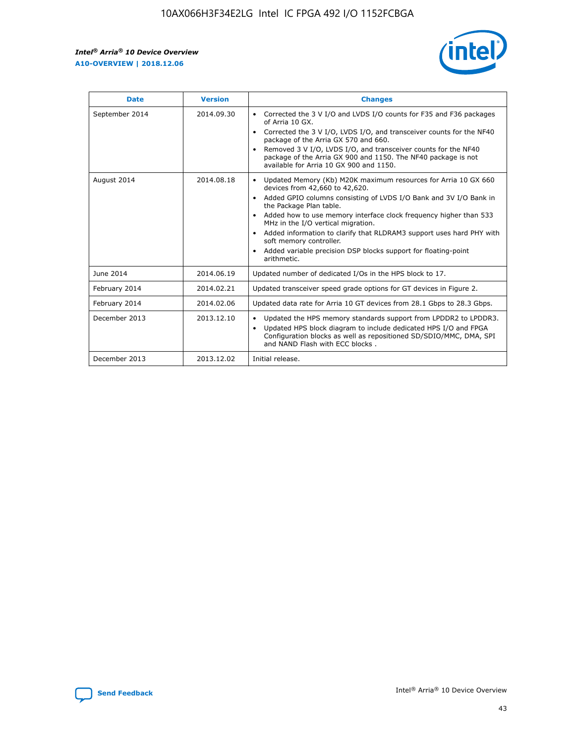| Date | Version | Changes |
| --- | --- | --- |
| September 2014 | 2014.09.30 | • Corrected the 3 V I/O and LVDS I/O counts for F35 and F36 packages of Arria 10 GX.<br>• Corrected the 3 V I/O, LVDS I/O, and transceiver counts for the NF40 package of the Arria GX 570 and 660.<br>• Removed 3 V I/O, LVDS I/O, and transceiver counts for the NF40 package of the Arria GX 900 and 1150. The NF40 package is not available for Arria 10 GX 900 and 1150. |
| August 2014 | 2014.08.18 | • Updated Memory (Kb) M20K maximum resources for Arria 10 GX 660 devices from 42,660 to 42,620.<br>• Added GPIO columns consisting of LVDS I/O Bank and 3V I/O Bank in the Package Plan table.<br>• Added how to use memory interface clock frequency higher than 533 MHz in the I/O vertical migration.<br>• Added information to clarify that RLDRAM3 support uses hard PHY with soft memory controller.<br>• Added variable precision DSP blocks support for floating-point arithmetic. |
| June 2014 | 2014.06.19 | Updated number of dedicated I/Os in the HPS block to 17. |
| February 2014 | 2014.02.21 | Updated transceiver speed grade options for GT devices in Figure 2. |
| February 2014 | 2014.02.06 | Updated data rate for Arria 10 GT devices from 28.1 Gbps to 28.3 Gbps. |
| December 2013 | 2013.12.10 | • Updated the HPS memory standards support from LPDDR2 to LPDDR3.<br>• Updated HPS block diagram to include dedicated HPS I/O and FPGA Configuration blocks as well as repositioned SD/SDIO/MMC, DMA, SPI and NAND Flash with ECC blocks . |
| December 2013 | 2013.12.02 | Initial release. |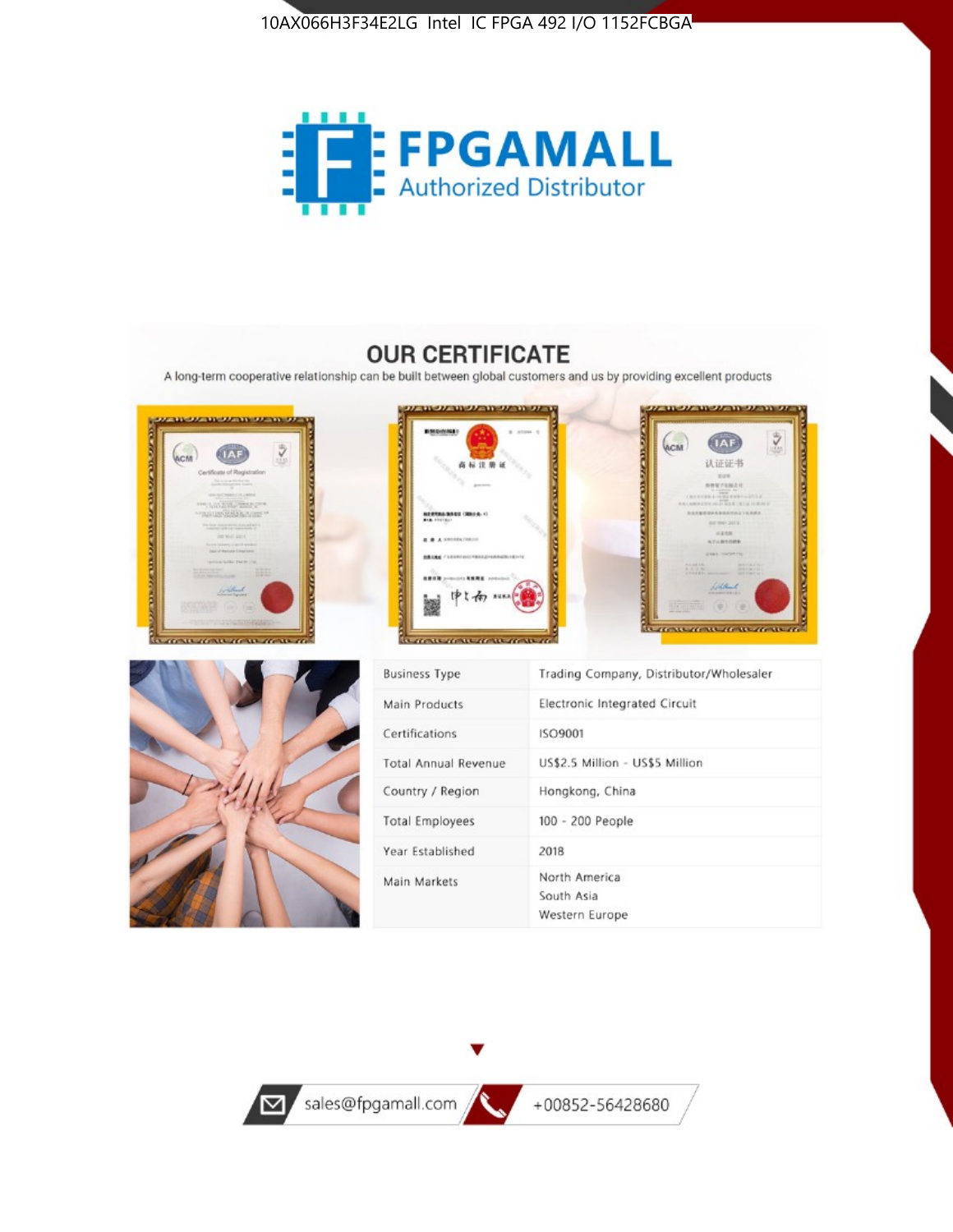FPGAMALL

Authorized Distributor

## OUR CERTIFICATE

A long-term cooperative relationship can be built between global customers and us by providing excellent products

| | |
|---|---|
| Business Type | Trading Company, Distributor/Wholesaler |
| Main Products | Electronic Integrated Circuit |
| Certifications | ISO9001 |
| Total Annual Revenue | US$2.5 Million - US$5 Million |
| Country / Region | Hongkong, China |
| Total Employees | 100 - 200 People |
| Year Established | 2018 |
| Main Markets | North America<br>South Asia<br>Western Europe |

sales@fpgamall.com

+00852-56428680